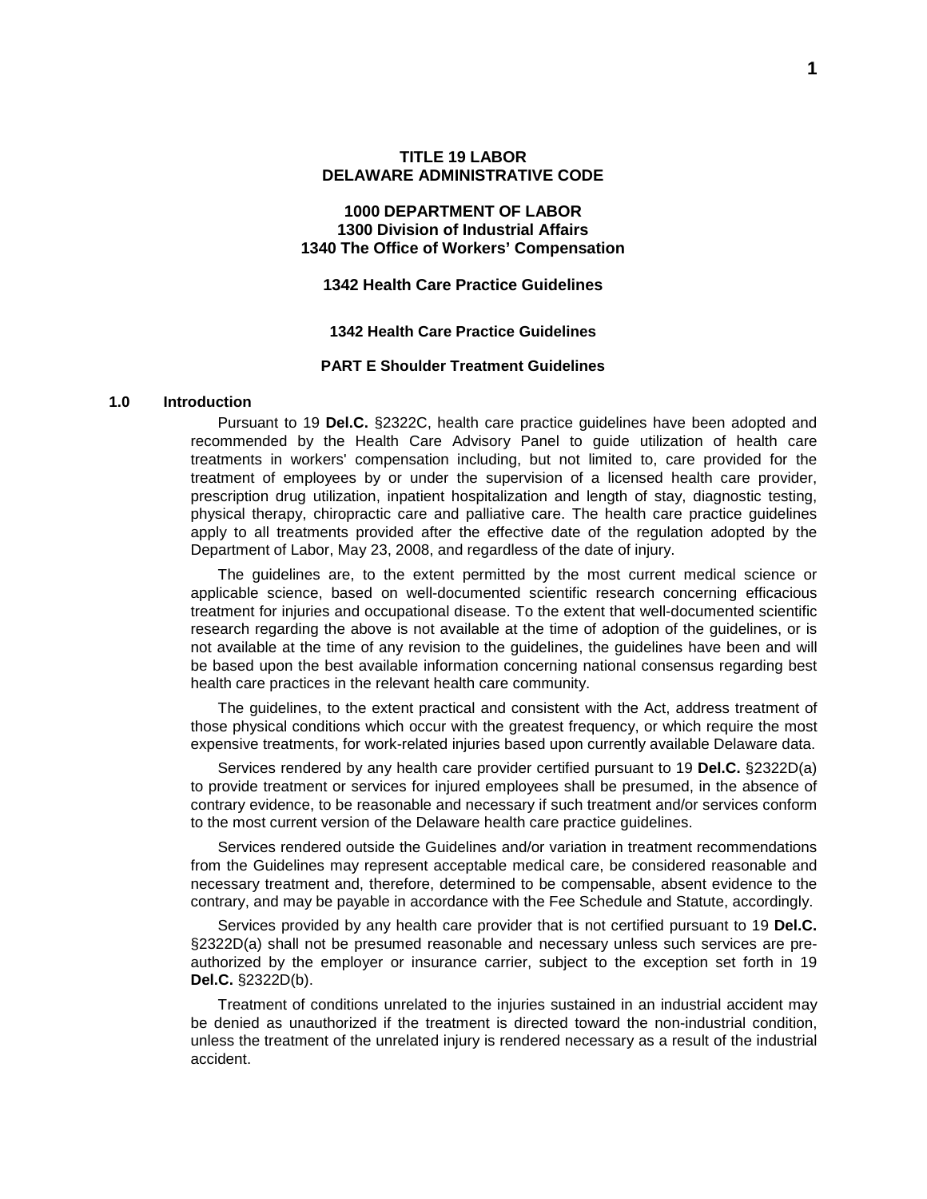# TITLE 19 LABOR
# DELAWARE ADMINISTRATIVE CODE

## 1000 DEPARTMENT OF LABOR
## 1300 Division of Industrial Affairs
## 1340 The Office of Workers' Compensation

## 1342 Health Care Practice Guidelines

### 1342 Health Care Practice Guidelines

### PART E Shoulder Treatment Guidelines

**1.0 Introduction**

Pursuant to 19 **Del.C.** §2322C, health care practice guidelines have been adopted and recommended by the Health Care Advisory Panel to guide utilization of health care treatments in workers' compensation including, but not limited to, care provided for the treatment of employees by or under the supervision of a licensed health care provider, prescription drug utilization, inpatient hospitalization and length of stay, diagnostic testing, physical therapy, chiropractic care and palliative care. The health care practice guidelines apply to all treatments provided after the effective date of the regulation adopted by the Department of Labor, May 23, 2008, and regardless of the date of injury.

The guidelines are, to the extent permitted by the most current medical science or applicable science, based on well-documented scientific research concerning efficacious treatment for injuries and occupational disease. To the extent that well-documented scientific research regarding the above is not available at the time of adoption of the guidelines, or is not available at the time of any revision to the guidelines, the guidelines have been and will be based upon the best available information concerning national consensus regarding best health care practices in the relevant health care community.

The guidelines, to the extent practical and consistent with the Act, address treatment of those physical conditions which occur with the greatest frequency, or which require the most expensive treatments, for work-related injuries based upon currently available Delaware data.

Services rendered by any health care provider certified pursuant to 19 **Del.C.** §2322D(a) to provide treatment or services for injured employees shall be presumed, in the absence of contrary evidence, to be reasonable and necessary if such treatment and/or services conform to the most current version of the Delaware health care practice guidelines.

Services rendered outside the Guidelines and/or variation in treatment recommendations from the Guidelines may represent acceptable medical care, be considered reasonable and necessary treatment and, therefore, determined to be compensable, absent evidence to the contrary, and may be payable in accordance with the Fee Schedule and Statute, accordingly.

Services provided by any health care provider that is not certified pursuant to 19 **Del.C.** §2322D(a) shall not be presumed reasonable and necessary unless such services are pre-authorized by the employer or insurance carrier, subject to the exception set forth in 19 **Del.C.** §2322D(b).

Treatment of conditions unrelated to the injuries sustained in an industrial accident may be denied as unauthorized if the treatment is directed toward the non-industrial condition, unless the treatment of the unrelated injury is rendered necessary as a result of the industrial accident.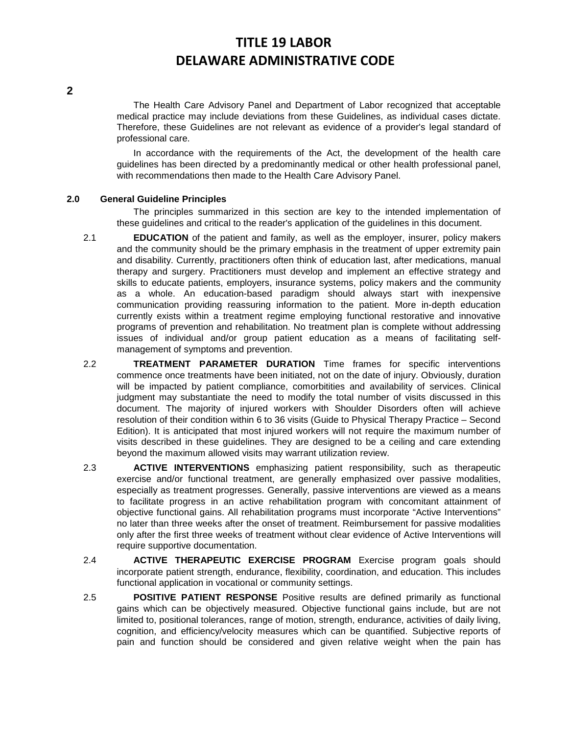The Health Care Advisory Panel and Department of Labor recognized that acceptable medical practice may include deviations from these Guidelines, as individual cases dictate. Therefore, these Guidelines are not relevant as evidence of a provider's legal standard of professional care.

In accordance with the requirements of the Act, the development of the health care guidelines has been directed by a predominantly medical or other health professional panel, with recommendations then made to the Health Care Advisory Panel.

**2.0 General Guideline Principles**

The principles summarized in this section are key to the intended implementation of these guidelines and critical to the reader's application of the guidelines in this document.

2.1 **EDUCATION** of the patient and family, as well as the employer, insurer, policy makers and the community should be the primary emphasis in the treatment of upper extremity pain and disability. Currently, practitioners often think of education last, after medications, manual therapy and surgery. Practitioners must develop and implement an effective strategy and skills to educate patients, employers, insurance systems, policy makers and the community as a whole. An education-based paradigm should always start with inexpensive communication providing reassuring information to the patient. More in-depth education currently exists within a treatment regime employing functional restorative and innovative programs of prevention and rehabilitation. No treatment plan is complete without addressing issues of individual and/or group patient education as a means of facilitating self-management of symptoms and prevention.

2.2 **TREATMENT PARAMETER DURATION** Time frames for specific interventions commence once treatments have been initiated, not on the date of injury. Obviously, duration will be impacted by patient compliance, comorbitities and availability of services. Clinical judgment may substantiate the need to modify the total number of visits discussed in this document. The majority of injured workers with Shoulder Disorders often will achieve resolution of their condition within 6 to 36 visits (Guide to Physical Therapy Practice – Second Edition). It is anticipated that most injured workers will not require the maximum number of visits described in these guidelines. They are designed to be a ceiling and care extending beyond the maximum allowed visits may warrant utilization review.

2.3 **ACTIVE INTERVENTIONS** emphasizing patient responsibility, such as therapeutic exercise and/or functional treatment, are generally emphasized over passive modalities, especially as treatment progresses. Generally, passive interventions are viewed as a means to facilitate progress in an active rehabilitation program with concomitant attainment of objective functional gains. All rehabilitation programs must incorporate "Active Interventions" no later than three weeks after the onset of treatment. Reimbursement for passive modalities only after the first three weeks of treatment without clear evidence of Active Interventions will require supportive documentation.

2.4 **ACTIVE THERAPEUTIC EXERCISE PROGRAM** Exercise program goals should incorporate patient strength, endurance, flexibility, coordination, and education. This includes functional application in vocational or community settings.

2.5 **POSITIVE PATIENT RESPONSE** Positive results are defined primarily as functional gains which can be objectively measured. Objective functional gains include, but are not limited to, positional tolerances, range of motion, strength, endurance, activities of daily living, cognition, and efficiency/velocity measures which can be quantified. Subjective reports of pain and function should be considered and given relative weight when the pain has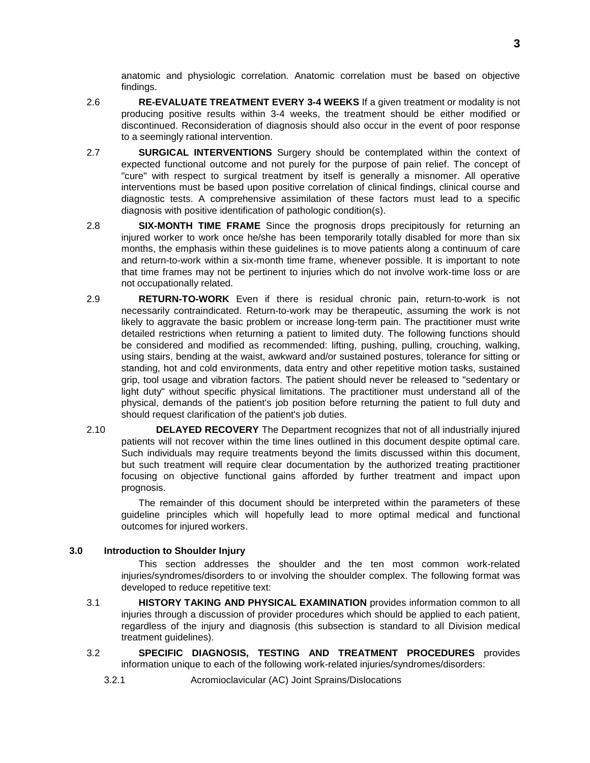anatomic and physiologic correlation. Anatomic correlation must be based on objective findings.

2.6 **RE-EVALUATE TREATMENT EVERY 3-4 WEEKS** If a given treatment or modality is not producing positive results within 3-4 weeks, the treatment should be either modified or discontinued. Reconsideration of diagnosis should also occur in the event of poor response to a seemingly rational intervention.

2.7 **SURGICAL INTERVENTIONS** Surgery should be contemplated within the context of expected functional outcome and not purely for the purpose of pain relief. The concept of "cure" with respect to surgical treatment by itself is generally a misnomer. All operative interventions must be based upon positive correlation of clinical findings, clinical course and diagnostic tests. A comprehensive assimilation of these factors must lead to a specific diagnosis with positive identification of pathologic condition(s).

2.8 **SIX-MONTH TIME FRAME** Since the prognosis drops precipitously for returning an injured worker to work once he/she has been temporarily totally disabled for more than six months, the emphasis within these guidelines is to move patients along a continuum of care and return-to-work within a six-month time frame, whenever possible. It is important to note that time frames may not be pertinent to injuries which do not involve work-time loss or are not occupationally related.

2.9 **RETURN-TO-WORK** Even if there is residual chronic pain, return-to-work is not necessarily contraindicated. Return-to-work may be therapeutic, assuming the work is not likely to aggravate the basic problem or increase long-term pain. The practitioner must write detailed restrictions when returning a patient to limited duty. The following functions should be considered and modified as recommended: lifting, pushing, pulling, crouching, walking, using stairs, bending at the waist, awkward and/or sustained postures, tolerance for sitting or standing, hot and cold environments, data entry and other repetitive motion tasks, sustained grip, tool usage and vibration factors. The patient should never be released to "sedentary or light duty" without specific physical limitations. The practitioner must understand all of the physical, demands of the patient's job position before returning the patient to full duty and should request clarification of the patient's job duties.

2.10 **DELAYED RECOVERY** The Department recognizes that not of all industrially injured patients will not recover within the time lines outlined in this document despite optimal care. Such individuals may require treatments beyond the limits discussed within this document, but such treatment will require clear documentation by the authorized treating practitioner focusing on objective functional gains afforded by further treatment and impact upon prognosis.

The remainder of this document should be interpreted within the parameters of these guideline principles which will hopefully lead to more optimal medical and functional outcomes for injured workers.

## 3.0 Introduction to Shoulder Injury

This section addresses the shoulder and the ten most common work-related injuries/syndromes/disorders to or involving the shoulder complex. The following format was developed to reduce repetitive text:

3.1 **HISTORY TAKING AND PHYSICAL EXAMINATION** provides information common to all injuries through a discussion of provider procedures which should be applied to each patient, regardless of the injury and diagnosis (this subsection is standard to all Division medical treatment guidelines).

3.2 **SPECIFIC DIAGNOSIS, TESTING AND TREATMENT PROCEDURES** provides information unique to each of the following work-related injuries/syndromes/disorders:

3.2.1 Acromioclavicular (AC) Joint Sprains/Dislocations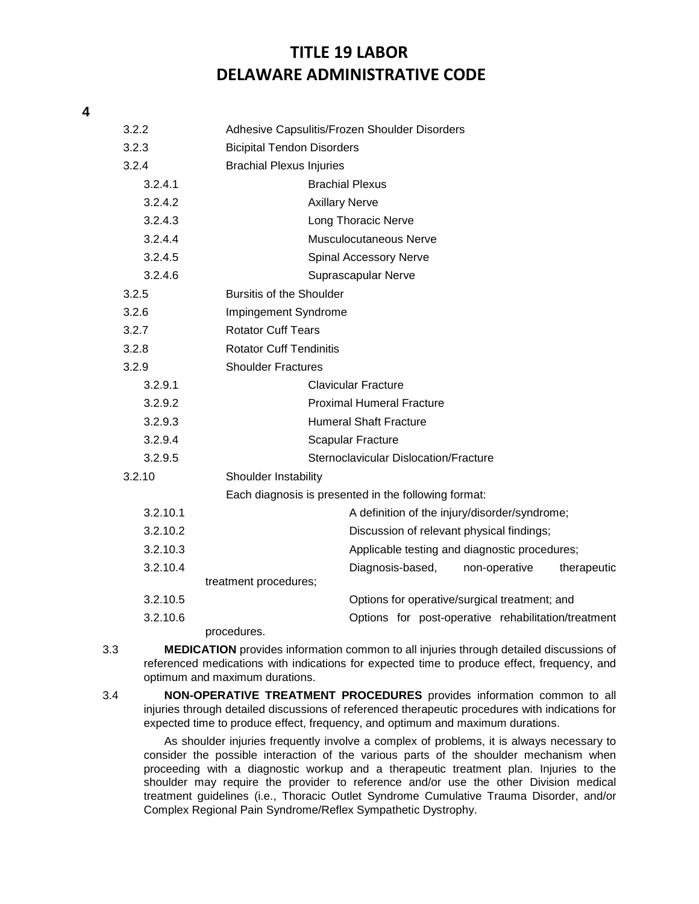3.2.2 Adhesive Capsulitis/Frozen Shoulder Disorders

3.2.3 Bicipital Tendon Disorders

3.2.4 Brachial Plexus Injuries

3.2.4.1 Brachial Plexus

3.2.4.2 Axillary Nerve

3.2.4.3 Long Thoracic Nerve

3.2.4.4 Musculocutaneous Nerve

3.2.4.5 Spinal Accessory Nerve

3.2.4.6 Suprascapular Nerve

3.2.5 Bursitis of the Shoulder

3.2.6 Impingement Syndrome

3.2.7 Rotator Cuff Tears

3.2.8 Rotator Cuff Tendinitis

3.2.9 Shoulder Fractures

3.2.9.1 Clavicular Fracture

3.2.9.2 Proximal Humeral Fracture

3.2.9.3 Humeral Shaft Fracture

3.2.9.4 Scapular Fracture

3.2.9.5 Sternoclavicular Dislocation/Fracture

3.2.10 Shoulder Instability

Each diagnosis is presented in the following format:

3.2.10.1 A definition of the injury/disorder/syndrome;

3.2.10.2 Discussion of relevant physical findings;

3.2.10.3 Applicable testing and diagnostic procedures;

3.2.10.4 Diagnosis-based, non-operative therapeutic treatment procedures;

3.2.10.5 Options for operative/surgical treatment; and

3.2.10.6 Options for post-operative rehabilitation/treatment procedures.

3.3 **MEDICATION** provides information common to all injuries through detailed discussions of referenced medications with indications for expected time to produce effect, frequency, and optimum and maximum durations.

3.4 **NON-OPERATIVE TREATMENT PROCEDURES** provides information common to all injuries through detailed discussions of referenced therapeutic procedures with indications for expected time to produce effect, frequency, and optimum and maximum durations.

As shoulder injuries frequently involve a complex of problems, it is always necessary to consider the possible interaction of the various parts of the shoulder mechanism when proceeding with a diagnostic workup and a therapeutic treatment plan. Injuries to the shoulder may require the provider to reference and/or use the other Division medical treatment guidelines (i.e., Thoracic Outlet Syndrome Cumulative Trauma Disorder, and/or Complex Regional Pain Syndrome/Reflex Sympathetic Dystrophy.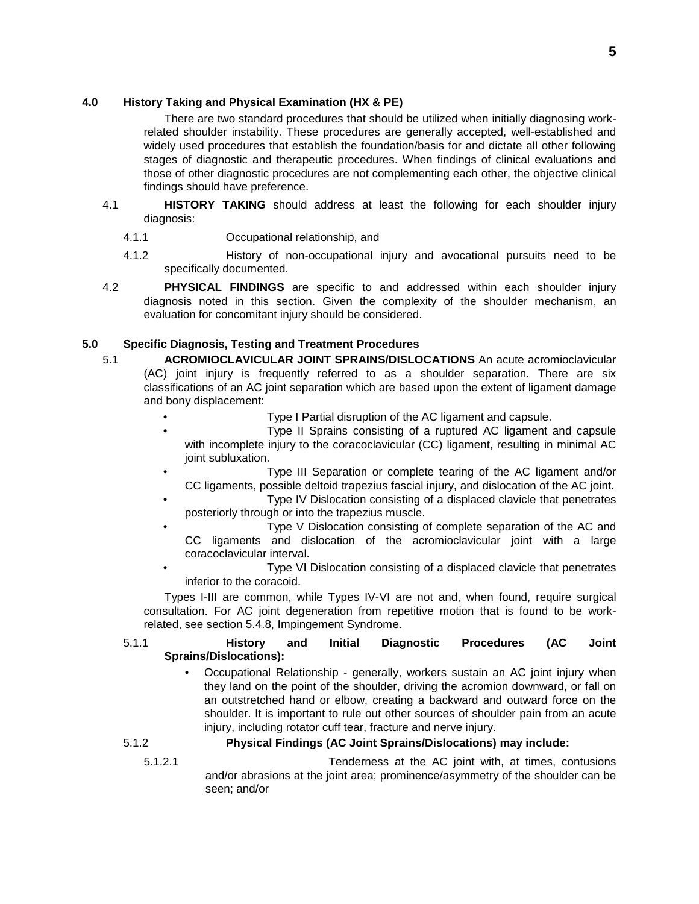## 4.0 History Taking and Physical Examination (HX & PE)

There are two standard procedures that should be utilized when initially diagnosing work-related shoulder instability. These procedures are generally accepted, well-established and widely used procedures that establish the foundation/basis for and dictate all other following stages of diagnostic and therapeutic procedures. When findings of clinical evaluations and those of other diagnostic procedures are not complementing each other, the objective clinical findings should have preference.

4.1 **HISTORY TAKING** should address at least the following for each shoulder injury diagnosis:

4.1.1 Occupational relationship, and

4.1.2 History of non-occupational injury and avocational pursuits need to be specifically documented.

4.2 **PHYSICAL FINDINGS** are specific to and addressed within each shoulder injury diagnosis noted in this section. Given the complexity of the shoulder mechanism, an evaluation for concomitant injury should be considered.

## 5.0 Specific Diagnosis, Testing and Treatment Procedures

5.1 **ACROMIOCLAVICULAR JOINT SPRAINS/DISLOCATIONS** An acute acromioclavicular (AC) joint injury is frequently referred to as a shoulder separation. There are six classifications of an AC joint separation which are based upon the extent of ligament damage and bony displacement:

- Type I Partial disruption of the AC ligament and capsule.
- Type II Sprains consisting of a ruptured AC ligament and capsule with incomplete injury to the coracoclavicular (CC) ligament, resulting in minimal AC joint subluxation.
- Type III Separation or complete tearing of the AC ligament and/or CC ligaments, possible deltoid trapezius fascial injury, and dislocation of the AC joint.
- Type IV Dislocation consisting of a displaced clavicle that penetrates posteriorly through or into the trapezius muscle.
- Type V Dislocation consisting of complete separation of the AC and CC ligaments and dislocation of the acromioclavicular joint with a large coracoclavicular interval.
- Type VI Dislocation consisting of a displaced clavicle that penetrates inferior to the coracoid.

Types I-III are common, while Types IV-VI are not and, when found, require surgical consultation. For AC joint degeneration from repetitive motion that is found to be work-related, see section 5.4.8, Impingement Syndrome.

5.1.1 **History and Initial Diagnostic Procedures (AC Joint Sprains/Dislocations):**

- Occupational Relationship - generally, workers sustain an AC joint injury when they land on the point of the shoulder, driving the acromion downward, or fall on an outstretched hand or elbow, creating a backward and outward force on the shoulder. It is important to rule out other sources of shoulder pain from an acute injury, including rotator cuff tear, fracture and nerve injury.

5.1.2 **Physical Findings (AC Joint Sprains/Dislocations) may include:**

5.1.2.1 Tenderness at the AC joint with, at times, contusions and/or abrasions at the joint area; prominence/asymmetry of the shoulder can be seen; and/or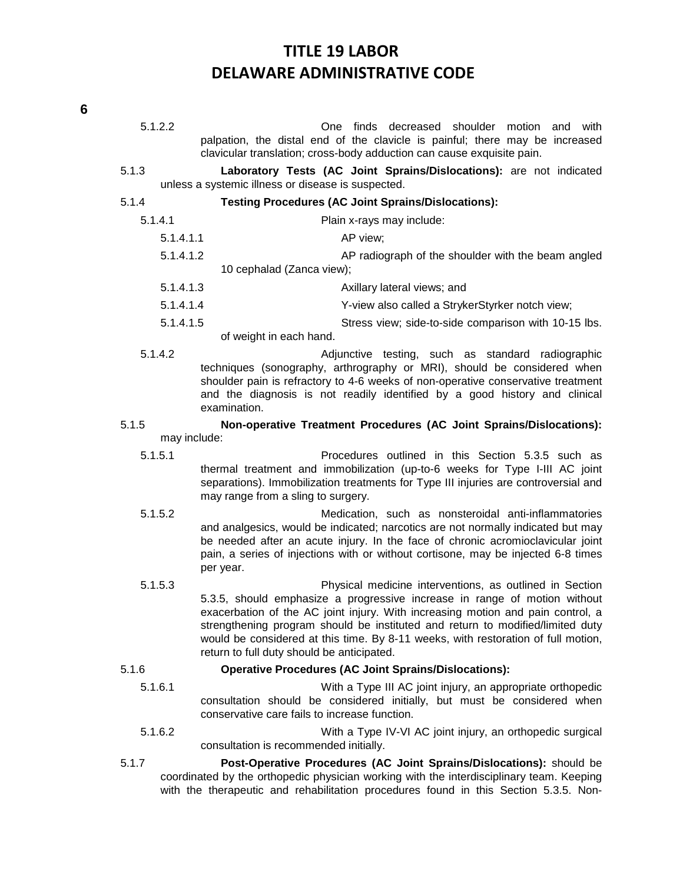5.1.2.2 One finds decreased shoulder motion and with palpation, the distal end of the clavicle is painful; there may be increased clavicular translation; cross-body adduction can cause exquisite pain.

5.1.3 **Laboratory Tests (AC Joint Sprains/Dislocations):** are not indicated unless a systemic illness or disease is suspected.

5.1.4 **Testing Procedures (AC Joint Sprains/Dislocations):**

5.1.4.1 Plain x-rays may include:

5.1.4.1.1 AP view;

5.1.4.1.2 AP radiograph of the shoulder with the beam angled 10 cephalad (Zanca view);

5.1.4.1.3 Axillary lateral views; and

5.1.4.1.4 Y-view also called a StrykerStyrker notch view;

5.1.4.1.5 Stress view; side-to-side comparison with 10-15 lbs. of weight in each hand.

5.1.4.2 Adjunctive testing, such as standard radiographic techniques (sonography, arthrography or MRI), should be considered when shoulder pain is refractory to 4-6 weeks of non-operative conservative treatment and the diagnosis is not readily identified by a good history and clinical examination.

5.1.5 **Non-operative Treatment Procedures (AC Joint Sprains/Dislocations):** may include:

5.1.5.1 Procedures outlined in this Section 5.3.5 such as thermal treatment and immobilization (up-to-6 weeks for Type I-III AC joint separations). Immobilization treatments for Type III injuries are controversial and may range from a sling to surgery.

5.1.5.2 Medication, such as nonsteroidal anti-inflammatories and analgesics, would be indicated; narcotics are not normally indicated but may be needed after an acute injury. In the face of chronic acromioclavicular joint pain, a series of injections with or without cortisone, may be injected 6-8 times per year.

5.1.5.3 Physical medicine interventions, as outlined in Section 5.3.5, should emphasize a progressive increase in range of motion without exacerbation of the AC joint injury. With increasing motion and pain control, a strengthening program should be instituted and return to modified/limited duty would be considered at this time. By 8-11 weeks, with restoration of full motion, return to full duty should be anticipated.

5.1.6 **Operative Procedures (AC Joint Sprains/Dislocations):**

5.1.6.1 With a Type III AC joint injury, an appropriate orthopedic consultation should be considered initially, but must be considered when conservative care fails to increase function.

5.1.6.2 With a Type IV-VI AC joint injury, an orthopedic surgical consultation is recommended initially.

5.1.7 **Post-Operative Procedures (AC Joint Sprains/Dislocations):** should be coordinated by the orthopedic physician working with the interdisciplinary team. Keeping with the therapeutic and rehabilitation procedures found in this Section 5.3.5. Non-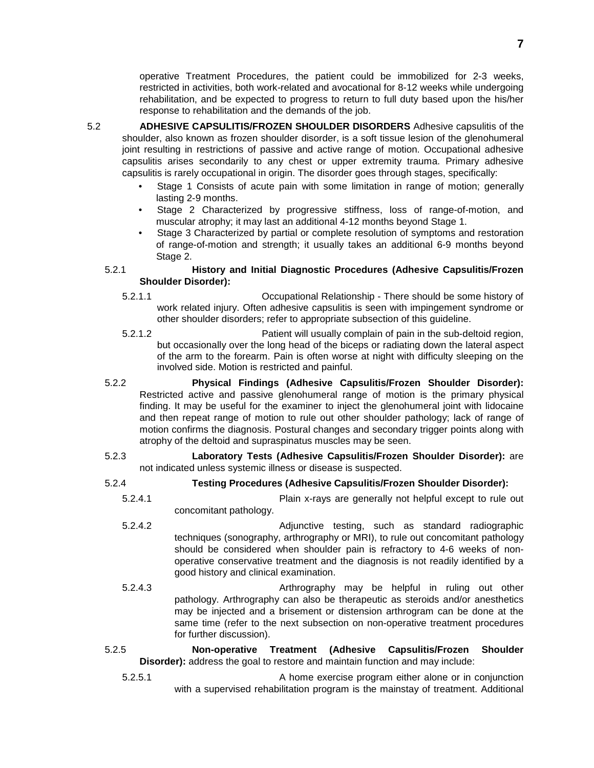operative Treatment Procedures, the patient could be immobilized for 2-3 weeks, restricted in activities, both work-related and avocational for 8-12 weeks while undergoing rehabilitation, and be expected to progress to return to full duty based upon the his/her response to rehabilitation and the demands of the job.

5.2 **ADHESIVE CAPSULITIS/FROZEN SHOULDER DISORDERS** Adhesive capsulitis of the shoulder, also known as frozen shoulder disorder, is a soft tissue lesion of the glenohumeral joint resulting in restrictions of passive and active range of motion. Occupational adhesive capsulitis arises secondarily to any chest or upper extremity trauma. Primary adhesive capsulitis is rarely occupational in origin. The disorder goes through stages, specifically:

- Stage 1 Consists of acute pain with some limitation in range of motion; generally lasting 2-9 months.
- Stage 2 Characterized by progressive stiffness, loss of range-of-motion, and muscular atrophy; it may last an additional 4-12 months beyond Stage 1.
- Stage 3 Characterized by partial or complete resolution of symptoms and restoration of range-of-motion and strength; it usually takes an additional 6-9 months beyond Stage 2.

5.2.1 **History and Initial Diagnostic Procedures (Adhesive Capsulitis/Frozen Shoulder Disorder):**

5.2.1.1 Occupational Relationship - There should be some history of work related injury. Often adhesive capsulitis is seen with impingement syndrome or other shoulder disorders; refer to appropriate subsection of this guideline.

5.2.1.2 Patient will usually complain of pain in the sub-deltoid region, but occasionally over the long head of the biceps or radiating down the lateral aspect of the arm to the forearm. Pain is often worse at night with difficulty sleeping on the involved side. Motion is restricted and painful.

5.2.2 **Physical Findings (Adhesive Capsulitis/Frozen Shoulder Disorder):** Restricted active and passive glenohumeral range of motion is the primary physical finding. It may be useful for the examiner to inject the glenohumeral joint with lidocaine and then repeat range of motion to rule out other shoulder pathology; lack of range of motion confirms the diagnosis. Postural changes and secondary trigger points along with atrophy of the deltoid and supraspinatus muscles may be seen.

5.2.3 **Laboratory Tests (Adhesive Capsulitis/Frozen Shoulder Disorder):** are not indicated unless systemic illness or disease is suspected.

5.2.4 **Testing Procedures (Adhesive Capsulitis/Frozen Shoulder Disorder):**

5.2.4.1 Plain x-rays are generally not helpful except to rule out concomitant pathology.

5.2.4.2 Adjunctive testing, such as standard radiographic techniques (sonography, arthrography or MRI), to rule out concomitant pathology should be considered when shoulder pain is refractory to 4-6 weeks of non-operative conservative treatment and the diagnosis is not readily identified by a good history and clinical examination.

5.2.4.3 Arthrography may be helpful in ruling out other pathology. Arthrography can also be therapeutic as steroids and/or anesthetics may be injected and a brisement or distension arthrogram can be done at the same time (refer to the next subsection on non-operative treatment procedures for further discussion).

5.2.5 **Non-operative Treatment (Adhesive Capsulitis/Frozen Shoulder Disorder):** address the goal to restore and maintain function and may include:

5.2.5.1 A home exercise program either alone or in conjunction with a supervised rehabilitation program is the mainstay of treatment. Additional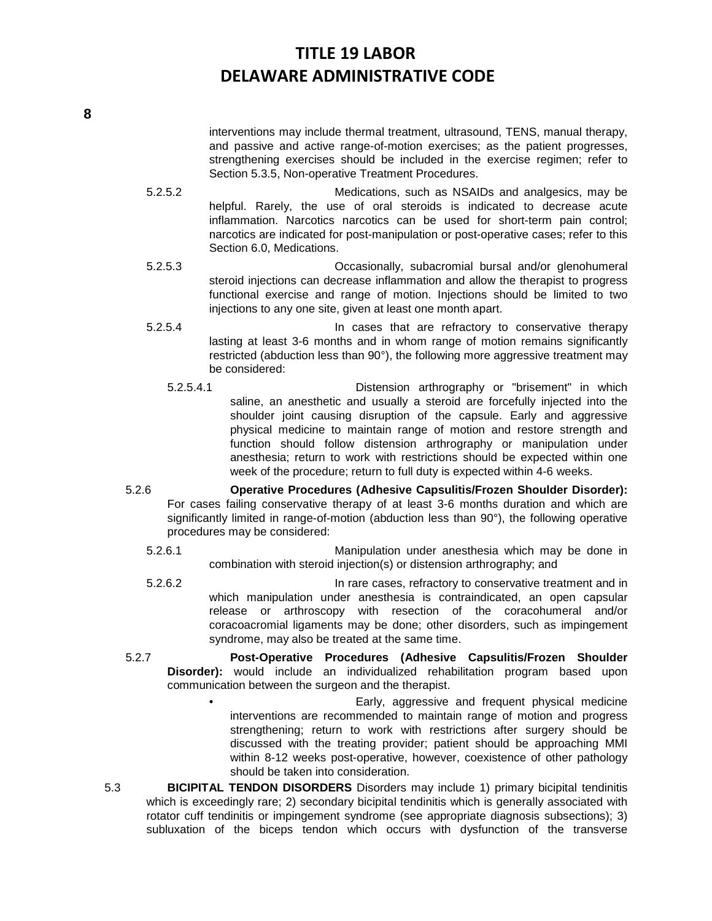interventions may include thermal treatment, ultrasound, TENS, manual therapy, and passive and active range-of-motion exercises; as the patient progresses, strengthening exercises should be included in the exercise regimen; refer to Section 5.3.5, Non-operative Treatment Procedures.

5.2.5.2 Medications, such as NSAIDs and analgesics, may be helpful. Rarely, the use of oral steroids is indicated to decrease acute inflammation. Narcotics narcotics can be used for short-term pain control; narcotics are indicated for post-manipulation or post-operative cases; refer to this Section 6.0, Medications.

5.2.5.3 Occasionally, subacromial bursal and/or glenohumeral steroid injections can decrease inflammation and allow the therapist to progress functional exercise and range of motion. Injections should be limited to two injections to any one site, given at least one month apart.

5.2.5.4 In cases that are refractory to conservative therapy lasting at least 3-6 months and in whom range of motion remains significantly restricted (abduction less than 90°), the following more aggressive treatment may be considered:

5.2.5.4.1 Distension arthrography or "brisement" in which saline, an anesthetic and usually a steroid are forcefully injected into the shoulder joint causing disruption of the capsule. Early and aggressive physical medicine to maintain range of motion and restore strength and function should follow distension arthrography or manipulation under anesthesia; return to work with restrictions should be expected within one week of the procedure; return to full duty is expected within 4-6 weeks.

5.2.6 **Operative Procedures (Adhesive Capsulitis/Frozen Shoulder Disorder):** For cases failing conservative therapy of at least 3-6 months duration and which are significantly limited in range-of-motion (abduction less than 90°), the following operative procedures may be considered:

5.2.6.1 Manipulation under anesthesia which may be done in combination with steroid injection(s) or distension arthrography; and

5.2.6.2 In rare cases, refractory to conservative treatment and in which manipulation under anesthesia is contraindicated, an open capsular release or arthroscopy with resection of the coracohumeral and/or coracoacromial ligaments may be done; other disorders, such as impingement syndrome, may also be treated at the same time.

5.2.7 **Post-Operative Procedures (Adhesive Capsulitis/Frozen Shoulder Disorder):** would include an individualized rehabilitation program based upon communication between the surgeon and the therapist.

- Early, aggressive and frequent physical medicine interventions are recommended to maintain range of motion and progress strengthening; return to work with restrictions after surgery should be discussed with the treating provider; patient should be approaching MMI within 8-12 weeks post-operative, however, coexistence of other pathology should be taken into consideration.

5.3 **BICIPITAL TENDON DISORDERS** Disorders may include 1) primary bicipital tendinitis which is exceedingly rare; 2) secondary bicipital tendinitis which is generally associated with rotator cuff tendinitis or impingement syndrome (see appropriate diagnosis subsections); 3) subluxation of the biceps tendon which occurs with dysfunction of the transverse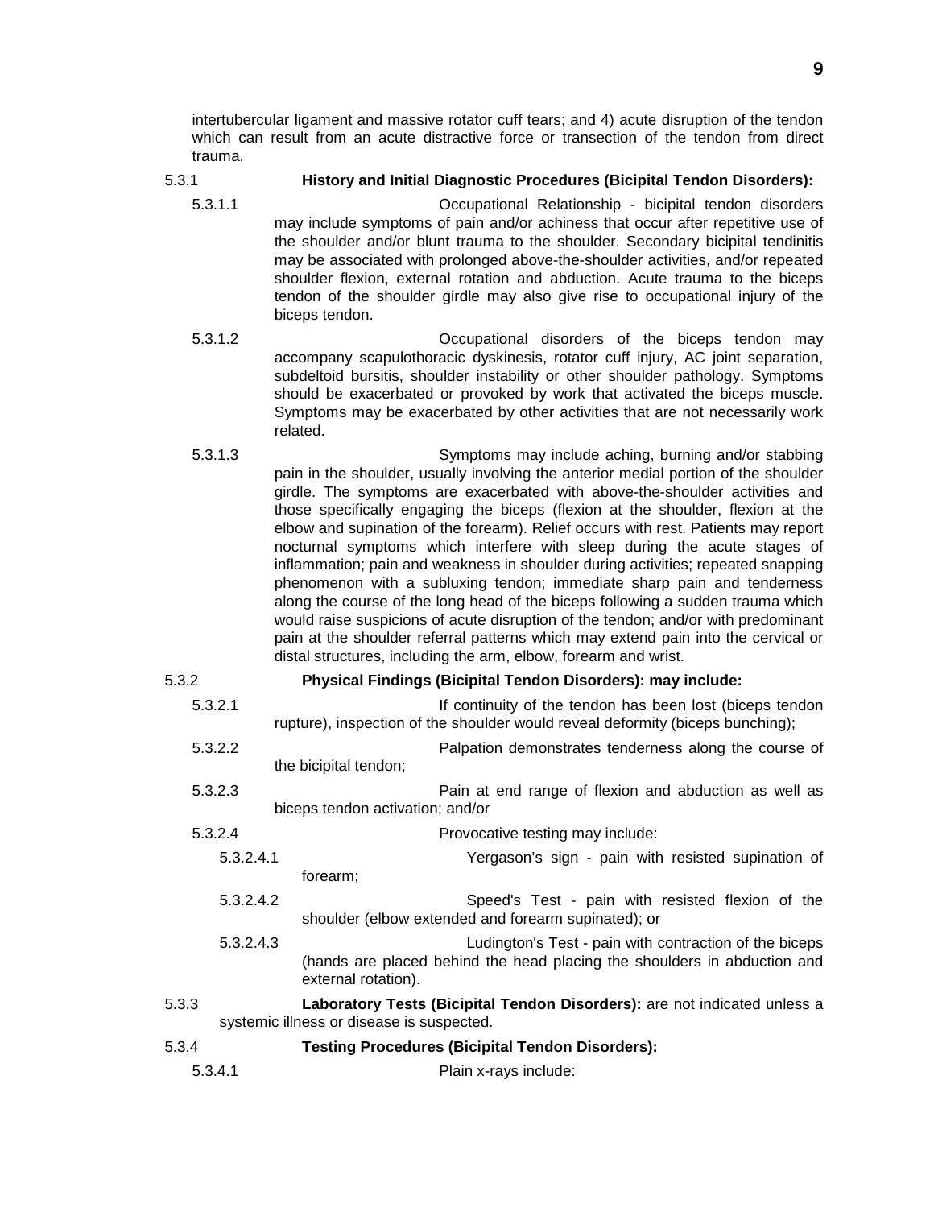intertubercular ligament and massive rotator cuff tears; and 4) acute disruption of the tendon which can result from an acute distractive force or transection of the tendon from direct trauma.

5.3.1 **History and Initial Diagnostic Procedures (Bicipital Tendon Disorders):**

5.3.1.1 Occupational Relationship - bicipital tendon disorders may include symptoms of pain and/or achiness that occur after repetitive use of the shoulder and/or blunt trauma to the shoulder. Secondary bicipital tendinitis may be associated with prolonged above-the-shoulder activities, and/or repeated shoulder flexion, external rotation and abduction. Acute trauma to the biceps tendon of the shoulder girdle may also give rise to occupational injury of the biceps tendon.

5.3.1.2 Occupational disorders of the biceps tendon may accompany scapulothoracic dyskinesis, rotator cuff injury, AC joint separation, subdeltoid bursitis, shoulder instability or other shoulder pathology. Symptoms should be exacerbated or provoked by work that activated the biceps muscle. Symptoms may be exacerbated by other activities that are not necessarily work related.

5.3.1.3 Symptoms may include aching, burning and/or stabbing pain in the shoulder, usually involving the anterior medial portion of the shoulder girdle. The symptoms are exacerbated with above-the-shoulder activities and those specifically engaging the biceps (flexion at the shoulder, flexion at the elbow and supination of the forearm). Relief occurs with rest. Patients may report nocturnal symptoms which interfere with sleep during the acute stages of inflammation; pain and weakness in shoulder during activities; repeated snapping phenomenon with a subluxing tendon; immediate sharp pain and tenderness along the course of the long head of the biceps following a sudden trauma which would raise suspicions of acute disruption of the tendon; and/or with predominant pain at the shoulder referral patterns which may extend pain into the cervical or distal structures, including the arm, elbow, forearm and wrist.

5.3.2 **Physical Findings (Bicipital Tendon Disorders): may include:**

5.3.2.1 If continuity of the tendon has been lost (biceps tendon rupture), inspection of the shoulder would reveal deformity (biceps bunching);

5.3.2.2 Palpation demonstrates tenderness along the course of the bicipital tendon;

5.3.2.3 Pain at end range of flexion and abduction as well as biceps tendon activation; and/or

5.3.2.4 Provocative testing may include:

5.3.2.4.1 Yergason's sign - pain with resisted supination of forearm;

5.3.2.4.2 Speed's Test - pain with resisted flexion of the shoulder (elbow extended and forearm supinated); or

5.3.2.4.3 Ludington's Test - pain with contraction of the biceps (hands are placed behind the head placing the shoulders in abduction and external rotation).

5.3.3 **Laboratory Tests (Bicipital Tendon Disorders):** are not indicated unless a systemic illness or disease is suspected.

5.3.4 **Testing Procedures (Bicipital Tendon Disorders):**

5.3.4.1 Plain x-rays include: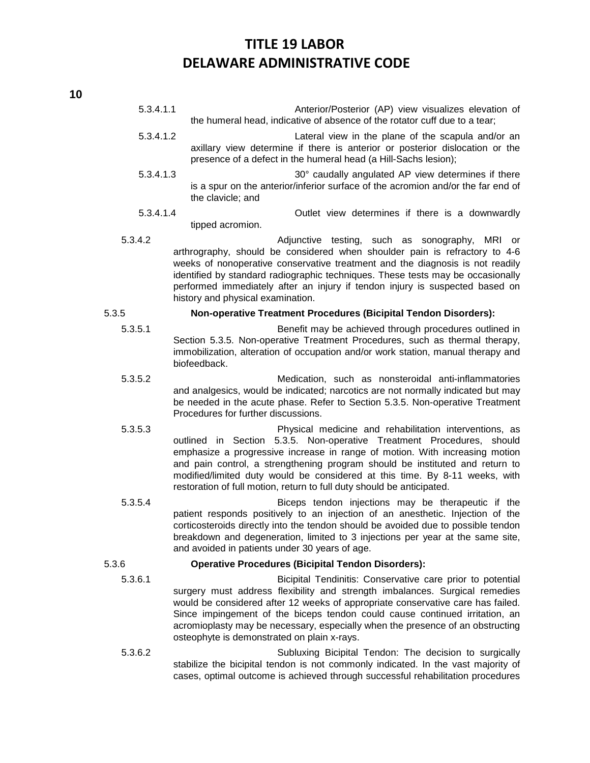5.3.4.1.1 Anterior/Posterior (AP) view visualizes elevation of the humeral head, indicative of absence of the rotator cuff due to a tear;

5.3.4.1.2 Lateral view in the plane of the scapula and/or an axillary view determine if there is anterior or posterior dislocation or the presence of a defect in the humeral head (a Hill-Sachs lesion);

5.3.4.1.3 30° caudally angulated AP view determines if there is a spur on the anterior/inferior surface of the acromion and/or the far end of the clavicle; and

5.3.4.1.4 Outlet view determines if there is a downwardly tipped acromion.

5.3.4.2 Adjunctive testing, such as sonography, MRI or arthrography, should be considered when shoulder pain is refractory to 4-6 weeks of nonoperative conservative treatment and the diagnosis is not readily identified by standard radiographic techniques. These tests may be occasionally performed immediately after an injury if tendon injury is suspected based on history and physical examination.

5.3.5 **Non-operative Treatment Procedures (Bicipital Tendon Disorders):**

5.3.5.1 Benefit may be achieved through procedures outlined in Section 5.3.5. Non-operative Treatment Procedures, such as thermal therapy, immobilization, alteration of occupation and/or work station, manual therapy and biofeedback.

5.3.5.2 Medication, such as nonsteroidal anti-inflammatories and analgesics, would be indicated; narcotics are not normally indicated but may be needed in the acute phase. Refer to Section 5.3.5. Non-operative Treatment Procedures for further discussions.

5.3.5.3 Physical medicine and rehabilitation interventions, as outlined in Section 5.3.5. Non-operative Treatment Procedures, should emphasize a progressive increase in range of motion. With increasing motion and pain control, a strengthening program should be instituted and return to modified/limited duty would be considered at this time. By 8-11 weeks, with restoration of full motion, return to full duty should be anticipated.

5.3.5.4 Biceps tendon injections may be therapeutic if the patient responds positively to an injection of an anesthetic. Injection of the corticosteroids directly into the tendon should be avoided due to possible tendon breakdown and degeneration, limited to 3 injections per year at the same site, and avoided in patients under 30 years of age.

5.3.6 **Operative Procedures (Bicipital Tendon Disorders):**

5.3.6.1 Bicipital Tendinitis: Conservative care prior to potential surgery must address flexibility and strength imbalances. Surgical remedies would be considered after 12 weeks of appropriate conservative care has failed. Since impingement of the biceps tendon could cause continued irritation, an acromioplasty may be necessary, especially when the presence of an obstructing osteophyte is demonstrated on plain x-rays.

5.3.6.2 Subluxing Bicipital Tendon: The decision to surgically stabilize the bicipital tendon is not commonly indicated. In the vast majority of cases, optimal outcome is achieved through successful rehabilitation procedures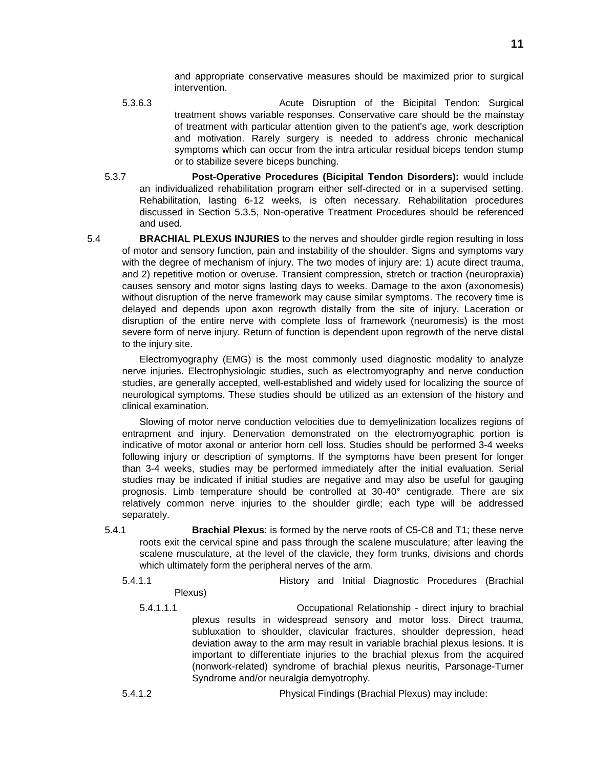and appropriate conservative measures should be maximized prior to surgical intervention.

5.3.6.3 Acute Disruption of the Bicipital Tendon: Surgical treatment shows variable responses. Conservative care should be the mainstay of treatment with particular attention given to the patient's age, work description and motivation. Rarely surgery is needed to address chronic mechanical symptoms which can occur from the intra articular residual biceps tendon stump or to stabilize severe biceps bunching.

5.3.7 **Post-Operative Procedures (Bicipital Tendon Disorders):** would include an individualized rehabilitation program either self-directed or in a supervised setting. Rehabilitation, lasting 6-12 weeks, is often necessary. Rehabilitation procedures discussed in Section 5.3.5, Non-operative Treatment Procedures should be referenced and used.

5.4 **BRACHIAL PLEXUS INJURIES** to the nerves and shoulder girdle region resulting in loss of motor and sensory function, pain and instability of the shoulder. Signs and symptoms vary with the degree of mechanism of injury. The two modes of injury are: 1) acute direct trauma, and 2) repetitive motion or overuse. Transient compression, stretch or traction (neuropraxia) causes sensory and motor signs lasting days to weeks. Damage to the axon (axonomesis) without disruption of the nerve framework may cause similar symptoms. The recovery time is delayed and depends upon axon regrowth distally from the site of injury. Laceration or disruption of the entire nerve with complete loss of framework (neuromesis) is the most severe form of nerve injury. Return of function is dependent upon regrowth of the nerve distal to the injury site.

Electromyography (EMG) is the most commonly used diagnostic modality to analyze nerve injuries. Electrophysiologic studies, such as electromyography and nerve conduction studies, are generally accepted, well-established and widely used for localizing the source of neurological symptoms. These studies should be utilized as an extension of the history and clinical examination.

Slowing of motor nerve conduction velocities due to demyelinization localizes regions of entrapment and injury. Denervation demonstrated on the electromyographic portion is indicative of motor axonal or anterior horn cell loss. Studies should be performed 3-4 weeks following injury or description of symptoms. If the symptoms have been present for longer than 3-4 weeks, studies may be performed immediately after the initial evaluation. Serial studies may be indicated if initial studies are negative and may also be useful for gauging prognosis. Limb temperature should be controlled at 30-40° centigrade. There are six relatively common nerve injuries to the shoulder girdle; each type will be addressed separately.

5.4.1 **Brachial Plexus**: is formed by the nerve roots of C5-C8 and T1; these nerve roots exit the cervical spine and pass through the scalene musculature; after leaving the scalene musculature, at the level of the clavicle, they form trunks, divisions and chords which ultimately form the peripheral nerves of the arm.

5.4.1.1 History and Initial Diagnostic Procedures (Brachial Plexus)

5.4.1.1.1 Occupational Relationship - direct injury to brachial plexus results in widespread sensory and motor loss. Direct trauma, subluxation to shoulder, clavicular fractures, shoulder depression, head deviation away to the arm may result in variable brachial plexus lesions. It is important to differentiate injuries to the brachial plexus from the acquired (nonwork-related) syndrome of brachial plexus neuritis, Parsonage-Turner Syndrome and/or neuralgia demyotrophy.

5.4.1.2 Physical Findings (Brachial Plexus) may include: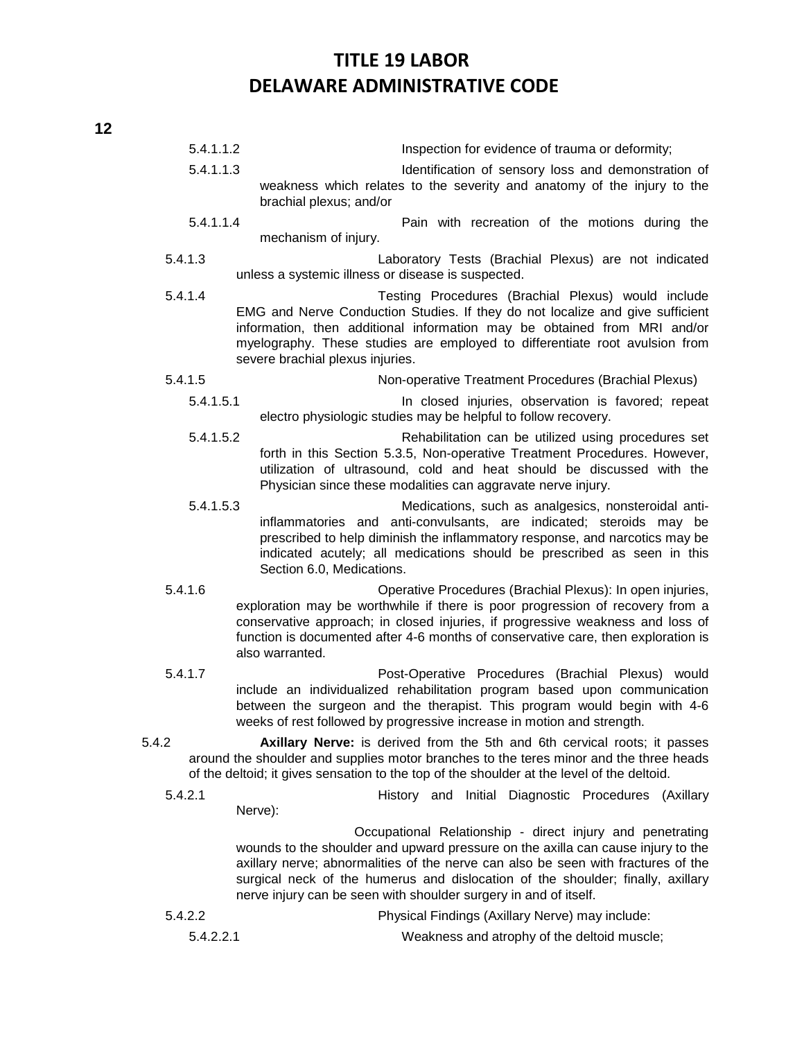5.4.1.1.2 Inspection for evidence of trauma or deformity;

5.4.1.1.3 Identification of sensory loss and demonstration of weakness which relates to the severity and anatomy of the injury to the brachial plexus; and/or

5.4.1.1.4 Pain with recreation of the motions during the mechanism of injury.

5.4.1.3 Laboratory Tests (Brachial Plexus) are not indicated unless a systemic illness or disease is suspected.

5.4.1.4 Testing Procedures (Brachial Plexus) would include EMG and Nerve Conduction Studies. If they do not localize and give sufficient information, then additional information may be obtained from MRI and/or myelography. These studies are employed to differentiate root avulsion from severe brachial plexus injuries.

5.4.1.5 Non-operative Treatment Procedures (Brachial Plexus)

5.4.1.5.1 In closed injuries, observation is favored; repeat electro physiologic studies may be helpful to follow recovery.

5.4.1.5.2 Rehabilitation can be utilized using procedures set forth in this Section 5.3.5, Non-operative Treatment Procedures. However, utilization of ultrasound, cold and heat should be discussed with the Physician since these modalities can aggravate nerve injury.

5.4.1.5.3 Medications, such as analgesics, nonsteroidal anti-inflammatories and anti-convulsants, are indicated; steroids may be prescribed to help diminish the inflammatory response, and narcotics may be indicated acutely; all medications should be prescribed as seen in this Section 6.0, Medications.

5.4.1.6 Operative Procedures (Brachial Plexus): In open injuries, exploration may be worthwhile if there is poor progression of recovery from a conservative approach; in closed injuries, if progressive weakness and loss of function is documented after 4-6 months of conservative care, then exploration is also warranted.

5.4.1.7 Post-Operative Procedures (Brachial Plexus) would include an individualized rehabilitation program based upon communication between the surgeon and the therapist. This program would begin with 4-6 weeks of rest followed by progressive increase in motion and strength.

5.4.2 **Axillary Nerve:** is derived from the 5th and 6th cervical roots; it passes around the shoulder and supplies motor branches to the teres minor and the three heads of the deltoid; it gives sensation to the top of the shoulder at the level of the deltoid.

5.4.2.1 History and Initial Diagnostic Procedures (Axillary Nerve):

Occupational Relationship - direct injury and penetrating wounds to the shoulder and upward pressure on the axilla can cause injury to the axillary nerve; abnormalities of the nerve can also be seen with fractures of the surgical neck of the humerus and dislocation of the shoulder; finally, axillary nerve injury can be seen with shoulder surgery in and of itself.

5.4.2.2 Physical Findings (Axillary Nerve) may include:

5.4.2.2.1 Weakness and atrophy of the deltoid muscle;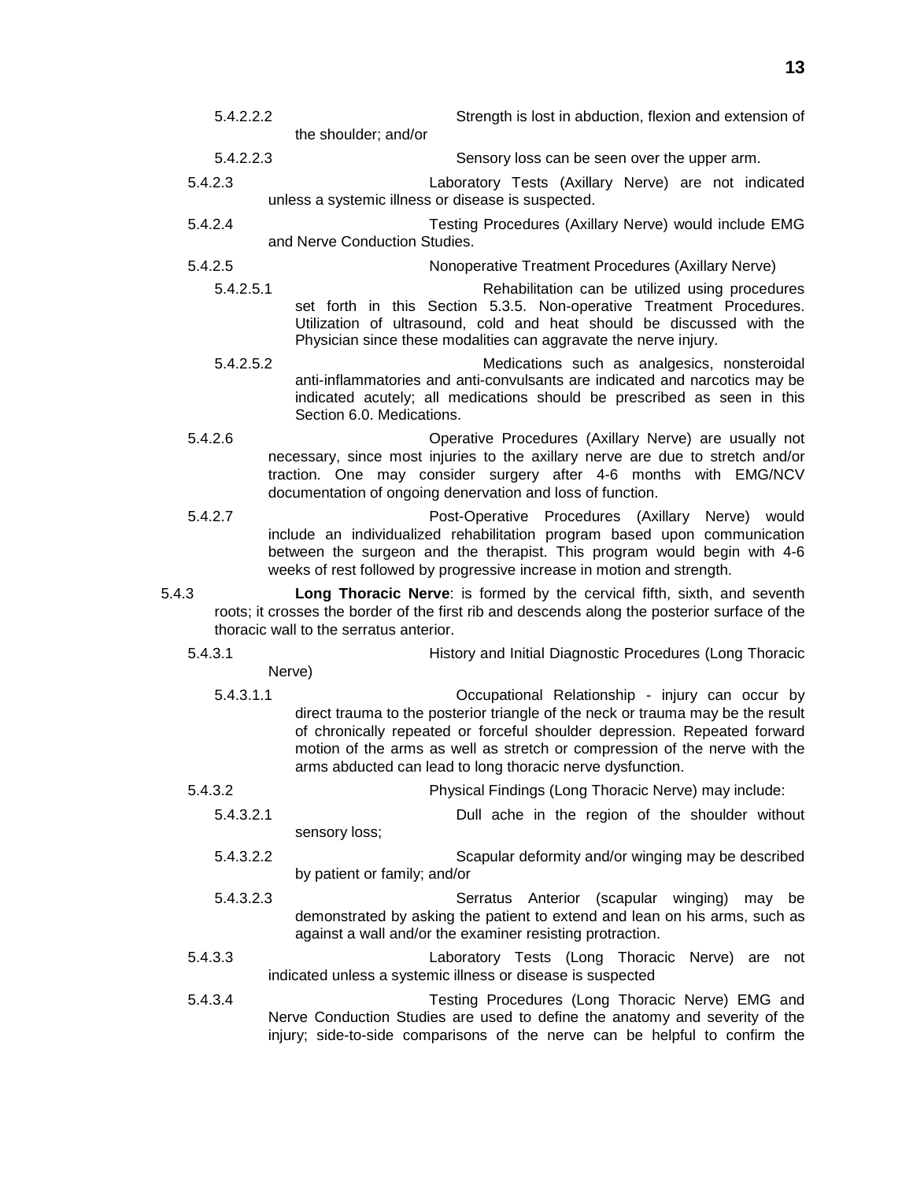5.4.2.2.2 Strength is lost in abduction, flexion and extension of the shoulder; and/or

5.4.2.2.3 Sensory loss can be seen over the upper arm.

5.4.2.3 Laboratory Tests (Axillary Nerve) are not indicated unless a systemic illness or disease is suspected.

5.4.2.4 Testing Procedures (Axillary Nerve) would include EMG and Nerve Conduction Studies.

5.4.2.5 Nonoperative Treatment Procedures (Axillary Nerve)

5.4.2.5.1 Rehabilitation can be utilized using procedures set forth in this Section 5.3.5. Non-operative Treatment Procedures. Utilization of ultrasound, cold and heat should be discussed with the Physician since these modalities can aggravate the nerve injury.

5.4.2.5.2 Medications such as analgesics, nonsteroidal anti-inflammatories and anti-convulsants are indicated and narcotics may be indicated acutely; all medications should be prescribed as seen in this Section 6.0. Medications.

5.4.2.6 Operative Procedures (Axillary Nerve) are usually not necessary, since most injuries to the axillary nerve are due to stretch and/or traction. One may consider surgery after 4-6 months with EMG/NCV documentation of ongoing denervation and loss of function.

5.4.2.7 Post-Operative Procedures (Axillary Nerve) would include an individualized rehabilitation program based upon communication between the surgeon and the therapist. This program would begin with 4-6 weeks of rest followed by progressive increase in motion and strength.

5.4.3 **Long Thoracic Nerve**: is formed by the cervical fifth, sixth, and seventh roots; it crosses the border of the first rib and descends along the posterior surface of the thoracic wall to the serratus anterior.

5.4.3.1 History and Initial Diagnostic Procedures (Long Thoracic Nerve)

5.4.3.1.1 Occupational Relationship - injury can occur by direct trauma to the posterior triangle of the neck or trauma may be the result of chronically repeated or forceful shoulder depression. Repeated forward motion of the arms as well as stretch or compression of the nerve with the arms abducted can lead to long thoracic nerve dysfunction.

5.4.3.2 Physical Findings (Long Thoracic Nerve) may include:

5.4.3.2.1 Dull ache in the region of the shoulder without sensory loss;

5.4.3.2.2 Scapular deformity and/or winging may be described by patient or family; and/or

5.4.3.2.3 Serratus Anterior (scapular winging) may be demonstrated by asking the patient to extend and lean on his arms, such as against a wall and/or the examiner resisting protraction.

5.4.3.3 Laboratory Tests (Long Thoracic Nerve) are not indicated unless a systemic illness or disease is suspected

5.4.3.4 Testing Procedures (Long Thoracic Nerve) EMG and Nerve Conduction Studies are used to define the anatomy and severity of the injury; side-to-side comparisons of the nerve can be helpful to confirm the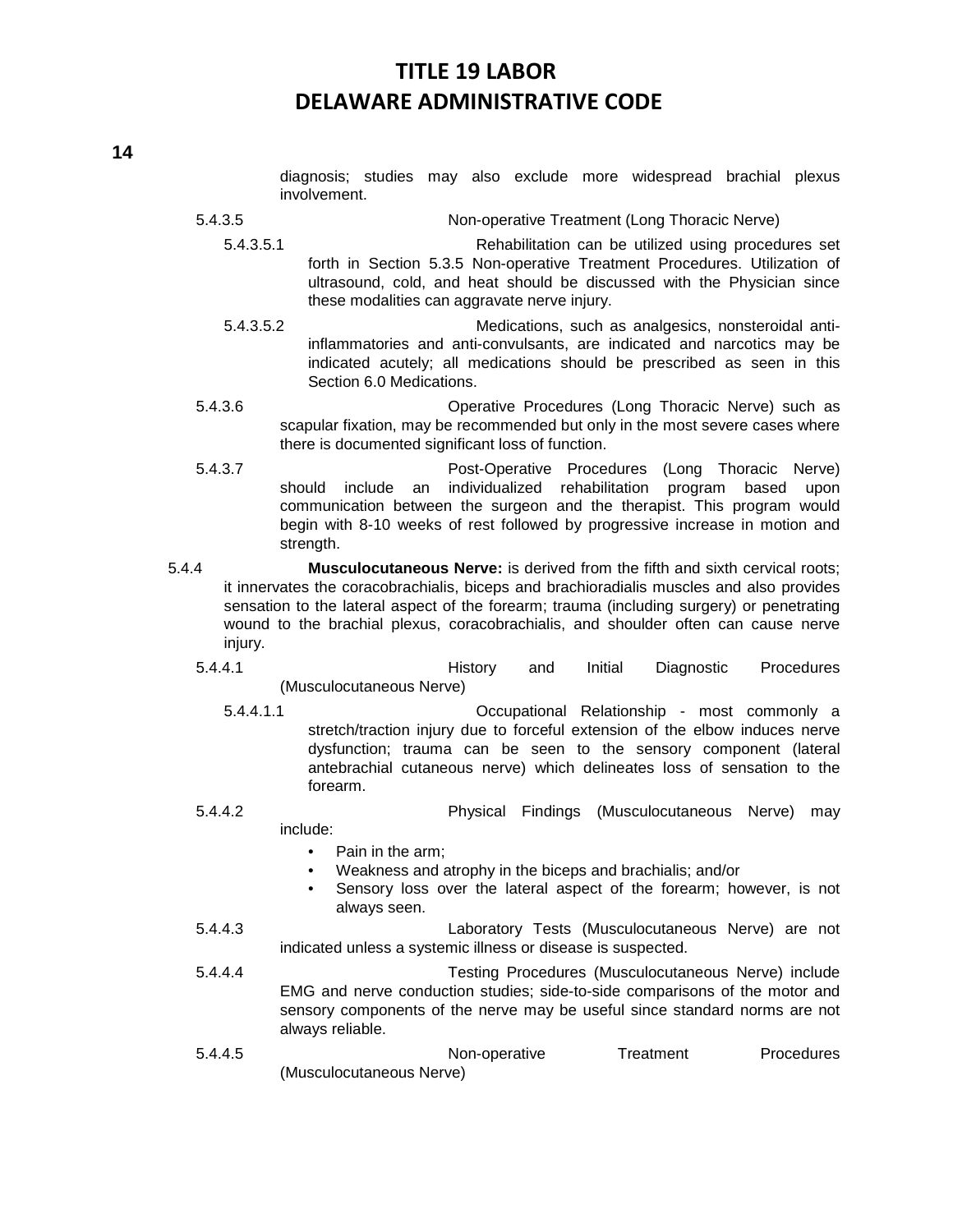diagnosis; studies may also exclude more widespread brachial plexus involvement.

5.4.3.5 Non-operative Treatment (Long Thoracic Nerve)

5.4.3.5.1 Rehabilitation can be utilized using procedures set forth in Section 5.3.5 Non-operative Treatment Procedures. Utilization of ultrasound, cold, and heat should be discussed with the Physician since these modalities can aggravate nerve injury.

5.4.3.5.2 Medications, such as analgesics, nonsteroidal anti-inflammatories and anti-convulsants, are indicated and narcotics may be indicated acutely; all medications should be prescribed as seen in this Section 6.0 Medications.

5.4.3.6 Operative Procedures (Long Thoracic Nerve) such as scapular fixation, may be recommended but only in the most severe cases where there is documented significant loss of function.

5.4.3.7 Post-Operative Procedures (Long Thoracic Nerve) should include an individualized rehabilitation program based upon communication between the surgeon and the therapist. This program would begin with 8-10 weeks of rest followed by progressive increase in motion and strength.

5.4.4 **Musculocutaneous Nerve:** is derived from the fifth and sixth cervical roots; it innervates the coracobrachialis, biceps and brachioradialis muscles and also provides sensation to the lateral aspect of the forearm; trauma (including surgery) or penetrating wound to the brachial plexus, coracobrachialis, and shoulder often can cause nerve injury.

5.4.4.1 History and Initial Diagnostic Procedures (Musculocutaneous Nerve)

5.4.4.1.1 Occupational Relationship - most commonly a stretch/traction injury due to forceful extension of the elbow induces nerve dysfunction; trauma can be seen to the sensory component (lateral antebrachial cutaneous nerve) which delineates loss of sensation to the forearm.

5.4.4.2 Physical Findings (Musculocutaneous Nerve) may include:

- Pain in the arm;
- Weakness and atrophy in the biceps and brachialis; and/or
- Sensory loss over the lateral aspect of the forearm; however, is not always seen.

5.4.4.3 Laboratory Tests (Musculocutaneous Nerve) are not indicated unless a systemic illness or disease is suspected.

5.4.4.4 Testing Procedures (Musculocutaneous Nerve) include EMG and nerve conduction studies; side-to-side comparisons of the motor and sensory components of the nerve may be useful since standard norms are not always reliable.

5.4.4.5 Non-operative Treatment Procedures (Musculocutaneous Nerve)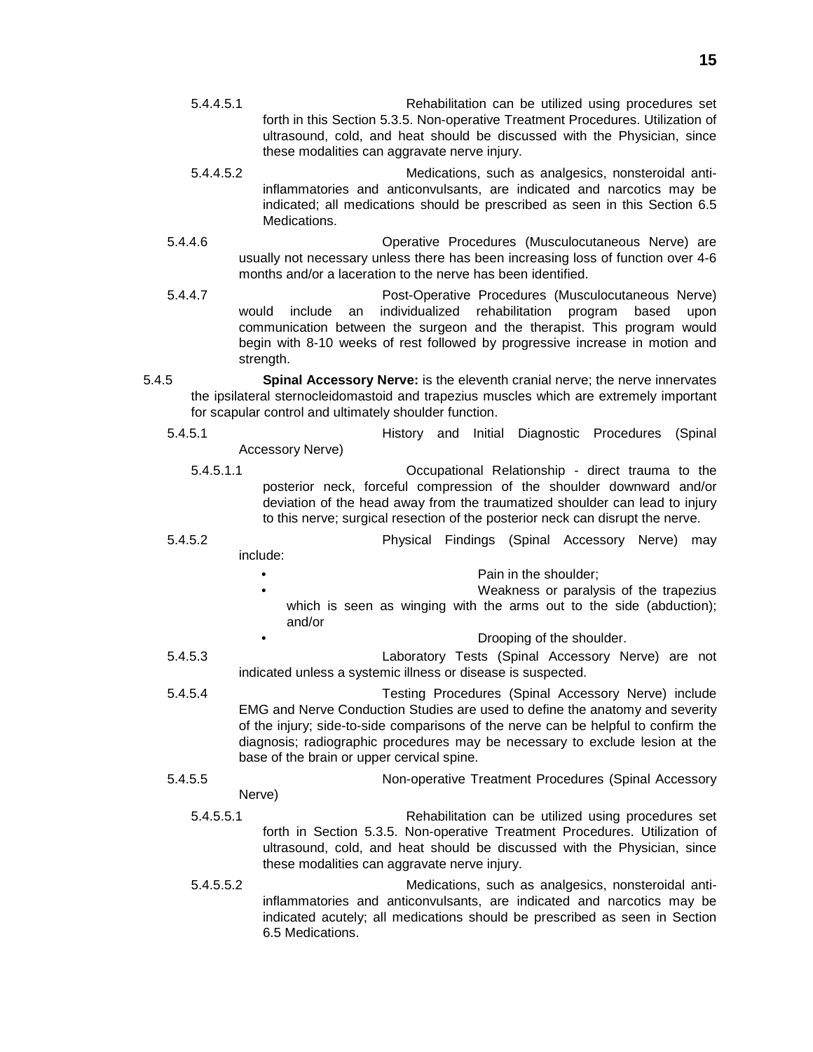5.4.4.5.1 Rehabilitation can be utilized using procedures set forth in this Section 5.3.5. Non-operative Treatment Procedures. Utilization of ultrasound, cold, and heat should be discussed with the Physician, since these modalities can aggravate nerve injury.

5.4.4.5.2 Medications, such as analgesics, nonsteroidal anti-inflammatories and anticonvulsants, are indicated and narcotics may be indicated; all medications should be prescribed as seen in this Section 6.5 Medications.

5.4.4.6 Operative Procedures (Musculocutaneous Nerve) are usually not necessary unless there has been increasing loss of function over 4-6 months and/or a laceration to the nerve has been identified.

5.4.4.7 Post-Operative Procedures (Musculocutaneous Nerve) would include an individualized rehabilitation program based upon communication between the surgeon and the therapist. This program would begin with 8-10 weeks of rest followed by progressive increase in motion and strength.

5.4.5 **Spinal Accessory Nerve:** is the eleventh cranial nerve; the nerve innervates the ipsilateral sternocleidomastoid and trapezius muscles which are extremely important for scapular control and ultimately shoulder function.

5.4.5.1 History and Initial Diagnostic Procedures (Spinal Accessory Nerve)

5.4.5.1.1 Occupational Relationship - direct trauma to the posterior neck, forceful compression of the shoulder downward and/or deviation of the head away from the traumatized shoulder can lead to injury to this nerve; surgical resection of the posterior neck can disrupt the nerve.

5.4.5.2 Physical Findings (Spinal Accessory Nerve) may include:

- Pain in the shoulder;
- Weakness or paralysis of the trapezius which is seen as winging with the arms out to the side (abduction); and/or
- Drooping of the shoulder.

5.4.5.3 Laboratory Tests (Spinal Accessory Nerve) are not indicated unless a systemic illness or disease is suspected.

5.4.5.4 Testing Procedures (Spinal Accessory Nerve) include EMG and Nerve Conduction Studies are used to define the anatomy and severity of the injury; side-to-side comparisons of the nerve can be helpful to confirm the diagnosis; radiographic procedures may be necessary to exclude lesion at the base of the brain or upper cervical spine.

5.4.5.5 Non-operative Treatment Procedures (Spinal Accessory Nerve)

5.4.5.5.1 Rehabilitation can be utilized using procedures set forth in Section 5.3.5. Non-operative Treatment Procedures. Utilization of ultrasound, cold, and heat should be discussed with the Physician, since these modalities can aggravate nerve injury.

5.4.5.5.2 Medications, such as analgesics, nonsteroidal anti-inflammatories and anticonvulsants, are indicated and narcotics may be indicated acutely; all medications should be prescribed as seen in Section 6.5 Medications.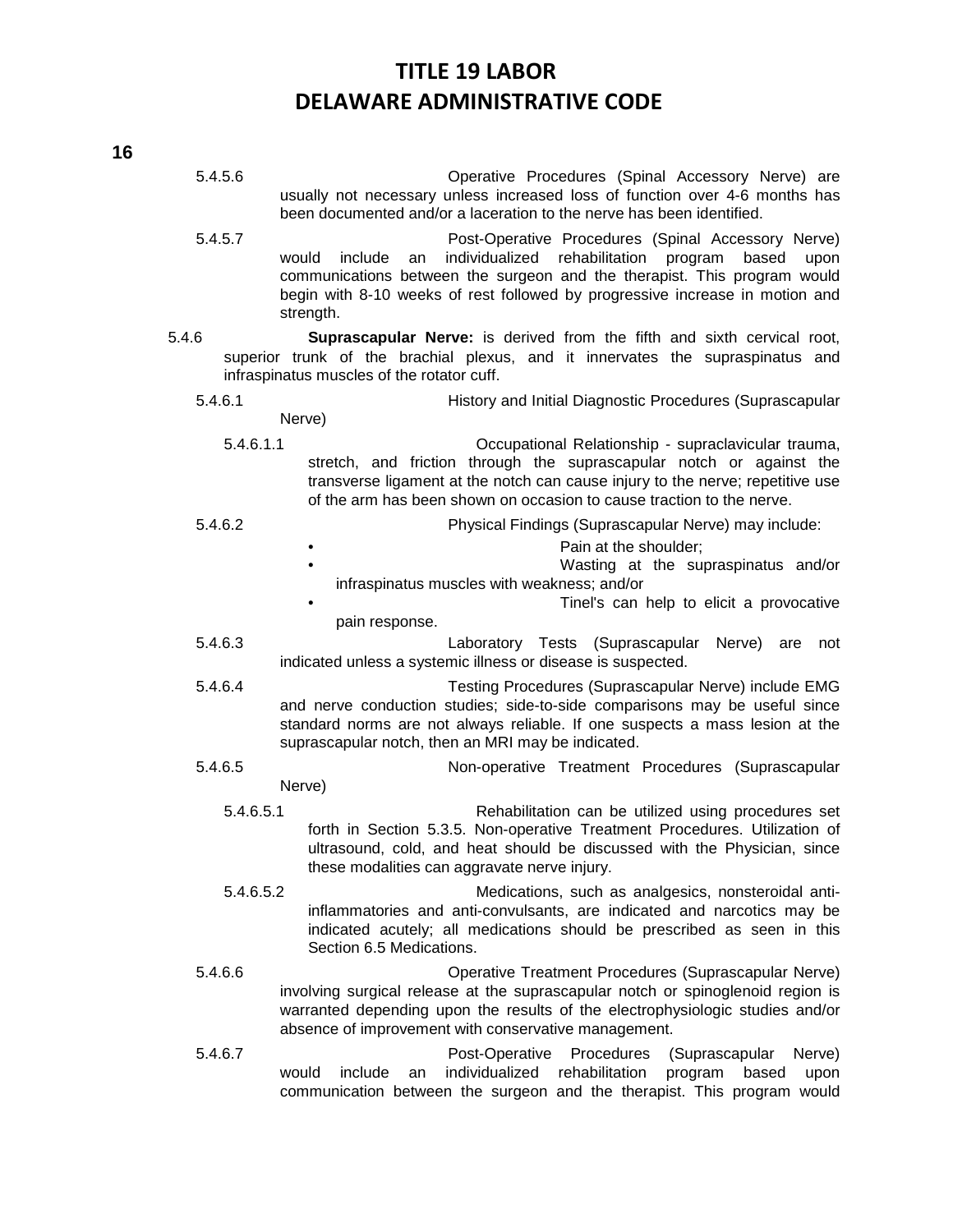5.4.5.6 Operative Procedures (Spinal Accessory Nerve) are usually not necessary unless increased loss of function over 4-6 months has been documented and/or a laceration to the nerve has been identified.

5.4.5.7 Post-Operative Procedures (Spinal Accessory Nerve) would include an individualized rehabilitation program based upon communications between the surgeon and the therapist. This program would begin with 8-10 weeks of rest followed by progressive increase in motion and strength.

5.4.6 **Suprascapular Nerve:** is derived from the fifth and sixth cervical root, superior trunk of the brachial plexus, and it innervates the supraspinatus and infraspinatus muscles of the rotator cuff.

5.4.6.1 History and Initial Diagnostic Procedures (Suprascapular Nerve)

5.4.6.1.1 Occupational Relationship - supraclavicular trauma, stretch, and friction through the suprascapular notch or against the transverse ligament at the notch can cause injury to the nerve; repetitive use of the arm has been shown on occasion to cause traction to the nerve.

5.4.6.2 Physical Findings (Suprascapular Nerve) may include:

- Pain at the shoulder;
- Wasting at the supraspinatus and/or infraspinatus muscles with weakness; and/or
- Tinel's can help to elicit a provocative pain response.

5.4.6.3 Laboratory Tests (Suprascapular Nerve) are not indicated unless a systemic illness or disease is suspected.

5.4.6.4 Testing Procedures (Suprascapular Nerve) include EMG and nerve conduction studies; side-to-side comparisons may be useful since standard norms are not always reliable. If one suspects a mass lesion at the suprascapular notch, then an MRI may be indicated.

5.4.6.5 Non-operative Treatment Procedures (Suprascapular Nerve)

5.4.6.5.1 Rehabilitation can be utilized using procedures set forth in Section 5.3.5. Non-operative Treatment Procedures. Utilization of ultrasound, cold, and heat should be discussed with the Physician, since these modalities can aggravate nerve injury.

5.4.6.5.2 Medications, such as analgesics, nonsteroidal anti-inflammatories and anti-convulsants, are indicated and narcotics may be indicated acutely; all medications should be prescribed as seen in this Section 6.5 Medications.

5.4.6.6 Operative Treatment Procedures (Suprascapular Nerve) involving surgical release at the suprascapular notch or spinoglenoid region is warranted depending upon the results of the electrophysiologic studies and/or absence of improvement with conservative management.

5.4.6.7 Post-Operative Procedures (Suprascapular Nerve) would include an individualized rehabilitation program based upon communication between the surgeon and the therapist. This program would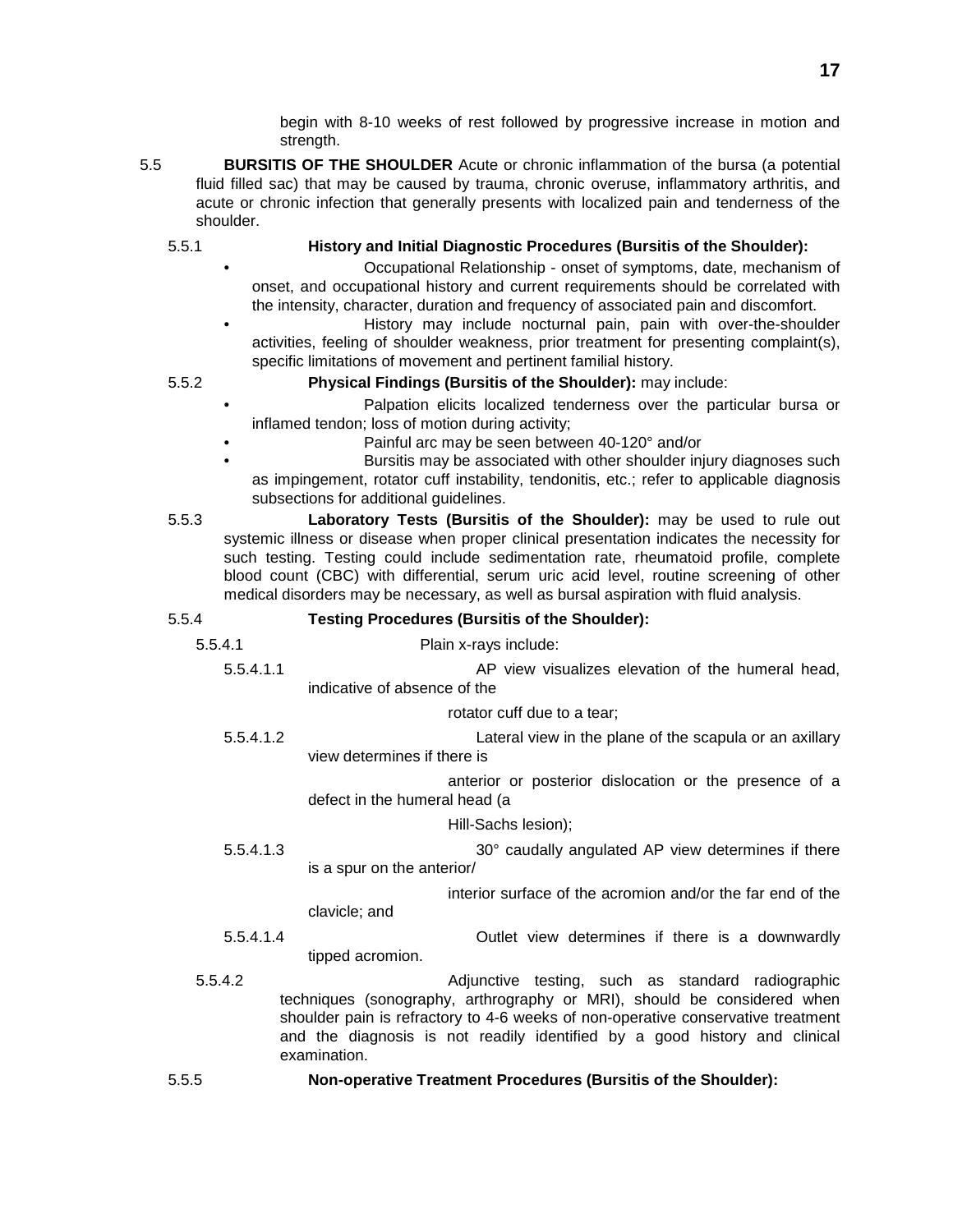begin with 8-10 weeks of rest followed by progressive increase in motion and strength.

5.5 **BURSITIS OF THE SHOULDER** Acute or chronic inflammation of the bursa (a potential fluid filled sac) that may be caused by trauma, chronic overuse, inflammatory arthritis, and acute or chronic infection that generally presents with localized pain and tenderness of the shoulder.

5.5.1 **History and Initial Diagnostic Procedures (Bursitis of the Shoulder):**

- Occupational Relationship - onset of symptoms, date, mechanism of onset, and occupational history and current requirements should be correlated with the intensity, character, duration and frequency of associated pain and discomfort.
- History may include nocturnal pain, pain with over-the-shoulder activities, feeling of shoulder weakness, prior treatment for presenting complaint(s), specific limitations of movement and pertinent familial history.

5.5.2 **Physical Findings (Bursitis of the Shoulder):** may include:

- Palpation elicits localized tenderness over the particular bursa or inflamed tendon; loss of motion during activity;
- Painful arc may be seen between 40-120° and/or
- Bursitis may be associated with other shoulder injury diagnoses such as impingement, rotator cuff instability, tendonitis, etc.; refer to applicable diagnosis subsections for additional guidelines.

5.5.3 **Laboratory Tests (Bursitis of the Shoulder):** may be used to rule out systemic illness or disease when proper clinical presentation indicates the necessity for such testing. Testing could include sedimentation rate, rheumatoid profile, complete blood count (CBC) with differential, serum uric acid level, routine screening of other medical disorders may be necessary, as well as bursal aspiration with fluid analysis.

5.5.4 **Testing Procedures (Bursitis of the Shoulder):**

5.5.4.1 Plain x-rays include:

5.5.4.1.1 AP view visualizes elevation of the humeral head, indicative of absence of the rotator cuff due to a tear;

5.5.4.1.2 Lateral view in the plane of the scapula or an axillary view determines if there is anterior or posterior dislocation or the presence of a defect in the humeral head (a Hill-Sachs lesion);

5.5.4.1.3 30° caudally angulated AP view determines if there is a spur on the anterior/ interior surface of the acromion and/or the far end of the clavicle; and

5.5.4.1.4 Outlet view determines if there is a downwardly tipped acromion.

5.5.4.2 Adjunctive testing, such as standard radiographic techniques (sonography, arthrography or MRI), should be considered when shoulder pain is refractory to 4-6 weeks of non-operative conservative treatment and the diagnosis is not readily identified by a good history and clinical examination.

5.5.5 **Non-operative Treatment Procedures (Bursitis of the Shoulder):**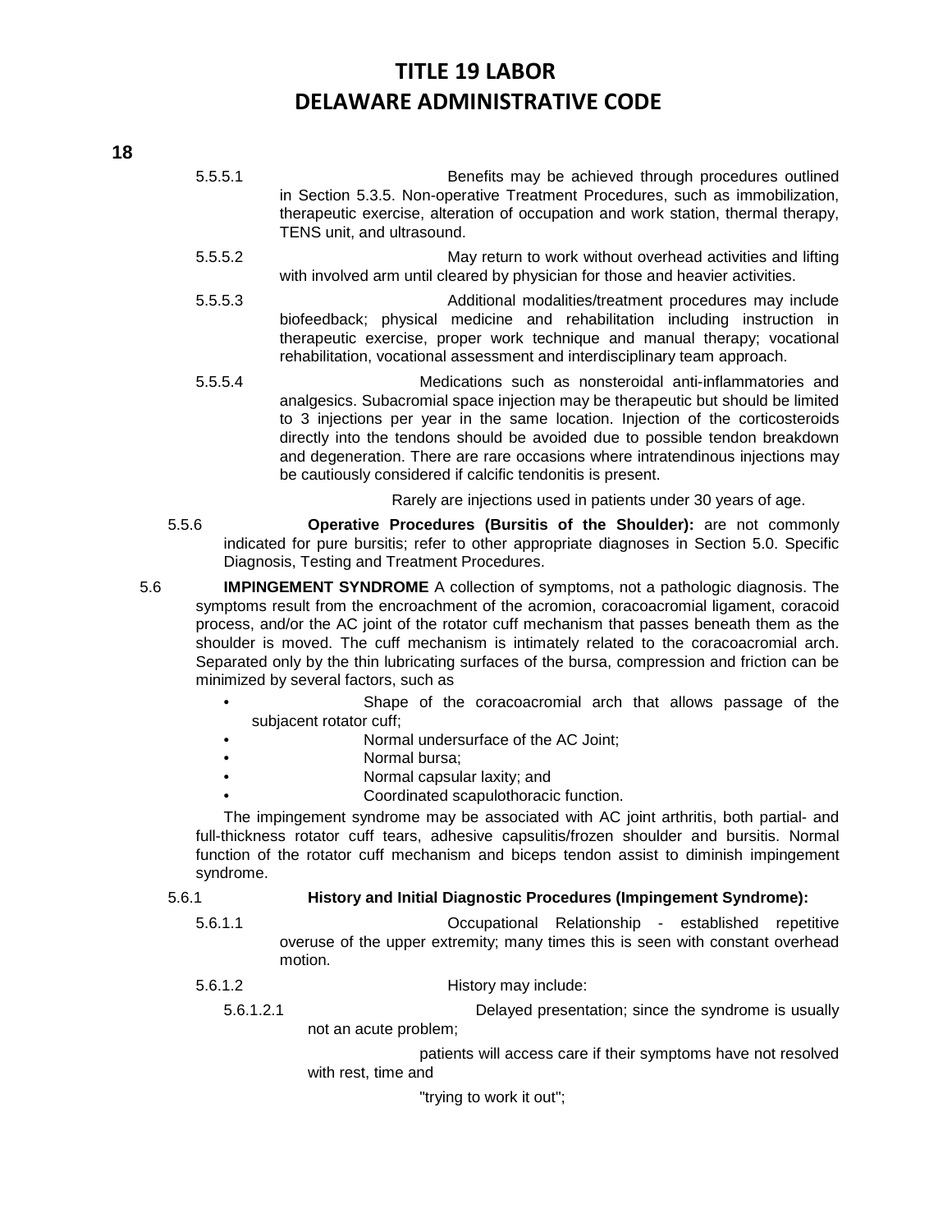5.5.5.1 Benefits may be achieved through procedures outlined in Section 5.3.5. Non-operative Treatment Procedures, such as immobilization, therapeutic exercise, alteration of occupation and work station, thermal therapy, TENS unit, and ultrasound.

5.5.5.2 May return to work without overhead activities and lifting with involved arm until cleared by physician for those and heavier activities.

5.5.5.3 Additional modalities/treatment procedures may include biofeedback; physical medicine and rehabilitation including instruction in therapeutic exercise, proper work technique and manual therapy; vocational rehabilitation, vocational assessment and interdisciplinary team approach.

5.5.5.4 Medications such as nonsteroidal anti-inflammatories and analgesics. Subacromial space injection may be therapeutic but should be limited to 3 injections per year in the same location. Injection of the corticosteroids directly into the tendons should be avoided due to possible tendon breakdown and degeneration. There are rare occasions where intratendinous injections may be cautiously considered if calcific tendonitis is present.

Rarely are injections used in patients under 30 years of age.

5.5.6 **Operative Procedures (Bursitis of the Shoulder):** are not commonly indicated for pure bursitis; refer to other appropriate diagnoses in Section 5.0. Specific Diagnosis, Testing and Treatment Procedures.

5.6 **IMPINGEMENT SYNDROME** A collection of symptoms, not a pathologic diagnosis. The symptoms result from the encroachment of the acromion, coracoacromial ligament, coracoid process, and/or the AC joint of the rotator cuff mechanism that passes beneath them as the shoulder is moved. The cuff mechanism is intimately related to the coracoacromial arch. Separated only by the thin lubricating surfaces of the bursa, compression and friction can be minimized by several factors, such as

- Shape of the coracoacromial arch that allows passage of the subjacent rotator cuff;
- Normal undersurface of the AC Joint;
- Normal bursa;
- Normal capsular laxity; and
- Coordinated scapulothoracic function.

The impingement syndrome may be associated with AC joint arthritis, both partial- and full-thickness rotator cuff tears, adhesive capsulitis/frozen shoulder and bursitis. Normal function of the rotator cuff mechanism and biceps tendon assist to diminish impingement syndrome.

5.6.1 **History and Initial Diagnostic Procedures (Impingement Syndrome):**

5.6.1.1 Occupational Relationship - established repetitive overuse of the upper extremity; many times this is seen with constant overhead motion.

5.6.1.2 History may include:

5.6.1.2.1 Delayed presentation; since the syndrome is usually not an acute problem;

patients will access care if their symptoms have not resolved with rest, time and

"trying to work it out";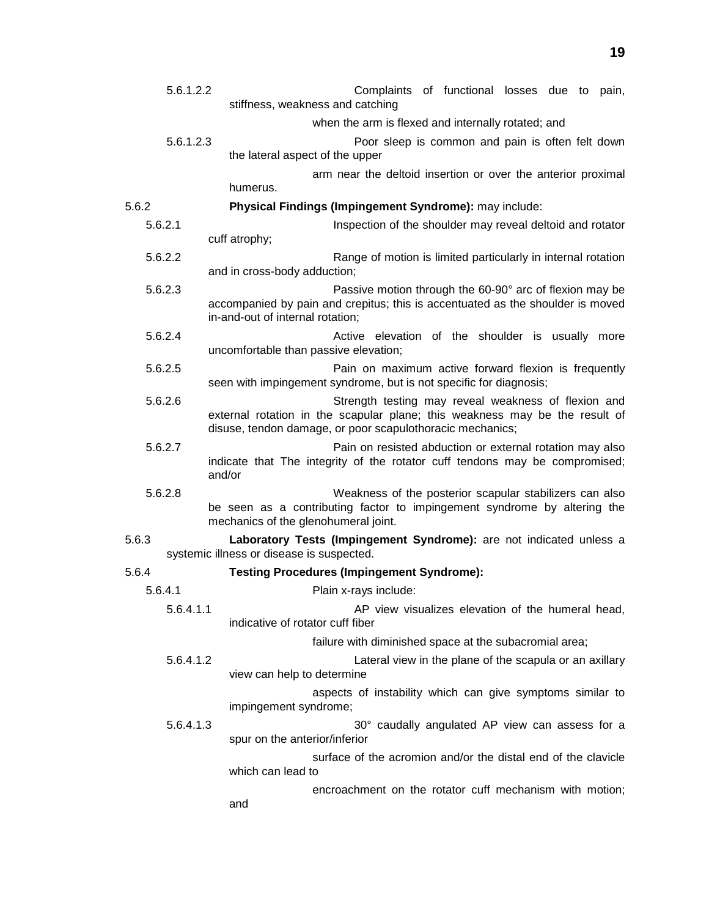5.6.1.2.2 Complaints of functional losses due to pain, stiffness, weakness and catching when the arm is flexed and internally rotated; and

5.6.1.2.3 Poor sleep is common and pain is often felt down the lateral aspect of the upper arm near the deltoid insertion or over the anterior proximal humerus.

5.6.2 **Physical Findings (Impingement Syndrome):** may include:

5.6.2.1 Inspection of the shoulder may reveal deltoid and rotator cuff atrophy;

5.6.2.2 Range of motion is limited particularly in internal rotation and in cross-body adduction;

5.6.2.3 Passive motion through the 60-90° arc of flexion may be accompanied by pain and crepitus; this is accentuated as the shoulder is moved in-and-out of internal rotation;

5.6.2.4 Active elevation of the shoulder is usually more uncomfortable than passive elevation;

5.6.2.5 Pain on maximum active forward flexion is frequently seen with impingement syndrome, but is not specific for diagnosis;

5.6.2.6 Strength testing may reveal weakness of flexion and external rotation in the scapular plane; this weakness may be the result of disuse, tendon damage, or poor scapulothoracic mechanics;

5.6.2.7 Pain on resisted abduction or external rotation may also indicate that The integrity of the rotator cuff tendons may be compromised; and/or

5.6.2.8 Weakness of the posterior scapular stabilizers can also be seen as a contributing factor to impingement syndrome by altering the mechanics of the glenohumeral joint.

5.6.3 **Laboratory Tests (Impingement Syndrome):** are not indicated unless a systemic illness or disease is suspected.

5.6.4 **Testing Procedures (Impingement Syndrome):**

5.6.4.1 Plain x-rays include:

5.6.4.1.1 AP view visualizes elevation of the humeral head, indicative of rotator cuff fiber failure with diminished space at the subacromial area;

5.6.4.1.2 Lateral view in the plane of the scapula or an axillary view can help to determine aspects of instability which can give symptoms similar to impingement syndrome;

5.6.4.1.3 30° caudally angulated AP view can assess for a spur on the anterior/inferior surface of the acromion and/or the distal end of the clavicle which can lead to encroachment on the rotator cuff mechanism with motion; and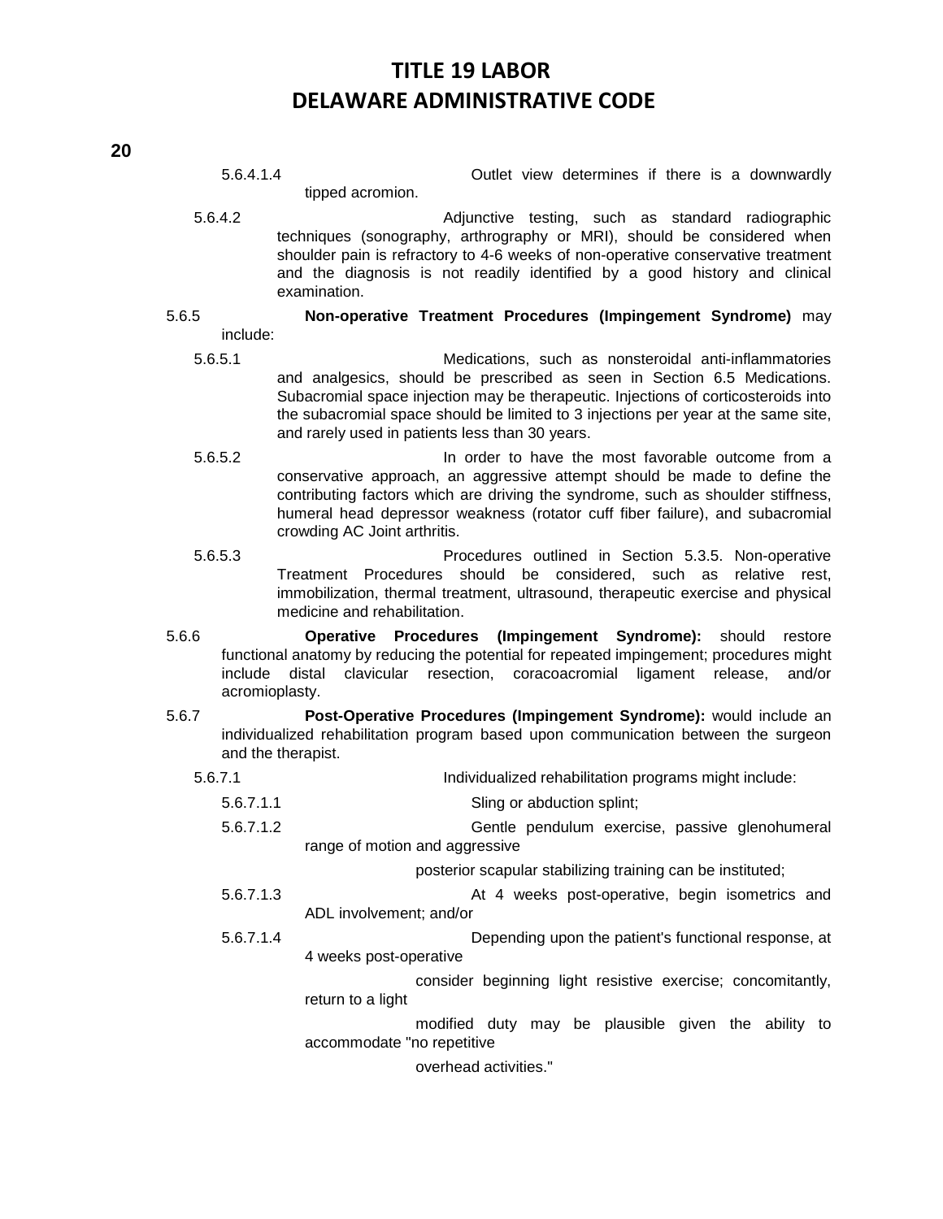5.6.4.1.4 Outlet view determines if there is a downwardly tipped acromion.

5.6.4.2 Adjunctive testing, such as standard radiographic techniques (sonography, arthrography or MRI), should be considered when shoulder pain is refractory to 4-6 weeks of non-operative conservative treatment and the diagnosis is not readily identified by a good history and clinical examination.

5.6.5 **Non-operative Treatment Procedures (Impingement Syndrome)** may include:

5.6.5.1 Medications, such as nonsteroidal anti-inflammatories and analgesics, should be prescribed as seen in Section 6.5 Medications. Subacromial space injection may be therapeutic. Injections of corticosteroids into the subacromial space should be limited to 3 injections per year at the same site, and rarely used in patients less than 30 years.

5.6.5.2 In order to have the most favorable outcome from a conservative approach, an aggressive attempt should be made to define the contributing factors which are driving the syndrome, such as shoulder stiffness, humeral head depressor weakness (rotator cuff fiber failure), and subacromial crowding AC Joint arthritis.

5.6.5.3 Procedures outlined in Section 5.3.5. Non-operative Treatment Procedures should be considered, such as relative rest, immobilization, thermal treatment, ultrasound, therapeutic exercise and physical medicine and rehabilitation.

5.6.6 **Operative Procedures (Impingement Syndrome):** should restore functional anatomy by reducing the potential for repeated impingement; procedures might include distal clavicular resection, coracoacromial ligament release, and/or acromioplasty.

5.6.7 **Post-Operative Procedures (Impingement Syndrome):** would include an individualized rehabilitation program based upon communication between the surgeon and the therapist.

5.6.7.1 Individualized rehabilitation programs might include:

5.6.7.1.1 Sling or abduction splint;

5.6.7.1.2 Gentle pendulum exercise, passive glenohumeral range of motion and aggressive posterior scapular stabilizing training can be instituted;

5.6.7.1.3 At 4 weeks post-operative, begin isometrics and ADL involvement; and/or

5.6.7.1.4 Depending upon the patient's functional response, at 4 weeks post-operative consider beginning light resistive exercise; concomitantly, return to a light modified duty may be plausible given the ability to accommodate "no repetitive overhead activities."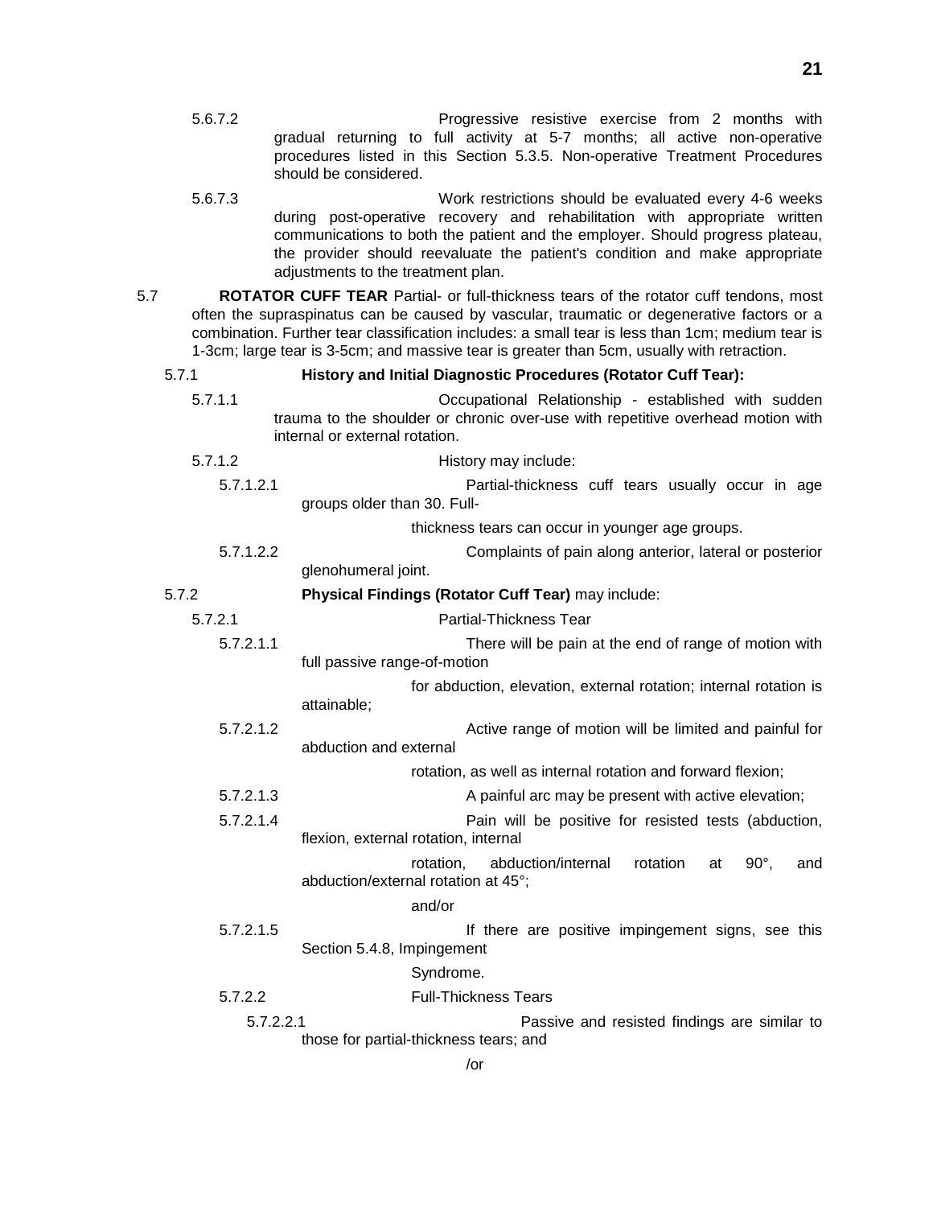5.6.7.2 Progressive resistive exercise from 2 months with gradual returning to full activity at 5-7 months; all active non-operative procedures listed in this Section 5.3.5. Non-operative Treatment Procedures should be considered.

5.6.7.3 Work restrictions should be evaluated every 4-6 weeks during post-operative recovery and rehabilitation with appropriate written communications to both the patient and the employer. Should progress plateau, the provider should reevaluate the patient's condition and make appropriate adjustments to the treatment plan.

5.7 **ROTATOR CUFF TEAR** Partial- or full-thickness tears of the rotator cuff tendons, most often the supraspinatus can be caused by vascular, traumatic or degenerative factors or a combination. Further tear classification includes: a small tear is less than 1cm; medium tear is 1-3cm; large tear is 3-5cm; and massive tear is greater than 5cm, usually with retraction.

5.7.1 **History and Initial Diagnostic Procedures (Rotator Cuff Tear):**

5.7.1.1 Occupational Relationship - established with sudden trauma to the shoulder or chronic over-use with repetitive overhead motion with internal or external rotation.

5.7.1.2 History may include:

5.7.1.2.1 Partial-thickness cuff tears usually occur in age groups older than 30. Full-thickness tears can occur in younger age groups.

5.7.1.2.2 Complaints of pain along anterior, lateral or posterior glenohumeral joint.

5.7.2 **Physical Findings (Rotator Cuff Tear)** may include:

5.7.2.1 Partial-Thickness Tear

5.7.2.1.1 There will be pain at the end of range of motion with full passive range-of-motion for abduction, elevation, external rotation; internal rotation is attainable;

5.7.2.1.2 Active range of motion will be limited and painful for abduction and external rotation, as well as internal rotation and forward flexion;

5.7.2.1.3 A painful arc may be present with active elevation;

5.7.2.1.4 Pain will be positive for resisted tests (abduction, flexion, external rotation, internal rotation, abduction/internal rotation at 90°, and abduction/external rotation at 45°; and/or

5.7.2.1.5 If there are positive impingement signs, see this Section 5.4.8, Impingement Syndrome.

5.7.2.2 Full-Thickness Tears

5.7.2.2.1 Passive and resisted findings are similar to those for partial-thickness tears; and/or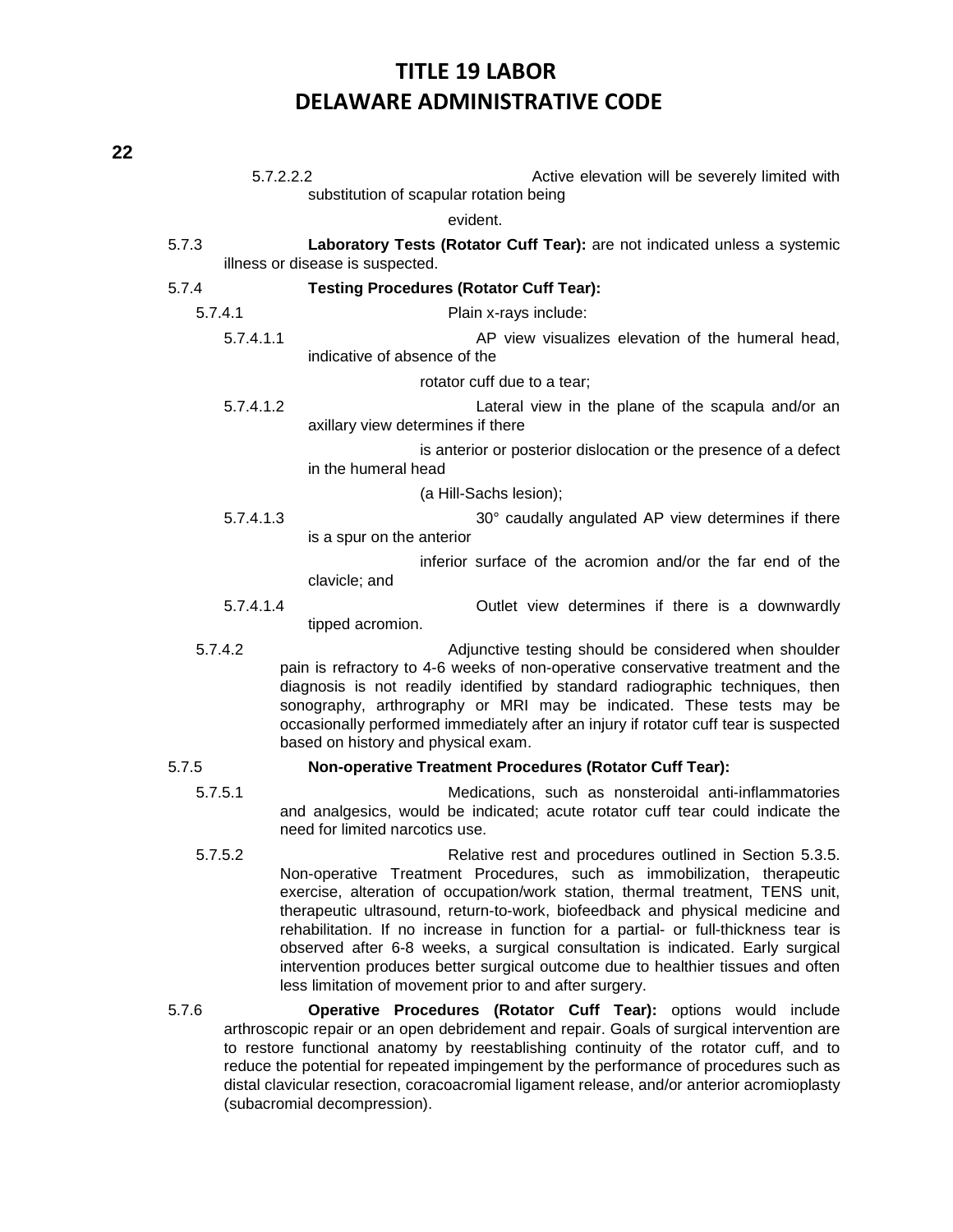5.7.2.2.2 Active elevation will be severely limited with substitution of scapular rotation being evident.

5.7.3 **Laboratory Tests (Rotator Cuff Tear):** are not indicated unless a systemic illness or disease is suspected.

5.7.4 **Testing Procedures (Rotator Cuff Tear):**

5.7.4.1 Plain x-rays include:

5.7.4.1.1 AP view visualizes elevation of the humeral head, indicative of absence of the rotator cuff due to a tear;

5.7.4.1.2 Lateral view in the plane of the scapula and/or an axillary view determines if there is anterior or posterior dislocation or the presence of a defect in the humeral head (a Hill-Sachs lesion);

5.7.4.1.3 30° caudally angulated AP view determines if there is a spur on the anterior inferior surface of the acromion and/or the far end of the clavicle; and

5.7.4.1.4 Outlet view determines if there is a downwardly tipped acromion.

5.7.4.2 Adjunctive testing should be considered when shoulder pain is refractory to 4-6 weeks of non-operative conservative treatment and the diagnosis is not readily identified by standard radiographic techniques, then sonography, arthrography or MRI may be indicated. These tests may be occasionally performed immediately after an injury if rotator cuff tear is suspected based on history and physical exam.

5.7.5 **Non-operative Treatment Procedures (Rotator Cuff Tear):**

5.7.5.1 Medications, such as nonsteroidal anti-inflammatories and analgesics, would be indicated; acute rotator cuff tear could indicate the need for limited narcotics use.

5.7.5.2 Relative rest and procedures outlined in Section 5.3.5. Non-operative Treatment Procedures, such as immobilization, therapeutic exercise, alteration of occupation/work station, thermal treatment, TENS unit, therapeutic ultrasound, return-to-work, biofeedback and physical medicine and rehabilitation. If no increase in function for a partial- or full-thickness tear is observed after 6-8 weeks, a surgical consultation is indicated. Early surgical intervention produces better surgical outcome due to healthier tissues and often less limitation of movement prior to and after surgery.

5.7.6 **Operative Procedures (Rotator Cuff Tear):** options would include arthroscopic repair or an open debridement and repair. Goals of surgical intervention are to restore functional anatomy by reestablishing continuity of the rotator cuff, and to reduce the potential for repeated impingement by the performance of procedures such as distal clavicular resection, coracoacromial ligament release, and/or anterior acromioplasty (subacromial decompression).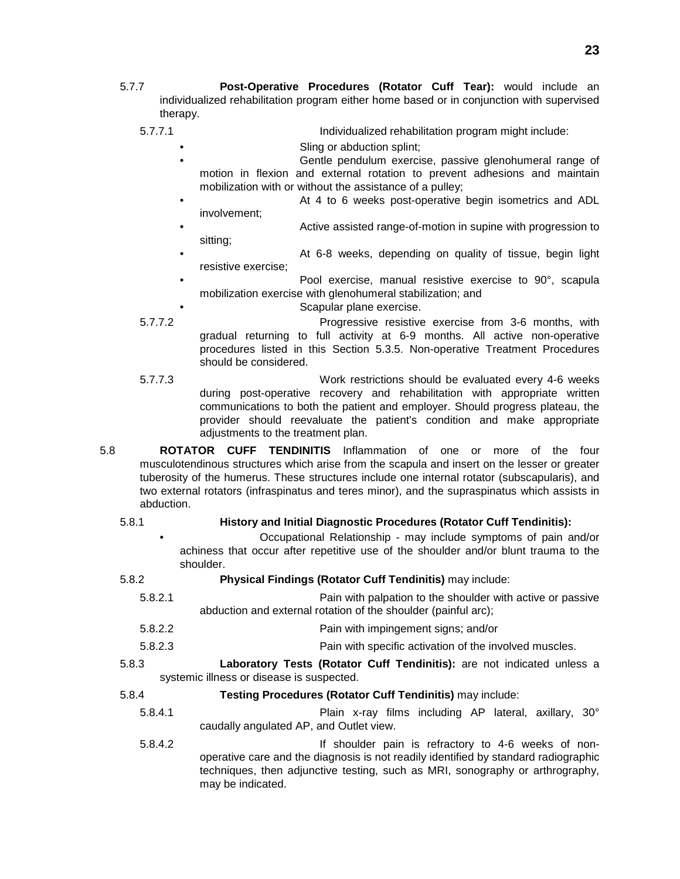5.7.7 **Post-Operative Procedures (Rotator Cuff Tear):** would include an individualized rehabilitation program either home based or in conjunction with supervised therapy.

5.7.7.1 Individualized rehabilitation program might include:

- Sling or abduction splint;
- Gentle pendulum exercise, passive glenohumeral range of motion in flexion and external rotation to prevent adhesions and maintain mobilization with or without the assistance of a pulley;
- At 4 to 6 weeks post-operative begin isometrics and ADL involvement;
- Active assisted range-of-motion in supine with progression to sitting;
- At 6-8 weeks, depending on quality of tissue, begin light resistive exercise;
- Pool exercise, manual resistive exercise to 90°, scapula mobilization exercise with glenohumeral stabilization; and
- Scapular plane exercise.

5.7.7.2 Progressive resistive exercise from 3-6 months, with gradual returning to full activity at 6-9 months. All active non-operative procedures listed in this Section 5.3.5. Non-operative Treatment Procedures should be considered.

5.7.7.3 Work restrictions should be evaluated every 4-6 weeks during post-operative recovery and rehabilitation with appropriate written communications to both the patient and employer. Should progress plateau, the provider should reevaluate the patient's condition and make appropriate adjustments to the treatment plan.

5.8 **ROTATOR CUFF TENDINITIS** Inflammation of one or more of the four musculotendinous structures which arise from the scapula and insert on the lesser or greater tuberosity of the humerus. These structures include one internal rotator (subscapularis), and two external rotators (infraspinatus and teres minor), and the supraspinatus which assists in abduction.

5.8.1 **History and Initial Diagnostic Procedures (Rotator Cuff Tendinitis):**

- Occupational Relationship - may include symptoms of pain and/or achiness that occur after repetitive use of the shoulder and/or blunt trauma to the shoulder.

5.8.2 **Physical Findings (Rotator Cuff Tendinitis)** may include:

5.8.2.1 Pain with palpation to the shoulder with active or passive abduction and external rotation of the shoulder (painful arc);

5.8.2.2 Pain with impingement signs; and/or

5.8.2.3 Pain with specific activation of the involved muscles.

5.8.3 **Laboratory Tests (Rotator Cuff Tendinitis):** are not indicated unless a systemic illness or disease is suspected.

5.8.4 **Testing Procedures (Rotator Cuff Tendinitis)** may include:

5.8.4.1 Plain x-ray films including AP lateral, axillary, 30° caudally angulated AP, and Outlet view.

5.8.4.2 If shoulder pain is refractory to 4-6 weeks of non-operative care and the diagnosis is not readily identified by standard radiographic techniques, then adjunctive testing, such as MRI, sonography or arthrography, may be indicated.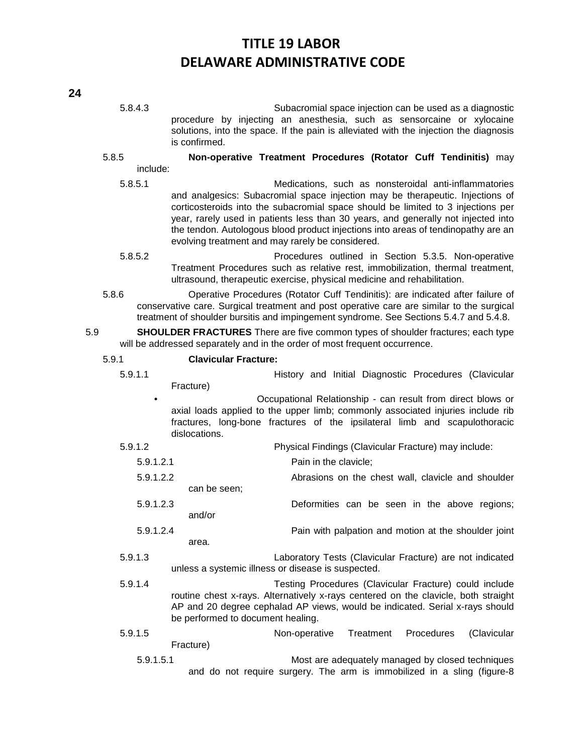5.8.4.3 Subacromial space injection can be used as a diagnostic procedure by injecting an anesthesia, such as sensorcaine or xylocaine solutions, into the space. If the pain is alleviated with the injection the diagnosis is confirmed.

5.8.5 **Non-operative Treatment Procedures (Rotator Cuff Tendinitis)** may include:

5.8.5.1 Medications, such as nonsteroidal anti-inflammatories and analgesics: Subacromial space injection may be therapeutic. Injections of corticosteroids into the subacromial space should be limited to 3 injections per year, rarely used in patients less than 30 years, and generally not injected into the tendon. Autologous blood product injections into areas of tendinopathy are an evolving treatment and may rarely be considered.

5.8.5.2 Procedures outlined in Section 5.3.5. Non-operative Treatment Procedures such as relative rest, immobilization, thermal treatment, ultrasound, therapeutic exercise, physical medicine and rehabilitation.

5.8.6 Operative Procedures (Rotator Cuff Tendinitis): are indicated after failure of conservative care. Surgical treatment and post operative care are similar to the surgical treatment of shoulder bursitis and impingement syndrome. See Sections 5.4.7 and 5.4.8.

5.9 **SHOULDER FRACTURES** There are five common types of shoulder fractures; each type will be addressed separately and in the order of most frequent occurrence.

5.9.1 **Clavicular Fracture:**

5.9.1.1 History and Initial Diagnostic Procedures (Clavicular Fracture)

- Occupational Relationship - can result from direct blows or axial loads applied to the upper limb; commonly associated injuries include rib fractures, long-bone fractures of the ipsilateral limb and scapulothoracic dislocations.

5.9.1.2 Physical Findings (Clavicular Fracture) may include:

5.9.1.2.1 Pain in the clavicle;

5.9.1.2.2 Abrasions on the chest wall, clavicle and shoulder can be seen;

5.9.1.2.3 Deformities can be seen in the above regions; and/or

5.9.1.2.4 Pain with palpation and motion at the shoulder joint area.

5.9.1.3 Laboratory Tests (Clavicular Fracture) are not indicated unless a systemic illness or disease is suspected.

5.9.1.4 Testing Procedures (Clavicular Fracture) could include routine chest x-rays. Alternatively x-rays centered on the clavicle, both straight AP and 20 degree cephalad AP views, would be indicated. Serial x-rays should be performed to document healing.

5.9.1.5 Non-operative Treatment Procedures (Clavicular Fracture)

5.9.1.5.1 Most are adequately managed by closed techniques and do not require surgery. The arm is immobilized in a sling (figure-8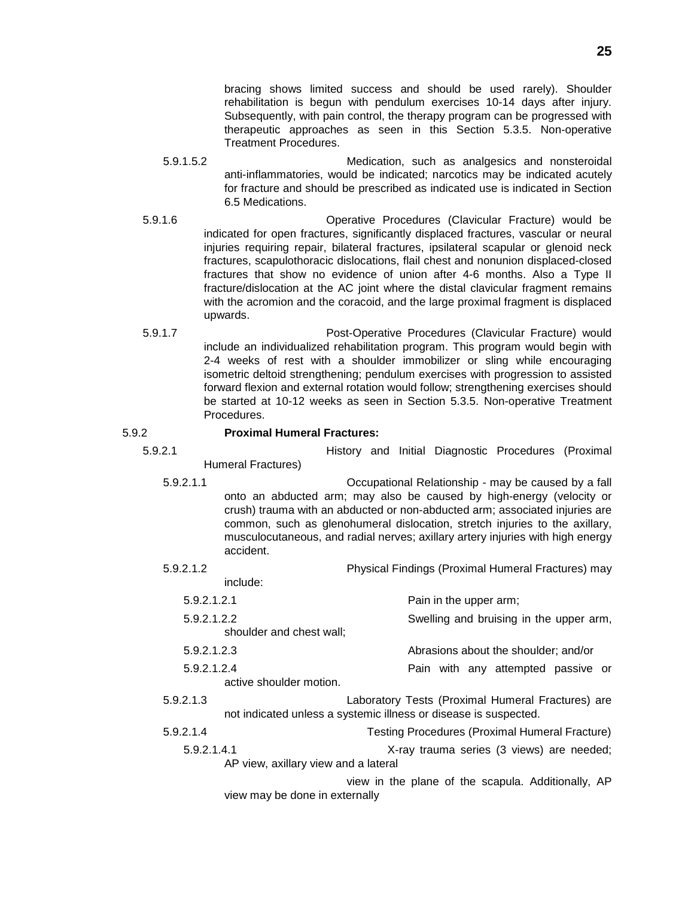bracing shows limited success and should be used rarely). Shoulder rehabilitation is begun with pendulum exercises 10-14 days after injury. Subsequently, with pain control, the therapy program can be progressed with therapeutic approaches as seen in this Section 5.3.5. Non-operative Treatment Procedures.

5.9.1.5.2 Medication, such as analgesics and nonsteroidal anti-inflammatories, would be indicated; narcotics may be indicated acutely for fracture and should be prescribed as indicated use is indicated in Section 6.5 Medications.

5.9.1.6 Operative Procedures (Clavicular Fracture) would be indicated for open fractures, significantly displaced fractures, vascular or neural injuries requiring repair, bilateral fractures, ipsilateral scapular or glenoid neck fractures, scapulothoracic dislocations, flail chest and nonunion displaced-closed fractures that show no evidence of union after 4-6 months. Also a Type II fracture/dislocation at the AC joint where the distal clavicular fragment remains with the acromion and the coracoid, and the large proximal fragment is displaced upwards.

5.9.1.7 Post-Operative Procedures (Clavicular Fracture) would include an individualized rehabilitation program. This program would begin with 2-4 weeks of rest with a shoulder immobilizer or sling while encouraging isometric deltoid strengthening; pendulum exercises with progression to assisted forward flexion and external rotation would follow; strengthening exercises should be started at 10-12 weeks as seen in Section 5.3.5. Non-operative Treatment Procedures.

5.9.2 **Proximal Humeral Fractures:**

5.9.2.1 History and Initial Diagnostic Procedures (Proximal Humeral Fractures)

5.9.2.1.1 Occupational Relationship - may be caused by a fall onto an abducted arm; may also be caused by high-energy (velocity or crush) trauma with an abducted or non-abducted arm; associated injuries are common, such as glenohumeral dislocation, stretch injuries to the axillary, musculocutaneous, and radial nerves; axillary artery injuries with high energy accident.

5.9.2.1.2 Physical Findings (Proximal Humeral Fractures) may include:

5.9.2.1.2.1 Pain in the upper arm;

5.9.2.1.2.2 Swelling and bruising in the upper arm, shoulder and chest wall;

5.9.2.1.2.3 Abrasions about the shoulder; and/or

5.9.2.1.2.4 Pain with any attempted passive or active shoulder motion.

5.9.2.1.3 Laboratory Tests (Proximal Humeral Fractures) are not indicated unless a systemic illness or disease is suspected.

5.9.2.1.4 Testing Procedures (Proximal Humeral Fracture)

5.9.2.1.4.1 X-ray trauma series (3 views) are needed; AP view, axillary view and a lateral

view in the plane of the scapula. Additionally, AP view may be done in externally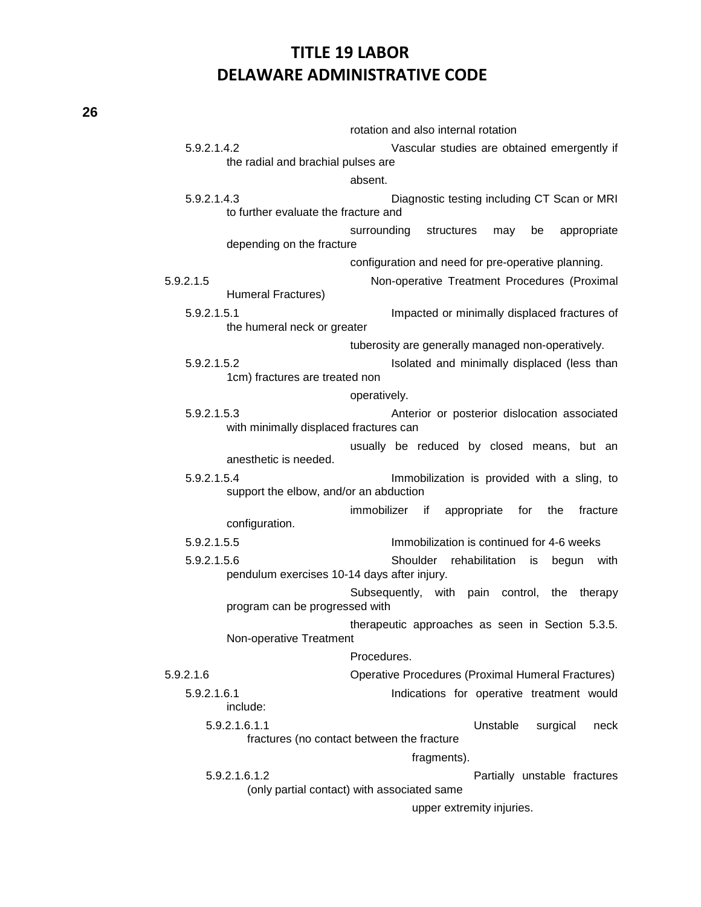rotation and also internal rotation

5.9.2.1.4.2 Vascular studies are obtained emergently if the radial and brachial pulses are absent.

5.9.2.1.4.3 Diagnostic testing including CT Scan or MRI to further evaluate the fracture and surrounding structures may be appropriate depending on the fracture configuration and need for pre-operative planning.

5.9.2.1.5 Non-operative Treatment Procedures (Proximal Humeral Fractures)

5.9.2.1.5.1 Impacted or minimally displaced fractures of the humeral neck or greater tuberosity are generally managed non-operatively.

5.9.2.1.5.2 Isolated and minimally displaced (less than 1cm) fractures are treated non operatively.

5.9.2.1.5.3 Anterior or posterior dislocation associated with minimally displaced fractures can usually be reduced by closed means, but an anesthetic is needed.

5.9.2.1.5.4 Immobilization is provided with a sling, to support the elbow, and/or an abduction immobilizer if appropriate for the fracture configuration.

5.9.2.1.5.5 Immobilization is continued for 4-6 weeks

5.9.2.1.5.6 Shoulder rehabilitation is begun with pendulum exercises 10-14 days after injury. Subsequently, with pain control, the therapy program can be progressed with therapeutic approaches as seen in Section 5.3.5. Non-operative Treatment Procedures.

5.9.2.1.6 Operative Procedures (Proximal Humeral Fractures)

5.9.2.1.6.1 Indications for operative treatment would include:

5.9.2.1.6.1.1 Unstable surgical neck fractures (no contact between the fracture fragments).

5.9.2.1.6.1.2 Partially unstable fractures (only partial contact) with associated same upper extremity injuries.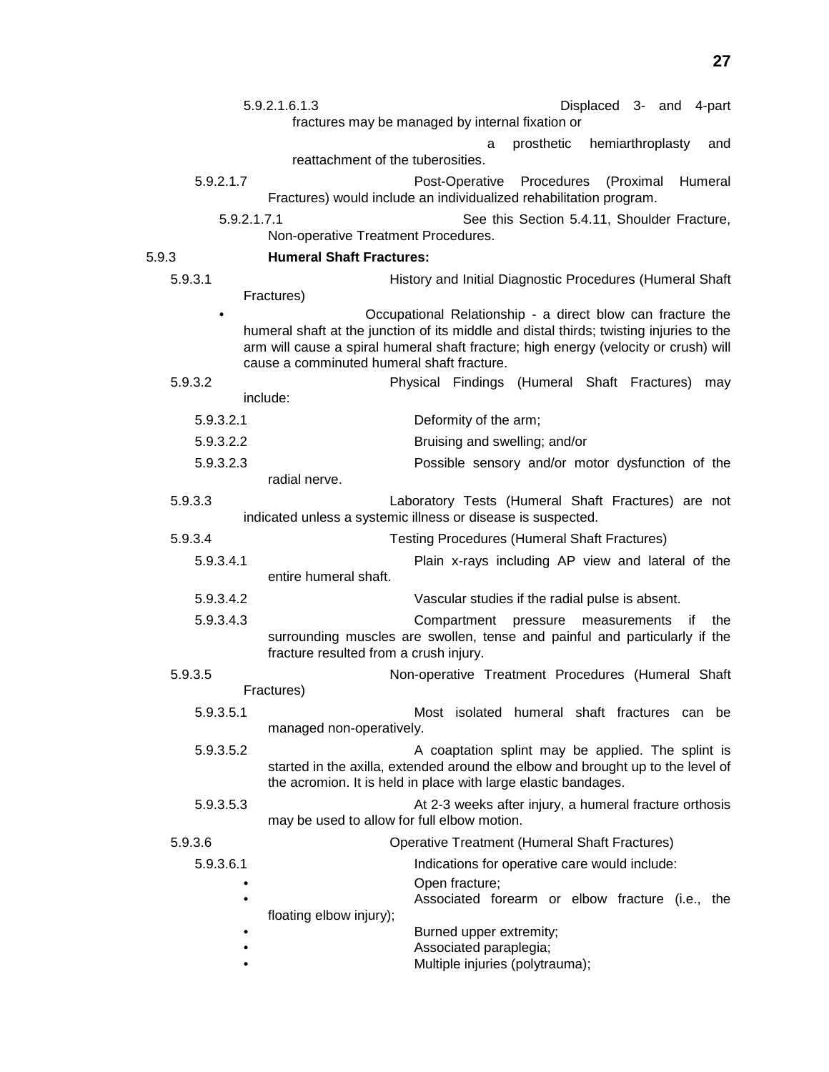5.9.2.1.6.1.3 Displaced 3- and 4-part fractures may be managed by internal fixation or a prosthetic hemiarthroplasty and reattachment of the tuberosities.

5.9.2.1.7 Post-Operative Procedures (Proximal Humeral Fractures) would include an individualized rehabilitation program.

5.9.2.1.7.1 See this Section 5.4.11, Shoulder Fracture, Non-operative Treatment Procedures.

5.9.3 **Humeral Shaft Fractures:**

5.9.3.1 History and Initial Diagnostic Procedures (Humeral Shaft Fractures)

- Occupational Relationship - a direct blow can fracture the humeral shaft at the junction of its middle and distal thirds; twisting injuries to the arm will cause a spiral humeral shaft fracture; high energy (velocity or crush) will cause a comminuted humeral shaft fracture.

5.9.3.2 Physical Findings (Humeral Shaft Fractures) may include:

5.9.3.2.1 Deformity of the arm;

5.9.3.2.2 Bruising and swelling; and/or

5.9.3.2.3 Possible sensory and/or motor dysfunction of the radial nerve.

5.9.3.3 Laboratory Tests (Humeral Shaft Fractures) are not indicated unless a systemic illness or disease is suspected.

5.9.3.4 Testing Procedures (Humeral Shaft Fractures)

5.9.3.4.1 Plain x-rays including AP view and lateral of the entire humeral shaft.

5.9.3.4.2 Vascular studies if the radial pulse is absent.

5.9.3.4.3 Compartment pressure measurements if the surrounding muscles are swollen, tense and painful and particularly if the fracture resulted from a crush injury.

5.9.3.5 Non-operative Treatment Procedures (Humeral Shaft Fractures)

5.9.3.5.1 Most isolated humeral shaft fractures can be managed non-operatively.

5.9.3.5.2 A coaptation splint may be applied. The splint is started in the axilla, extended around the elbow and brought up to the level of the acromion. It is held in place with large elastic bandages.

5.9.3.5.3 At 2-3 weeks after injury, a humeral fracture orthosis may be used to allow for full elbow motion.

5.9.3.6 Operative Treatment (Humeral Shaft Fractures)

5.9.3.6.1 Indications for operative care would include:

- Open fracture;
- Associated forearm or elbow fracture (i.e., the floating elbow injury);
- Burned upper extremity;
- Associated paraplegia;
- Multiple injuries (polytrauma);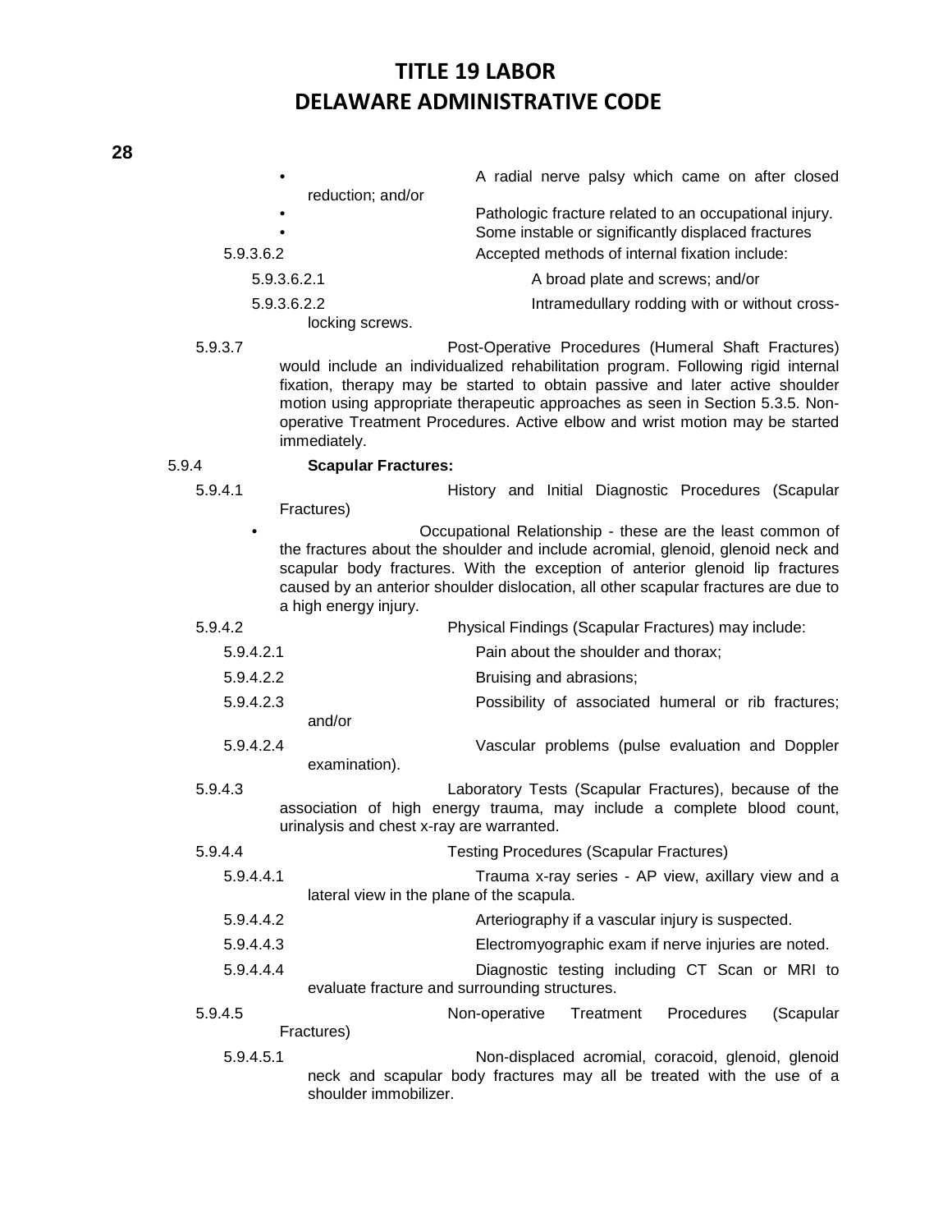- A radial nerve palsy which came on after closed reduction; and/or
- Pathologic fracture related to an occupational injury.
- Some instable or significantly displaced fractures

5.9.3.6.2 Accepted methods of internal fixation include:

5.9.3.6.2.1 A broad plate and screws; and/or

5.9.3.6.2.2 Intramedullary rodding with or without cross-locking screws.

5.9.3.7 Post-Operative Procedures (Humeral Shaft Fractures) would include an individualized rehabilitation program. Following rigid internal fixation, therapy may be started to obtain passive and later active shoulder motion using appropriate therapeutic approaches as seen in Section 5.3.5. Non-operative Treatment Procedures. Active elbow and wrist motion may be started immediately.

5.9.4 **Scapular Fractures:**

5.9.4.1 History and Initial Diagnostic Procedures (Scapular Fractures)

- Occupational Relationship - these are the least common of the fractures about the shoulder and include acromial, glenoid, glenoid neck and scapular body fractures. With the exception of anterior glenoid lip fractures caused by an anterior shoulder dislocation, all other scapular fractures are due to a high energy injury.

5.9.4.2 Physical Findings (Scapular Fractures) may include:

5.9.4.2.1 Pain about the shoulder and thorax;

5.9.4.2.2 Bruising and abrasions;

5.9.4.2.3 Possibility of associated humeral or rib fractures; and/or

5.9.4.2.4 Vascular problems (pulse evaluation and Doppler examination).

5.9.4.3 Laboratory Tests (Scapular Fractures), because of the association of high energy trauma, may include a complete blood count, urinalysis and chest x-ray are warranted.

5.9.4.4 Testing Procedures (Scapular Fractures)

5.9.4.4.1 Trauma x-ray series - AP view, axillary view and a lateral view in the plane of the scapula.

5.9.4.4.2 Arteriography if a vascular injury is suspected.

5.9.4.4.3 Electromyographic exam if nerve injuries are noted.

5.9.4.4.4 Diagnostic testing including CT Scan or MRI to evaluate fracture and surrounding structures.

5.9.4.5 Non-operative Treatment Procedures (Scapular Fractures)

5.9.4.5.1 Non-displaced acromial, coracoid, glenoid, glenoid neck and scapular body fractures may all be treated with the use of a shoulder immobilizer.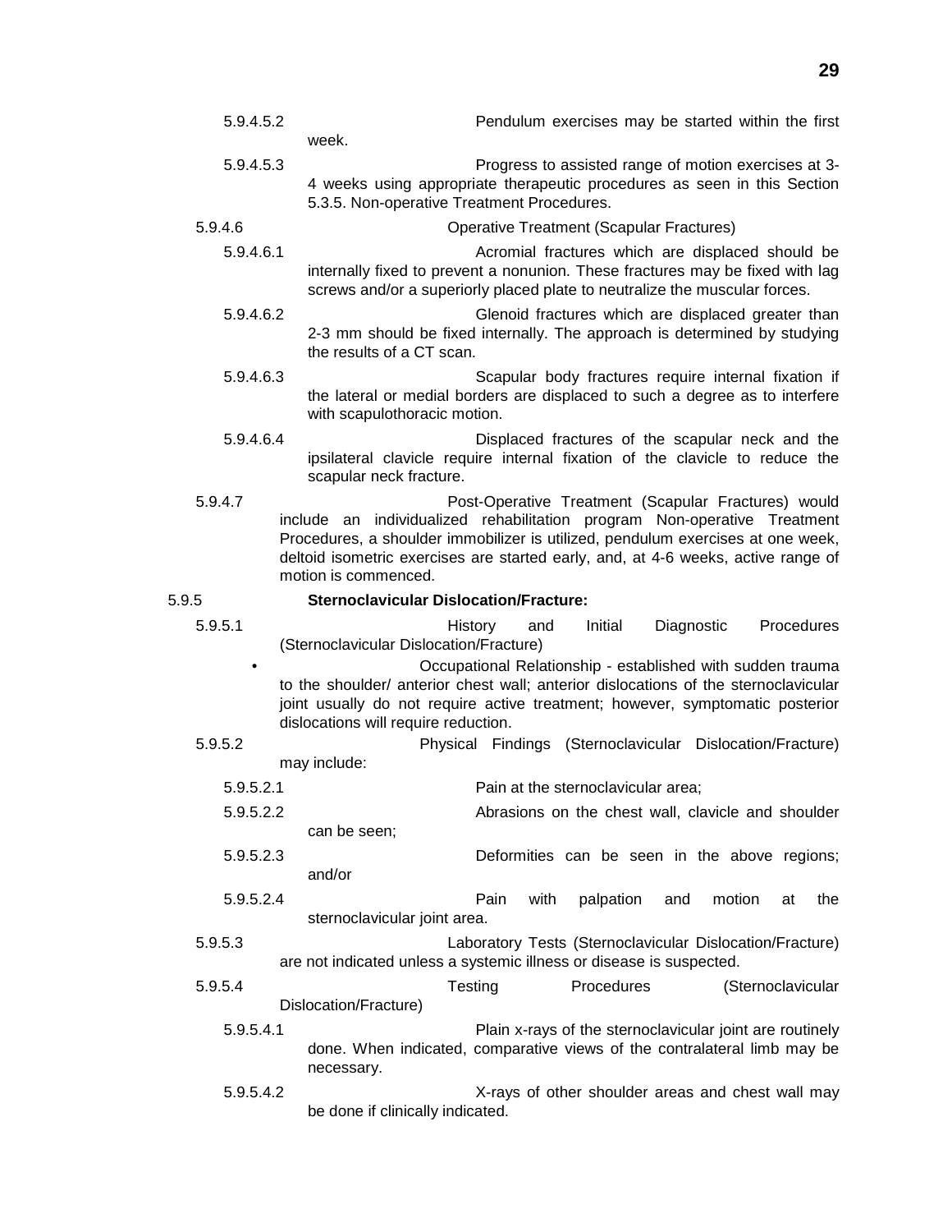5.9.4.5.2 Pendulum exercises may be started within the first week.

5.9.4.5.3 Progress to assisted range of motion exercises at 3-4 weeks using appropriate therapeutic procedures as seen in this Section 5.3.5. Non-operative Treatment Procedures.

5.9.4.6 Operative Treatment (Scapular Fractures)

5.9.4.6.1 Acromial fractures which are displaced should be internally fixed to prevent a nonunion. These fractures may be fixed with lag screws and/or a superiorly placed plate to neutralize the muscular forces.

5.9.4.6.2 Glenoid fractures which are displaced greater than 2-3 mm should be fixed internally. The approach is determined by studying the results of a CT scan.

5.9.4.6.3 Scapular body fractures require internal fixation if the lateral or medial borders are displaced to such a degree as to interfere with scapulothoracic motion.

5.9.4.6.4 Displaced fractures of the scapular neck and the ipsilateral clavicle require internal fixation of the clavicle to reduce the scapular neck fracture.

5.9.4.7 Post-Operative Treatment (Scapular Fractures) would include an individualized rehabilitation program Non-operative Treatment Procedures, a shoulder immobilizer is utilized, pendulum exercises at one week, deltoid isometric exercises are started early, and, at 4-6 weeks, active range of motion is commenced.

5.9.5 **Sternoclavicular Dislocation/Fracture:**

5.9.5.1 History and Initial Diagnostic Procedures (Sternoclavicular Dislocation/Fracture)

- Occupational Relationship - established with sudden trauma to the shoulder/ anterior chest wall; anterior dislocations of the sternoclavicular joint usually do not require active treatment; however, symptomatic posterior dislocations will require reduction.

5.9.5.2 Physical Findings (Sternoclavicular Dislocation/Fracture) may include:

5.9.5.2.1 Pain at the sternoclavicular area;

5.9.5.2.2 Abrasions on the chest wall, clavicle and shoulder can be seen;

5.9.5.2.3 Deformities can be seen in the above regions; and/or

5.9.5.2.4 Pain with palpation and motion at the sternoclavicular joint area.

5.9.5.3 Laboratory Tests (Sternoclavicular Dislocation/Fracture) are not indicated unless a systemic illness or disease is suspected.

5.9.5.4 Testing Procedures (Sternoclavicular Dislocation/Fracture)

5.9.5.4.1 Plain x-rays of the sternoclavicular joint are routinely done. When indicated, comparative views of the contralateral limb may be necessary.

5.9.5.4.2 X-rays of other shoulder areas and chest wall may be done if clinically indicated.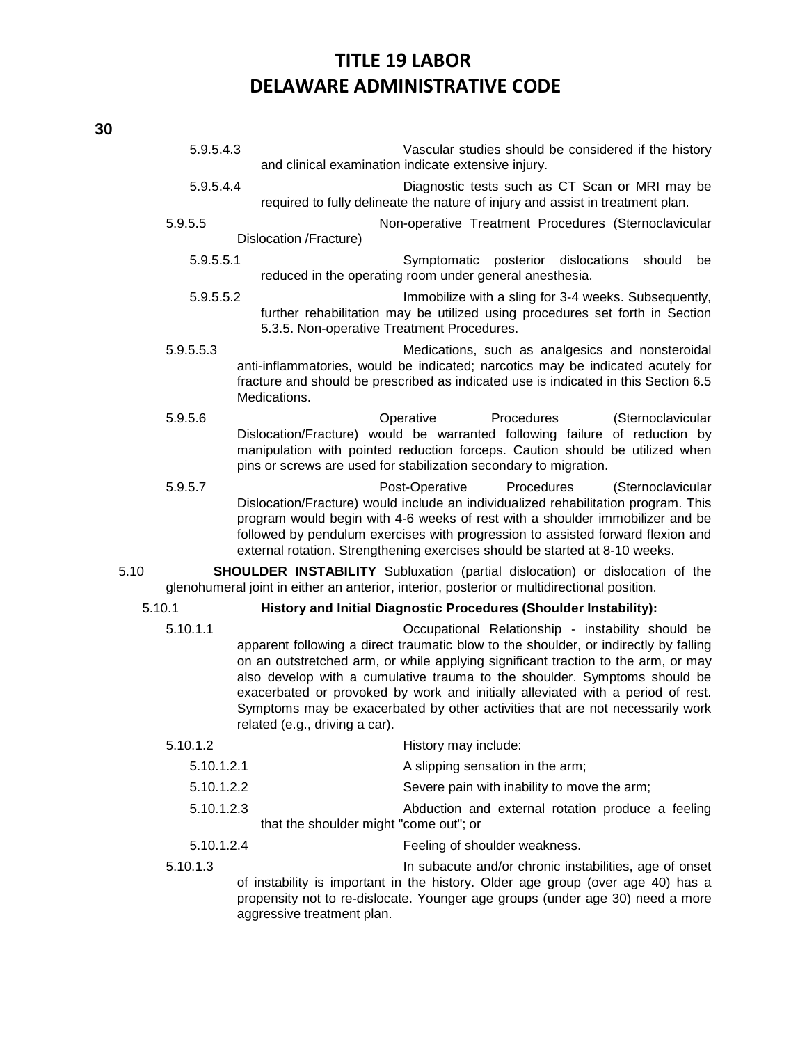5.9.5.4.3 Vascular studies should be considered if the history and clinical examination indicate extensive injury.

5.9.5.4.4 Diagnostic tests such as CT Scan or MRI may be required to fully delineate the nature of injury and assist in treatment plan.

5.9.5.5 Non-operative Treatment Procedures (Sternoclavicular Dislocation /Fracture)

5.9.5.5.1 Symptomatic posterior dislocations should be reduced in the operating room under general anesthesia.

5.9.5.5.2 Immobilize with a sling for 3-4 weeks. Subsequently, further rehabilitation may be utilized using procedures set forth in Section 5.3.5. Non-operative Treatment Procedures.

5.9.5.5.3 Medications, such as analgesics and nonsteroidal anti-inflammatories, would be indicated; narcotics may be indicated acutely for fracture and should be prescribed as indicated use is indicated in this Section 6.5 Medications.

5.9.5.6 Operative Procedures (Sternoclavicular Dislocation/Fracture) would be warranted following failure of reduction by manipulation with pointed reduction forceps. Caution should be utilized when pins or screws are used for stabilization secondary to migration.

5.9.5.7 Post-Operative Procedures (Sternoclavicular Dislocation/Fracture) would include an individualized rehabilitation program. This program would begin with 4-6 weeks of rest with a shoulder immobilizer and be followed by pendulum exercises with progression to assisted forward flexion and external rotation. Strengthening exercises should be started at 8-10 weeks.

5.10 **SHOULDER INSTABILITY** Subluxation (partial dislocation) or dislocation of the glenohumeral joint in either an anterior, interior, posterior or multidirectional position.

5.10.1 **History and Initial Diagnostic Procedures (Shoulder Instability):**

5.10.1.1 Occupational Relationship - instability should be apparent following a direct traumatic blow to the shoulder, or indirectly by falling on an outstretched arm, or while applying significant traction to the arm, or may also develop with a cumulative trauma to the shoulder. Symptoms should be exacerbated or provoked by work and initially alleviated with a period of rest. Symptoms may be exacerbated by other activities that are not necessarily work related (e.g., driving a car).

5.10.1.2 History may include:

5.10.1.2.1 A slipping sensation in the arm;

5.10.1.2.2 Severe pain with inability to move the arm;

5.10.1.2.3 Abduction and external rotation produce a feeling that the shoulder might "come out"; or

5.10.1.2.4 Feeling of shoulder weakness.

5.10.1.3 In subacute and/or chronic instabilities, age of onset of instability is important in the history. Older age group (over age 40) has a propensity not to re-dislocate. Younger age groups (under age 30) need a more aggressive treatment plan.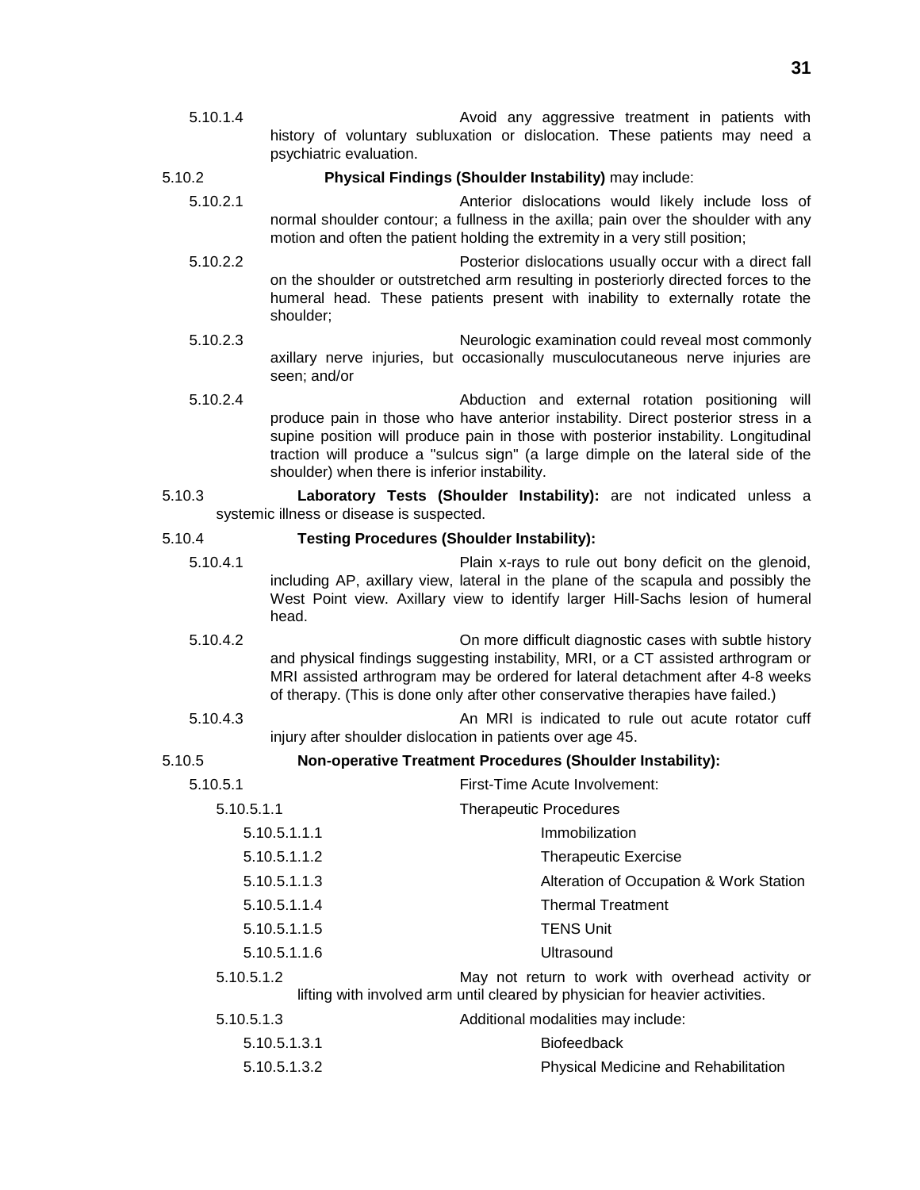5.10.1.4 Avoid any aggressive treatment in patients with history of voluntary subluxation or dislocation. These patients may need a psychiatric evaluation.

5.10.2 **Physical Findings (Shoulder Instability)** may include:

5.10.2.1 Anterior dislocations would likely include loss of normal shoulder contour; a fullness in the axilla; pain over the shoulder with any motion and often the patient holding the extremity in a very still position;

5.10.2.2 Posterior dislocations usually occur with a direct fall on the shoulder or outstretched arm resulting in posteriorly directed forces to the humeral head. These patients present with inability to externally rotate the shoulder;

5.10.2.3 Neurologic examination could reveal most commonly axillary nerve injuries, but occasionally musculocutaneous nerve injuries are seen; and/or

5.10.2.4 Abduction and external rotation positioning will produce pain in those who have anterior instability. Direct posterior stress in a supine position will produce pain in those with posterior instability. Longitudinal traction will produce a "sulcus sign" (a large dimple on the lateral side of the shoulder) when there is inferior instability.

5.10.3 **Laboratory Tests (Shoulder Instability):** are not indicated unless a systemic illness or disease is suspected.

5.10.4 **Testing Procedures (Shoulder Instability):**

5.10.4.1 Plain x-rays to rule out bony deficit on the glenoid, including AP, axillary view, lateral in the plane of the scapula and possibly the West Point view. Axillary view to identify larger Hill-Sachs lesion of humeral head.

5.10.4.2 On more difficult diagnostic cases with subtle history and physical findings suggesting instability, MRI, or a CT assisted arthrogram or MRI assisted arthrogram may be ordered for lateral detachment after 4-8 weeks of therapy. (This is done only after other conservative therapies have failed.)

5.10.4.3 An MRI is indicated to rule out acute rotator cuff injury after shoulder dislocation in patients over age 45.

5.10.5 **Non-operative Treatment Procedures (Shoulder Instability):**

5.10.5.1 First-Time Acute Involvement:

5.10.5.1.1 Therapeutic Procedures

5.10.5.1.1.1 Immobilization

5.10.5.1.1.2 Therapeutic Exercise

5.10.5.1.1.3 Alteration of Occupation & Work Station

5.10.5.1.1.4 Thermal Treatment

5.10.5.1.1.5 TENS Unit

5.10.5.1.1.6 Ultrasound

5.10.5.1.2 May not return to work with overhead activity or lifting with involved arm until cleared by physician for heavier activities.

5.10.5.1.3 Additional modalities may include:

5.10.5.1.3.1 Biofeedback

5.10.5.1.3.2 Physical Medicine and Rehabilitation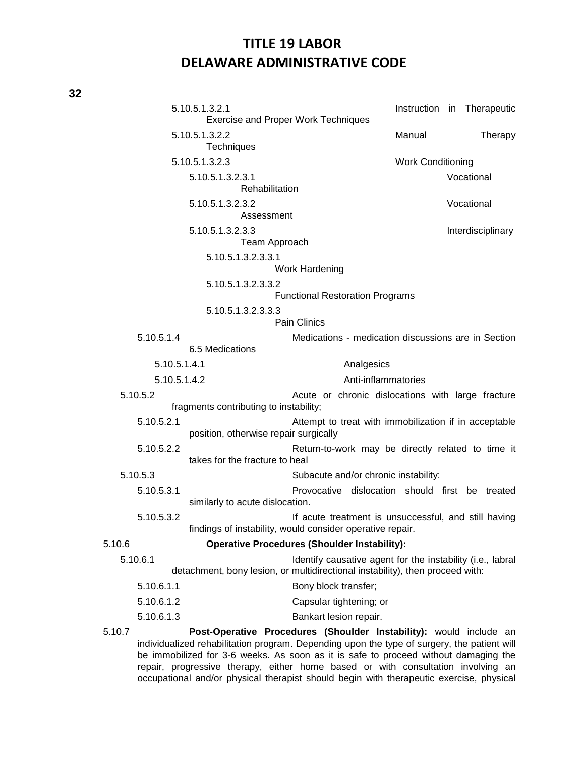5.10.5.1.3.2.1 Instruction in Therapeutic Exercise and Proper Work Techniques

5.10.5.1.3.2.2 Manual Therapy Techniques

5.10.5.1.3.2.3 Work Conditioning

5.10.5.1.3.2.3.1 Vocational Rehabilitation

5.10.5.1.3.2.3.2 Vocational Assessment

5.10.5.1.3.2.3.3 Interdisciplinary Team Approach

5.10.5.1.3.2.3.3.1 Work Hardening

5.10.5.1.3.2.3.3.2 Functional Restoration Programs

5.10.5.1.3.2.3.3.3 Pain Clinics

5.10.5.1.4 Medications - medication discussions are in Section 6.5 Medications

5.10.5.1.4.1 Analgesics

5.10.5.1.4.2 Anti-inflammatories

5.10.5.2 Acute or chronic dislocations with large fracture fragments contributing to instability;

5.10.5.2.1 Attempt to treat with immobilization if in acceptable position, otherwise repair surgically

5.10.5.2.2 Return-to-work may be directly related to time it takes for the fracture to heal

5.10.5.3 Subacute and/or chronic instability:

5.10.5.3.1 Provocative dislocation should first be treated similarly to acute dislocation.

5.10.5.3.2 If acute treatment is unsuccessful, and still having findings of instability, would consider operative repair.

5.10.6 **Operative Procedures (Shoulder Instability):**

5.10.6.1 Identify causative agent for the instability (i.e., labral detachment, bony lesion, or multidirectional instability), then proceed with:

5.10.6.1.1 Bony block transfer;

5.10.6.1.2 Capsular tightening; or

5.10.6.1.3 Bankart lesion repair.

5.10.7 **Post-Operative Procedures (Shoulder Instability):** would include an individualized rehabilitation program. Depending upon the type of surgery, the patient will be immobilized for 3-6 weeks. As soon as it is safe to proceed without damaging the repair, progressive therapy, either home based or with consultation involving an occupational and/or physical therapist should begin with therapeutic exercise, physical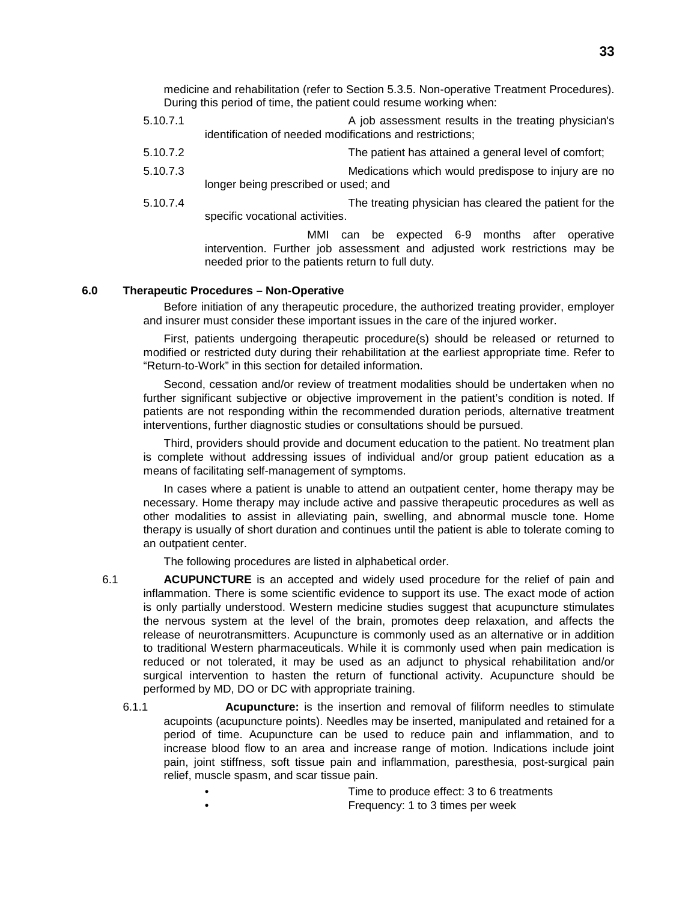medicine and rehabilitation (refer to Section 5.3.5. Non-operative Treatment Procedures). During this period of time, the patient could resume working when:

5.10.7.1 A job assessment results in the treating physician's identification of needed modifications and restrictions;

5.10.7.2 The patient has attained a general level of comfort;

5.10.7.3 Medications which would predispose to injury are no longer being prescribed or used; and

5.10.7.4 The treating physician has cleared the patient for the specific vocational activities.

MMI can be expected 6-9 months after operative intervention. Further job assessment and adjusted work restrictions may be needed prior to the patients return to full duty.

## 6.0 Therapeutic Procedures – Non-Operative

Before initiation of any therapeutic procedure, the authorized treating provider, employer and insurer must consider these important issues in the care of the injured worker.

First, patients undergoing therapeutic procedure(s) should be released or returned to modified or restricted duty during their rehabilitation at the earliest appropriate time. Refer to "Return-to-Work" in this section for detailed information.

Second, cessation and/or review of treatment modalities should be undertaken when no further significant subjective or objective improvement in the patient's condition is noted. If patients are not responding within the recommended duration periods, alternative treatment interventions, further diagnostic studies or consultations should be pursued.

Third, providers should provide and document education to the patient. No treatment plan is complete without addressing issues of individual and/or group patient education as a means of facilitating self-management of symptoms.

In cases where a patient is unable to attend an outpatient center, home therapy may be necessary. Home therapy may include active and passive therapeutic procedures as well as other modalities to assist in alleviating pain, swelling, and abnormal muscle tone. Home therapy is usually of short duration and continues until the patient is able to tolerate coming to an outpatient center.

The following procedures are listed in alphabetical order.

6.1 **ACUPUNCTURE** is an accepted and widely used procedure for the relief of pain and inflammation. There is some scientific evidence to support its use. The exact mode of action is only partially understood. Western medicine studies suggest that acupuncture stimulates the nervous system at the level of the brain, promotes deep relaxation, and affects the release of neurotransmitters. Acupuncture is commonly used as an alternative or in addition to traditional Western pharmaceuticals. While it is commonly used when pain medication is reduced or not tolerated, it may be used as an adjunct to physical rehabilitation and/or surgical intervention to hasten the return of functional activity. Acupuncture should be performed by MD, DO or DC with appropriate training.

6.1.1 **Acupuncture:** is the insertion and removal of filiform needles to stimulate acupoints (acupuncture points). Needles may be inserted, manipulated and retained for a period of time. Acupuncture can be used to reduce pain and inflammation, and to increase blood flow to an area and increase range of motion. Indications include joint pain, joint stiffness, soft tissue pain and inflammation, paresthesia, post-surgical pain relief, muscle spasm, and scar tissue pain.

- Time to produce effect: 3 to 6 treatments
- Frequency: 1 to 3 times per week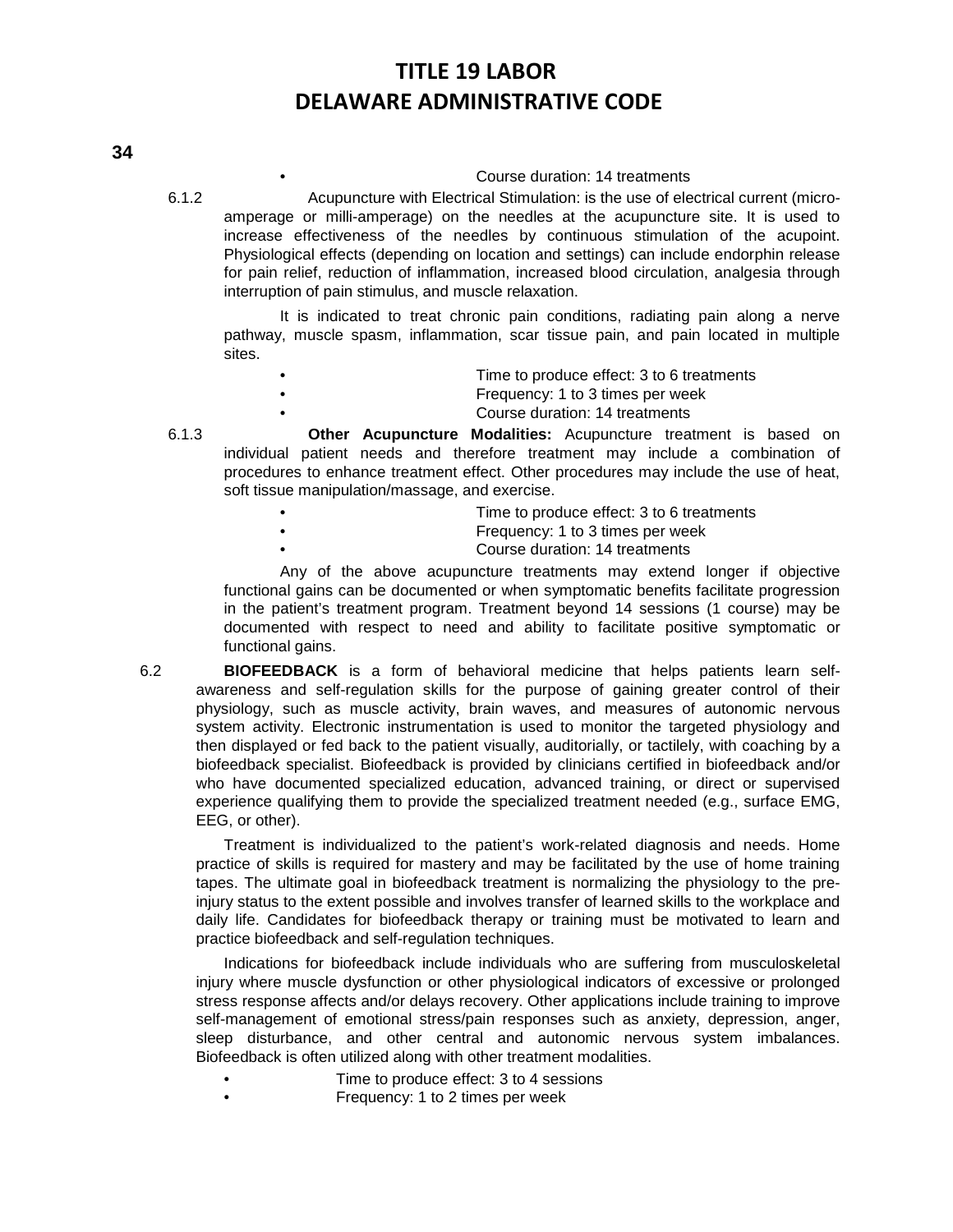- Course duration: 14 treatments

6.1.2 Acupuncture with Electrical Stimulation: is the use of electrical current (micro-amperage or milli-amperage) on the needles at the acupuncture site. It is used to increase effectiveness of the needles by continuous stimulation of the acupoint. Physiological effects (depending on location and settings) can include endorphin release for pain relief, reduction of inflammation, increased blood circulation, analgesia through interruption of pain stimulus, and muscle relaxation.

It is indicated to treat chronic pain conditions, radiating pain along a nerve pathway, muscle spasm, inflammation, scar tissue pain, and pain located in multiple sites.

- Time to produce effect: 3 to 6 treatments
- Frequency: 1 to 3 times per week
- Course duration: 14 treatments

6.1.3 **Other Acupuncture Modalities:** Acupuncture treatment is based on individual patient needs and therefore treatment may include a combination of procedures to enhance treatment effect. Other procedures may include the use of heat, soft tissue manipulation/massage, and exercise.

- Time to produce effect: 3 to 6 treatments
- Frequency: 1 to 3 times per week
- Course duration: 14 treatments

Any of the above acupuncture treatments may extend longer if objective functional gains can be documented or when symptomatic benefits facilitate progression in the patient's treatment program. Treatment beyond 14 sessions (1 course) may be documented with respect to need and ability to facilitate positive symptomatic or functional gains.

6.2 **BIOFEEDBACK** is a form of behavioral medicine that helps patients learn self-awareness and self-regulation skills for the purpose of gaining greater control of their physiology, such as muscle activity, brain waves, and measures of autonomic nervous system activity. Electronic instrumentation is used to monitor the targeted physiology and then displayed or fed back to the patient visually, auditorially, or tactilely, with coaching by a biofeedback specialist. Biofeedback is provided by clinicians certified in biofeedback and/or who have documented specialized education, advanced training, or direct or supervised experience qualifying them to provide the specialized treatment needed (e.g., surface EMG, EEG, or other).

Treatment is individualized to the patient's work-related diagnosis and needs. Home practice of skills is required for mastery and may be facilitated by the use of home training tapes. The ultimate goal in biofeedback treatment is normalizing the physiology to the pre-injury status to the extent possible and involves transfer of learned skills to the workplace and daily life. Candidates for biofeedback therapy or training must be motivated to learn and practice biofeedback and self-regulation techniques.

Indications for biofeedback include individuals who are suffering from musculoskeletal injury where muscle dysfunction or other physiological indicators of excessive or prolonged stress response affects and/or delays recovery. Other applications include training to improve self-management of emotional stress/pain responses such as anxiety, depression, anger, sleep disturbance, and other central and autonomic nervous system imbalances. Biofeedback is often utilized along with other treatment modalities.

- Time to produce effect: 3 to 4 sessions
- Frequency: 1 to 2 times per week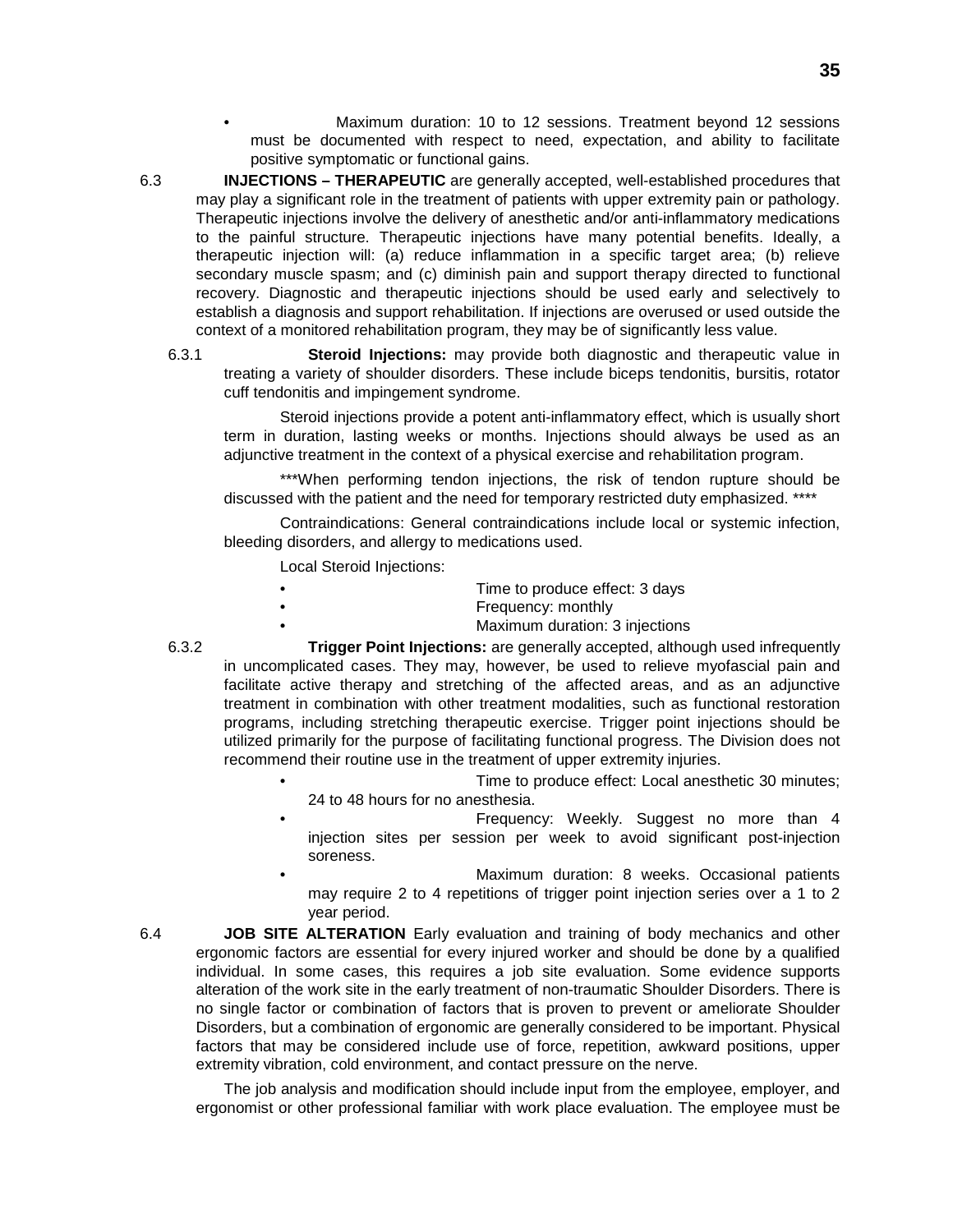- Maximum duration: 10 to 12 sessions. Treatment beyond 12 sessions must be documented with respect to need, expectation, and ability to facilitate positive symptomatic or functional gains.

6.3 **INJECTIONS – THERAPEUTIC** are generally accepted, well-established procedures that may play a significant role in the treatment of patients with upper extremity pain or pathology. Therapeutic injections involve the delivery of anesthetic and/or anti-inflammatory medications to the painful structure. Therapeutic injections have many potential benefits. Ideally, a therapeutic injection will: (a) reduce inflammation in a specific target area; (b) relieve secondary muscle spasm; and (c) diminish pain and support therapy directed to functional recovery. Diagnostic and therapeutic injections should be used early and selectively to establish a diagnosis and support rehabilitation. If injections are overused or used outside the context of a monitored rehabilitation program, they may be of significantly less value.

6.3.1 **Steroid Injections:** may provide both diagnostic and therapeutic value in treating a variety of shoulder disorders. These include biceps tendonitis, bursitis, rotator cuff tendonitis and impingement syndrome.

Steroid injections provide a potent anti-inflammatory effect, which is usually short term in duration, lasting weeks or months. Injections should always be used as an adjunctive treatment in the context of a physical exercise and rehabilitation program.

***When performing tendon injections, the risk of tendon rupture should be discussed with the patient and the need for temporary restricted duty emphasized. ****

Contraindications: General contraindications include local or systemic infection, bleeding disorders, and allergy to medications used.

Local Steroid Injections:

- Time to produce effect: 3 days
- Frequency: monthly
- Maximum duration: 3 injections

6.3.2 **Trigger Point Injections:** are generally accepted, although used infrequently in uncomplicated cases. They may, however, be used to relieve myofascial pain and facilitate active therapy and stretching of the affected areas, and as an adjunctive treatment in combination with other treatment modalities, such as functional restoration programs, including stretching therapeutic exercise. Trigger point injections should be utilized primarily for the purpose of facilitating functional progress. The Division does not recommend their routine use in the treatment of upper extremity injuries.

- Time to produce effect: Local anesthetic 30 minutes; 24 to 48 hours for no anesthesia.
- Frequency: Weekly. Suggest no more than 4 injection sites per session per week to avoid significant post-injection soreness.
- Maximum duration: 8 weeks. Occasional patients may require 2 to 4 repetitions of trigger point injection series over a 1 to 2 year period.

6.4 **JOB SITE ALTERATION** Early evaluation and training of body mechanics and other ergonomic factors are essential for every injured worker and should be done by a qualified individual. In some cases, this requires a job site evaluation. Some evidence supports alteration of the work site in the early treatment of non-traumatic Shoulder Disorders. There is no single factor or combination of factors that is proven to prevent or ameliorate Shoulder Disorders, but a combination of ergonomic are generally considered to be important. Physical factors that may be considered include use of force, repetition, awkward positions, upper extremity vibration, cold environment, and contact pressure on the nerve.

The job analysis and modification should include input from the employee, employer, and ergonomist or other professional familiar with work place evaluation. The employee must be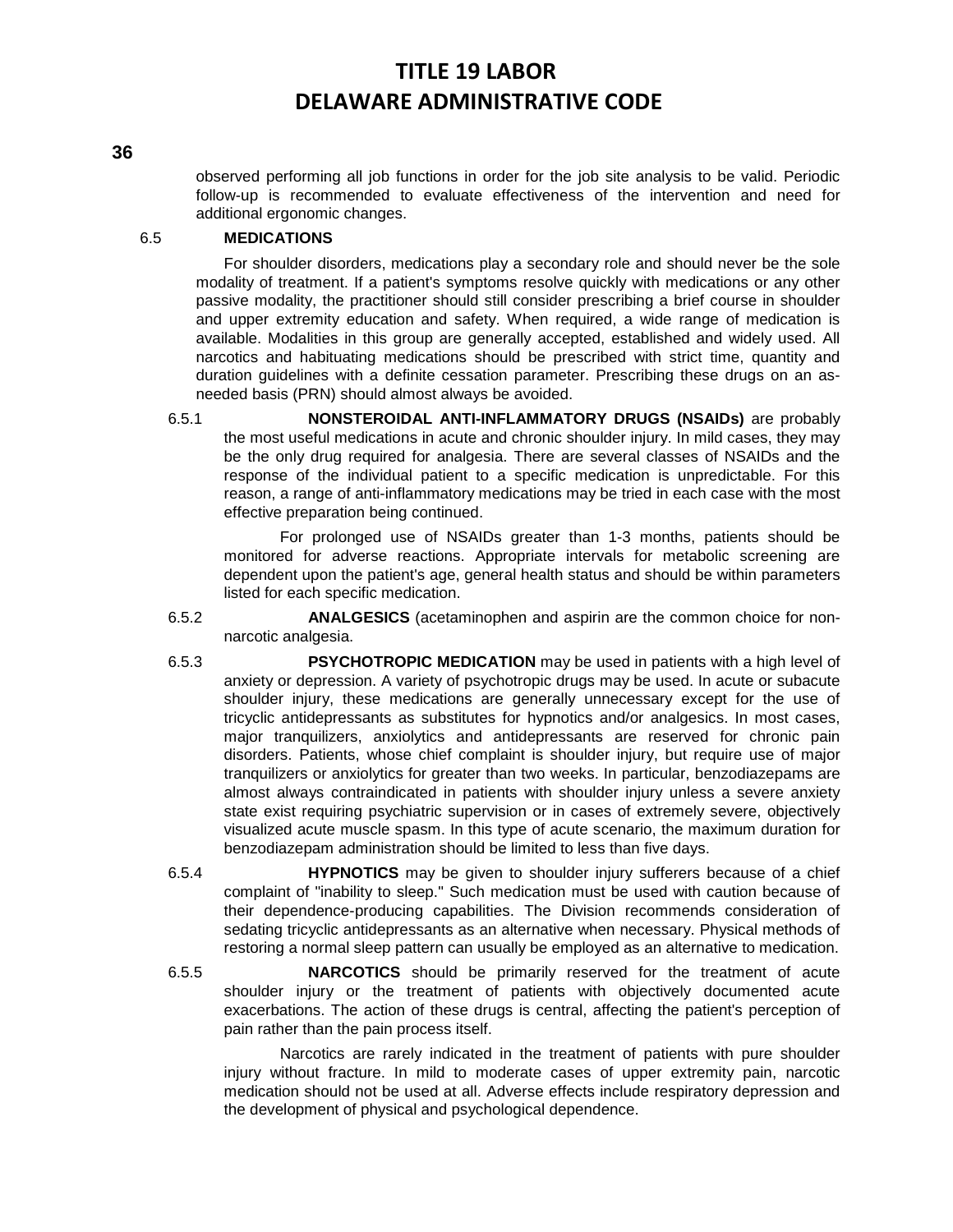observed performing all job functions in order for the job site analysis to be valid. Periodic follow-up is recommended to evaluate effectiveness of the intervention and need for additional ergonomic changes.

6.5 **MEDICATIONS**

For shoulder disorders, medications play a secondary role and should never be the sole modality of treatment. If a patient's symptoms resolve quickly with medications or any other passive modality, the practitioner should still consider prescribing a brief course in shoulder and upper extremity education and safety. When required, a wide range of medication is available. Modalities in this group are generally accepted, established and widely used. All narcotics and habituating medications should be prescribed with strict time, quantity and duration guidelines with a definite cessation parameter. Prescribing these drugs on an as-needed basis (PRN) should almost always be avoided.

6.5.1 **NONSTEROIDAL ANTI-INFLAMMATORY DRUGS (NSAIDs)** are probably the most useful medications in acute and chronic shoulder injury. In mild cases, they may be the only drug required for analgesia. There are several classes of NSAIDs and the response of the individual patient to a specific medication is unpredictable. For this reason, a range of anti-inflammatory medications may be tried in each case with the most effective preparation being continued.

For prolonged use of NSAIDs greater than 1-3 months, patients should be monitored for adverse reactions. Appropriate intervals for metabolic screening are dependent upon the patient's age, general health status and should be within parameters listed for each specific medication.

6.5.2 **ANALGESICS** (acetaminophen and aspirin are the common choice for non-narcotic analgesia.

6.5.3 **PSYCHOTROPIC MEDICATION** may be used in patients with a high level of anxiety or depression. A variety of psychotropic drugs may be used. In acute or subacute shoulder injury, these medications are generally unnecessary except for the use of tricyclic antidepressants as substitutes for hypnotics and/or analgesics. In most cases, major tranquilizers, anxiolytics and antidepressants are reserved for chronic pain disorders. Patients, whose chief complaint is shoulder injury, but require use of major tranquilizers or anxiolytics for greater than two weeks. In particular, benzodiazepams are almost always contraindicated in patients with shoulder injury unless a severe anxiety state exist requiring psychiatric supervision or in cases of extremely severe, objectively visualized acute muscle spasm. In this type of acute scenario, the maximum duration for benzodiazepam administration should be limited to less than five days.

6.5.4 **HYPNOTICS** may be given to shoulder injury sufferers because of a chief complaint of "inability to sleep." Such medication must be used with caution because of their dependence-producing capabilities. The Division recommends consideration of sedating tricyclic antidepressants as an alternative when necessary. Physical methods of restoring a normal sleep pattern can usually be employed as an alternative to medication.

6.5.5 **NARCOTICS** should be primarily reserved for the treatment of acute shoulder injury or the treatment of patients with objectively documented acute exacerbations. The action of these drugs is central, affecting the patient's perception of pain rather than the pain process itself.

Narcotics are rarely indicated in the treatment of patients with pure shoulder injury without fracture. In mild to moderate cases of upper extremity pain, narcotic medication should not be used at all. Adverse effects include respiratory depression and the development of physical and psychological dependence.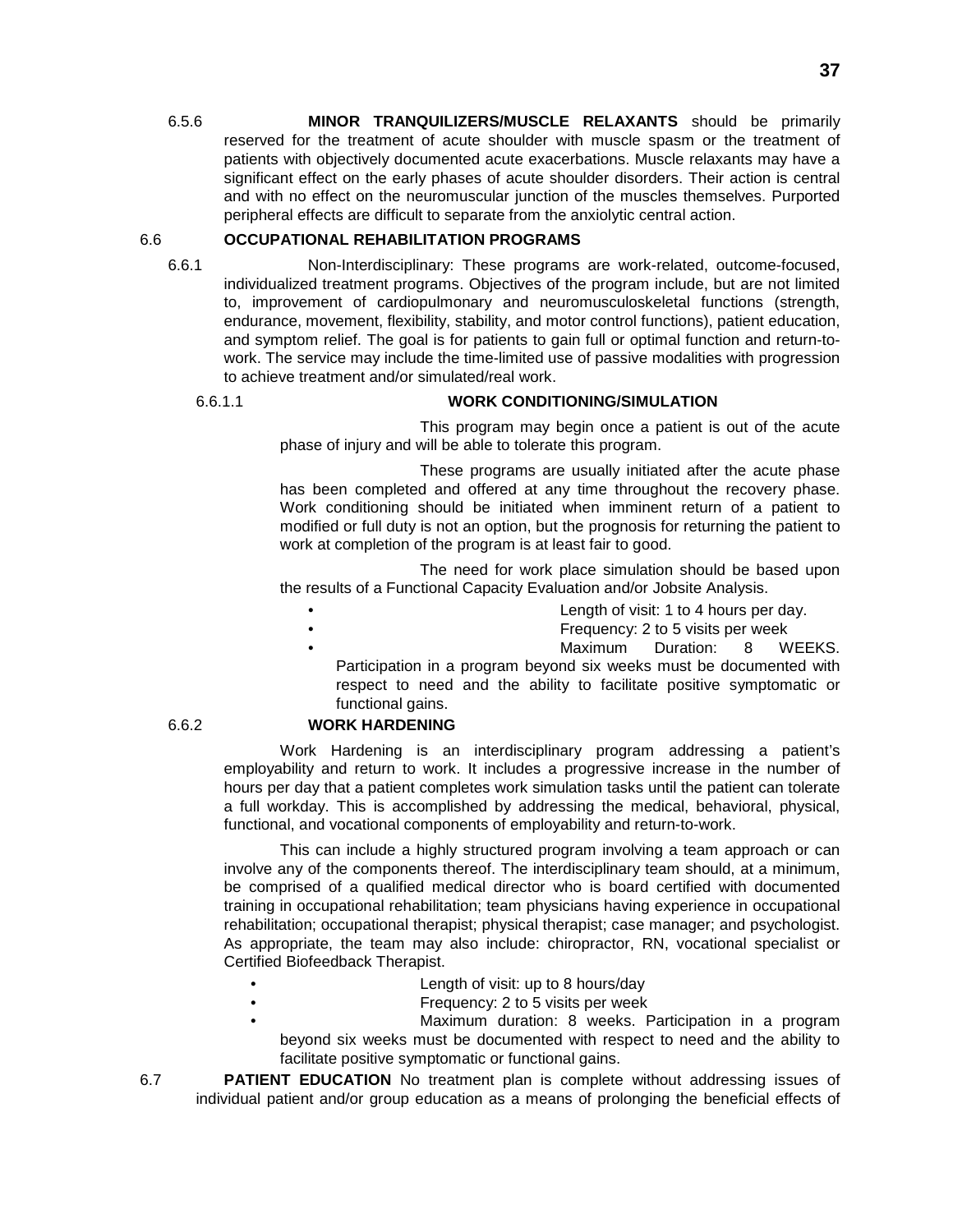6.5.6 **MINOR TRANQUILIZERS/MUSCLE RELAXANTS** should be primarily reserved for the treatment of acute shoulder with muscle spasm or the treatment of patients with objectively documented acute exacerbations. Muscle relaxants may have a significant effect on the early phases of acute shoulder disorders. Their action is central and with no effect on the neuromuscular junction of the muscles themselves. Purported peripheral effects are difficult to separate from the anxiolytic central action.

## 6.6 OCCUPATIONAL REHABILITATION PROGRAMS

6.6.1 Non-Interdisciplinary: These programs are work-related, outcome-focused, individualized treatment programs. Objectives of the program include, but are not limited to, improvement of cardiopulmonary and neuromusculoskeletal functions (strength, endurance, movement, flexibility, stability, and motor control functions), patient education, and symptom relief. The goal is for patients to gain full or optimal function and return-to-work. The service may include the time-limited use of passive modalities with progression to achieve treatment and/or simulated/real work.

### 6.6.1.1 WORK CONDITIONING/SIMULATION

This program may begin once a patient is out of the acute phase of injury and will be able to tolerate this program.

These programs are usually initiated after the acute phase has been completed and offered at any time throughout the recovery phase. Work conditioning should be initiated when imminent return of a patient to modified or full duty is not an option, but the prognosis for returning the patient to work at completion of the program is at least fair to good.

The need for work place simulation should be based upon the results of a Functional Capacity Evaluation and/or Jobsite Analysis.

- Length of visit: 1 to 4 hours per day.
- Frequency: 2 to 5 visits per week
- Maximum Duration: 8 WEEKS. Participation in a program beyond six weeks must be documented with respect to need and the ability to facilitate positive symptomatic or functional gains.

### 6.6.2 WORK HARDENING

Work Hardening is an interdisciplinary program addressing a patient's employability and return to work. It includes a progressive increase in the number of hours per day that a patient completes work simulation tasks until the patient can tolerate a full workday. This is accomplished by addressing the medical, behavioral, physical, functional, and vocational components of employability and return-to-work.

This can include a highly structured program involving a team approach or can involve any of the components thereof. The interdisciplinary team should, at a minimum, be comprised of a qualified medical director who is board certified with documented training in occupational rehabilitation; team physicians having experience in occupational rehabilitation; occupational therapist; physical therapist; case manager; and psychologist. As appropriate, the team may also include: chiropractor, RN, vocational specialist or Certified Biofeedback Therapist.

- Length of visit: up to 8 hours/day
- Frequency: 2 to 5 visits per week
- Maximum duration: 8 weeks. Participation in a program beyond six weeks must be documented with respect to need and the ability to facilitate positive symptomatic or functional gains.

6.7 **PATIENT EDUCATION** No treatment plan is complete without addressing issues of individual patient and/or group education as a means of prolonging the beneficial effects of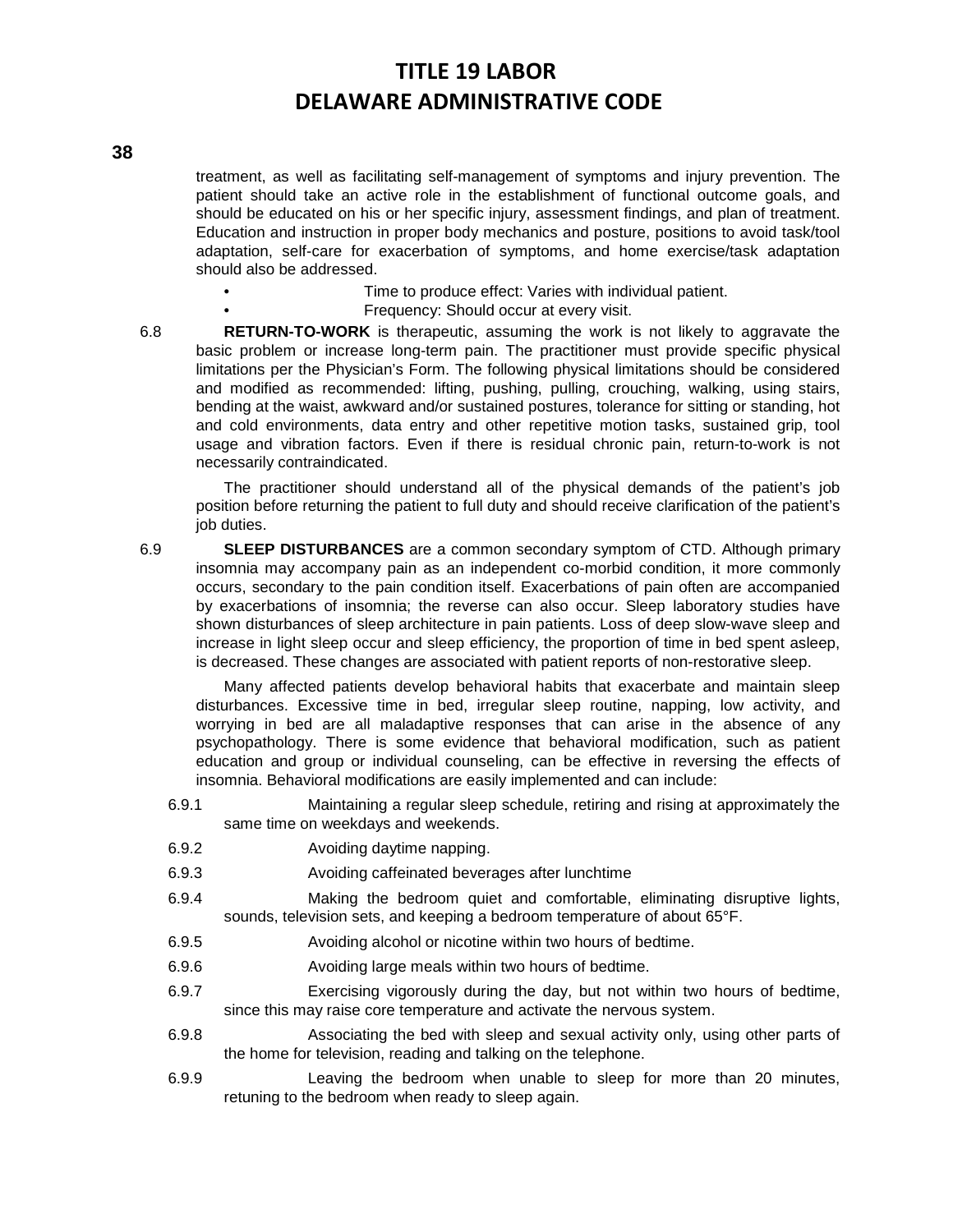treatment, as well as facilitating self-management of symptoms and injury prevention. The patient should take an active role in the establishment of functional outcome goals, and should be educated on his or her specific injury, assessment findings, and plan of treatment. Education and instruction in proper body mechanics and posture, positions to avoid task/tool adaptation, self-care for exacerbation of symptoms, and home exercise/task adaptation should also be addressed.

- Time to produce effect: Varies with individual patient.
- Frequency: Should occur at every visit.

6.8 **RETURN-TO-WORK** is therapeutic, assuming the work is not likely to aggravate the basic problem or increase long-term pain. The practitioner must provide specific physical limitations per the Physician's Form. The following physical limitations should be considered and modified as recommended: lifting, pushing, pulling, crouching, walking, using stairs, bending at the waist, awkward and/or sustained postures, tolerance for sitting or standing, hot and cold environments, data entry and other repetitive motion tasks, sustained grip, tool usage and vibration factors. Even if there is residual chronic pain, return-to-work is not necessarily contraindicated.

The practitioner should understand all of the physical demands of the patient's job position before returning the patient to full duty and should receive clarification of the patient's job duties.

6.9 **SLEEP DISTURBANCES** are a common secondary symptom of CTD. Although primary insomnia may accompany pain as an independent co-morbid condition, it more commonly occurs, secondary to the pain condition itself. Exacerbations of pain often are accompanied by exacerbations of insomnia; the reverse can also occur. Sleep laboratory studies have shown disturbances of sleep architecture in pain patients. Loss of deep slow-wave sleep and increase in light sleep occur and sleep efficiency, the proportion of time in bed spent asleep, is decreased. These changes are associated with patient reports of non-restorative sleep.

Many affected patients develop behavioral habits that exacerbate and maintain sleep disturbances. Excessive time in bed, irregular sleep routine, napping, low activity, and worrying in bed are all maladaptive responses that can arise in the absence of any psychopathology. There is some evidence that behavioral modification, such as patient education and group or individual counseling, can be effective in reversing the effects of insomnia. Behavioral modifications are easily implemented and can include:

6.9.1 Maintaining a regular sleep schedule, retiring and rising at approximately the same time on weekdays and weekends.

6.9.2 Avoiding daytime napping.

6.9.3 Avoiding caffeinated beverages after lunchtime

6.9.4 Making the bedroom quiet and comfortable, eliminating disruptive lights, sounds, television sets, and keeping a bedroom temperature of about 65°F.

6.9.5 Avoiding alcohol or nicotine within two hours of bedtime.

6.9.6 Avoiding large meals within two hours of bedtime.

6.9.7 Exercising vigorously during the day, but not within two hours of bedtime, since this may raise core temperature and activate the nervous system.

6.9.8 Associating the bed with sleep and sexual activity only, using other parts of the home for television, reading and talking on the telephone.

6.9.9 Leaving the bedroom when unable to sleep for more than 20 minutes, retuning to the bedroom when ready to sleep again.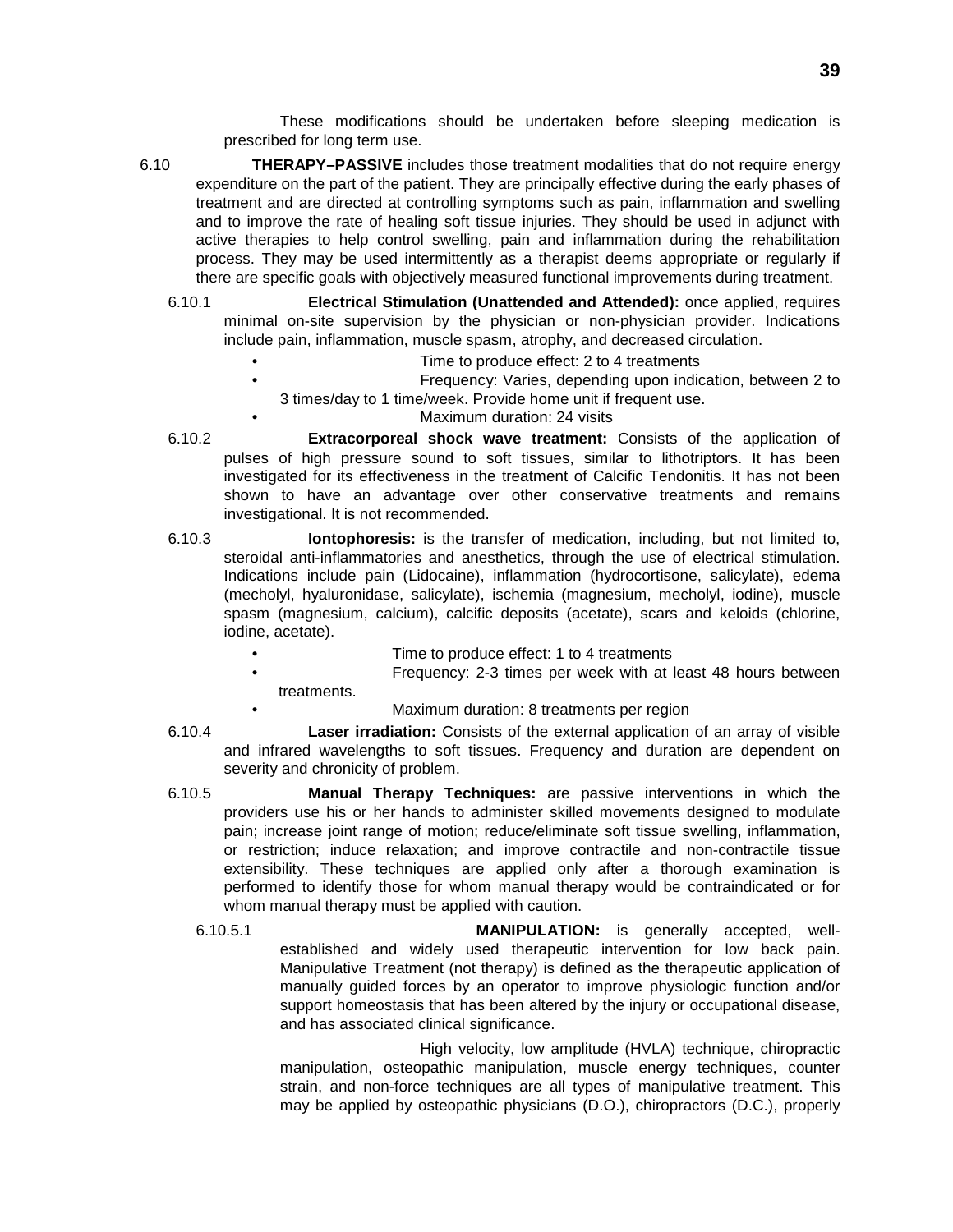These modifications should be undertaken before sleeping medication is prescribed for long term use.

6.10 **THERAPY–PASSIVE** includes those treatment modalities that do not require energy expenditure on the part of the patient. They are principally effective during the early phases of treatment and are directed at controlling symptoms such as pain, inflammation and swelling and to improve the rate of healing soft tissue injuries. They should be used in adjunct with active therapies to help control swelling, pain and inflammation during the rehabilitation process. They may be used intermittently as a therapist deems appropriate or regularly if there are specific goals with objectively measured functional improvements during treatment.

6.10.1 **Electrical Stimulation (Unattended and Attended):** once applied, requires minimal on-site supervision by the physician or non-physician provider. Indications include pain, inflammation, muscle spasm, atrophy, and decreased circulation.

- Time to produce effect: 2 to 4 treatments
- Frequency: Varies, depending upon indication, between 2 to 3 times/day to 1 time/week. Provide home unit if frequent use.
- Maximum duration: 24 visits

6.10.2 **Extracorporeal shock wave treatment:** Consists of the application of pulses of high pressure sound to soft tissues, similar to lithotriptors. It has been investigated for its effectiveness in the treatment of Calcific Tendonitis. It has not been shown to have an advantage over other conservative treatments and remains investigational. It is not recommended.

6.10.3 **Iontophoresis:** is the transfer of medication, including, but not limited to, steroidal anti-inflammatories and anesthetics, through the use of electrical stimulation. Indications include pain (Lidocaine), inflammation (hydrocortisone, salicylate), edema (mecholyl, hyaluronidase, salicylate), ischemia (magnesium, mecholyl, iodine), muscle spasm (magnesium, calcium), calcific deposits (acetate), scars and keloids (chlorine, iodine, acetate).

- Time to produce effect: 1 to 4 treatments
- Frequency: 2-3 times per week with at least 48 hours between treatments.
- Maximum duration: 8 treatments per region

6.10.4 **Laser irradiation:** Consists of the external application of an array of visible and infrared wavelengths to soft tissues. Frequency and duration are dependent on severity and chronicity of problem.

6.10.5 **Manual Therapy Techniques:** are passive interventions in which the providers use his or her hands to administer skilled movements designed to modulate pain; increase joint range of motion; reduce/eliminate soft tissue swelling, inflammation, or restriction; induce relaxation; and improve contractile and non-contractile tissue extensibility. These techniques are applied only after a thorough examination is performed to identify those for whom manual therapy would be contraindicated or for whom manual therapy must be applied with caution.

6.10.5.1 **MANIPULATION:** is generally accepted, well-established and widely used therapeutic intervention for low back pain. Manipulative Treatment (not therapy) is defined as the therapeutic application of manually guided forces by an operator to improve physiologic function and/or support homeostasis that has been altered by the injury or occupational disease, and has associated clinical significance.

High velocity, low amplitude (HVLA) technique, chiropractic manipulation, osteopathic manipulation, muscle energy techniques, counter strain, and non-force techniques are all types of manipulative treatment. This may be applied by osteopathic physicians (D.O.), chiropractors (D.C.), properly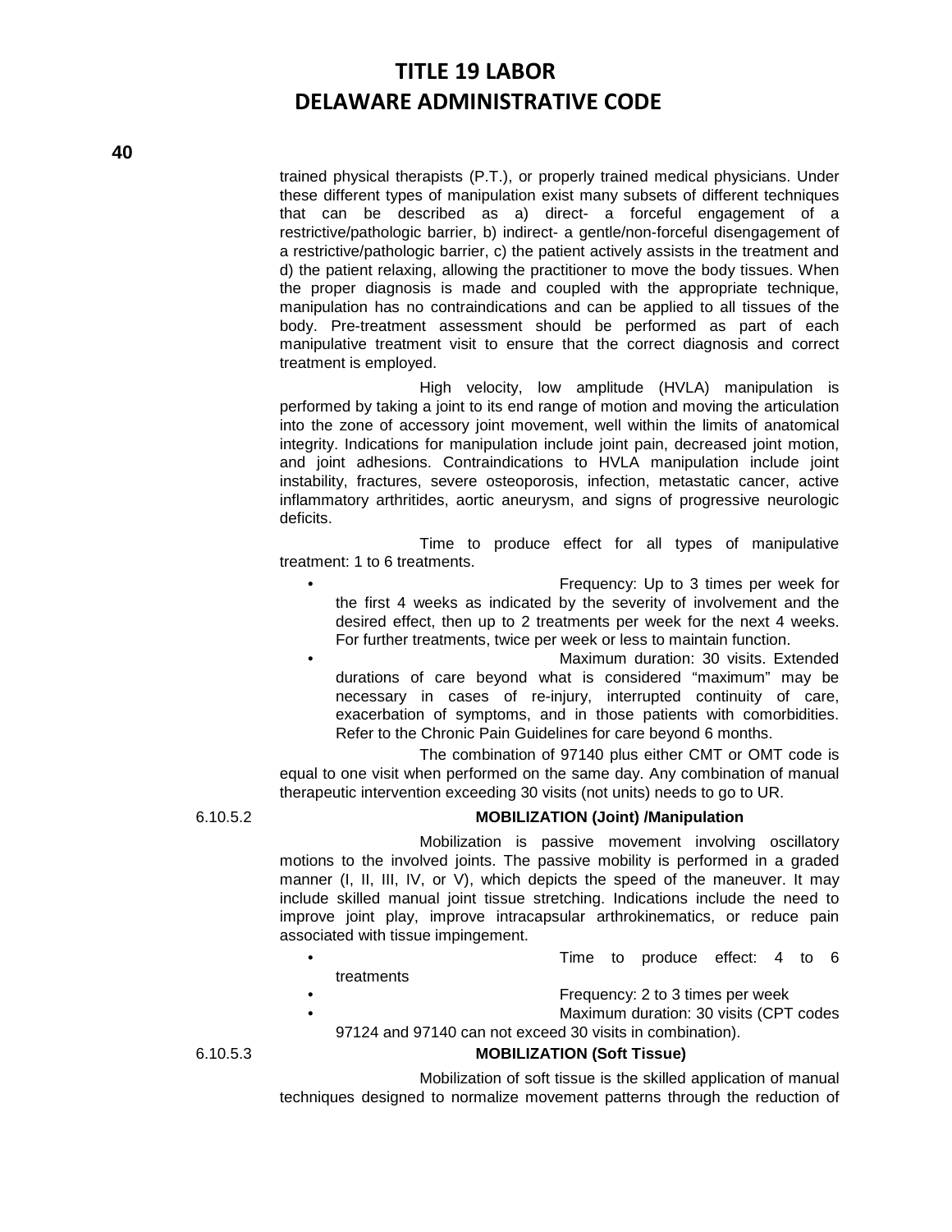trained physical therapists (P.T.), or properly trained medical physicians. Under these different types of manipulation exist many subsets of different techniques that can be described as a) direct- a forceful engagement of a restrictive/pathologic barrier, b) indirect- a gentle/non-forceful disengagement of a restrictive/pathologic barrier, c) the patient actively assists in the treatment and d) the patient relaxing, allowing the practitioner to move the body tissues. When the proper diagnosis is made and coupled with the appropriate technique, manipulation has no contraindications and can be applied to all tissues of the body. Pre-treatment assessment should be performed as part of each manipulative treatment visit to ensure that the correct diagnosis and correct treatment is employed.

High velocity, low amplitude (HVLA) manipulation is performed by taking a joint to its end range of motion and moving the articulation into the zone of accessory joint movement, well within the limits of anatomical integrity. Indications for manipulation include joint pain, decreased joint motion, and joint adhesions. Contraindications to HVLA manipulation include joint instability, fractures, severe osteoporosis, infection, metastatic cancer, active inflammatory arthritides, aortic aneurysm, and signs of progressive neurologic deficits.

Time to produce effect for all types of manipulative treatment: 1 to 6 treatments.

- Frequency: Up to 3 times per week for the first 4 weeks as indicated by the severity of involvement and the desired effect, then up to 2 treatments per week for the next 4 weeks. For further treatments, twice per week or less to maintain function.
- Maximum duration: 30 visits. Extended durations of care beyond what is considered "maximum" may be necessary in cases of re-injury, interrupted continuity of care, exacerbation of symptoms, and in those patients with comorbidities. Refer to the Chronic Pain Guidelines for care beyond 6 months.

The combination of 97140 plus either CMT or OMT code is equal to one visit when performed on the same day. Any combination of manual therapeutic intervention exceeding 30 visits (not units) needs to go to UR.

6.10.5.2 **MOBILIZATION (Joint) /Manipulation**

Mobilization is passive movement involving oscillatory motions to the involved joints. The passive mobility is performed in a graded manner (I, II, III, IV, or V), which depicts the speed of the maneuver. It may include skilled manual joint tissue stretching. Indications include the need to improve joint play, improve intracapsular arthrokinematics, or reduce pain associated with tissue impingement.

- Time to produce effect: 4 to 6 treatments
- Frequency: 2 to 3 times per week
- Maximum duration: 30 visits (CPT codes 97124 and 97140 can not exceed 30 visits in combination).

6.10.5.3 **MOBILIZATION (Soft Tissue)**

Mobilization of soft tissue is the skilled application of manual techniques designed to normalize movement patterns through the reduction of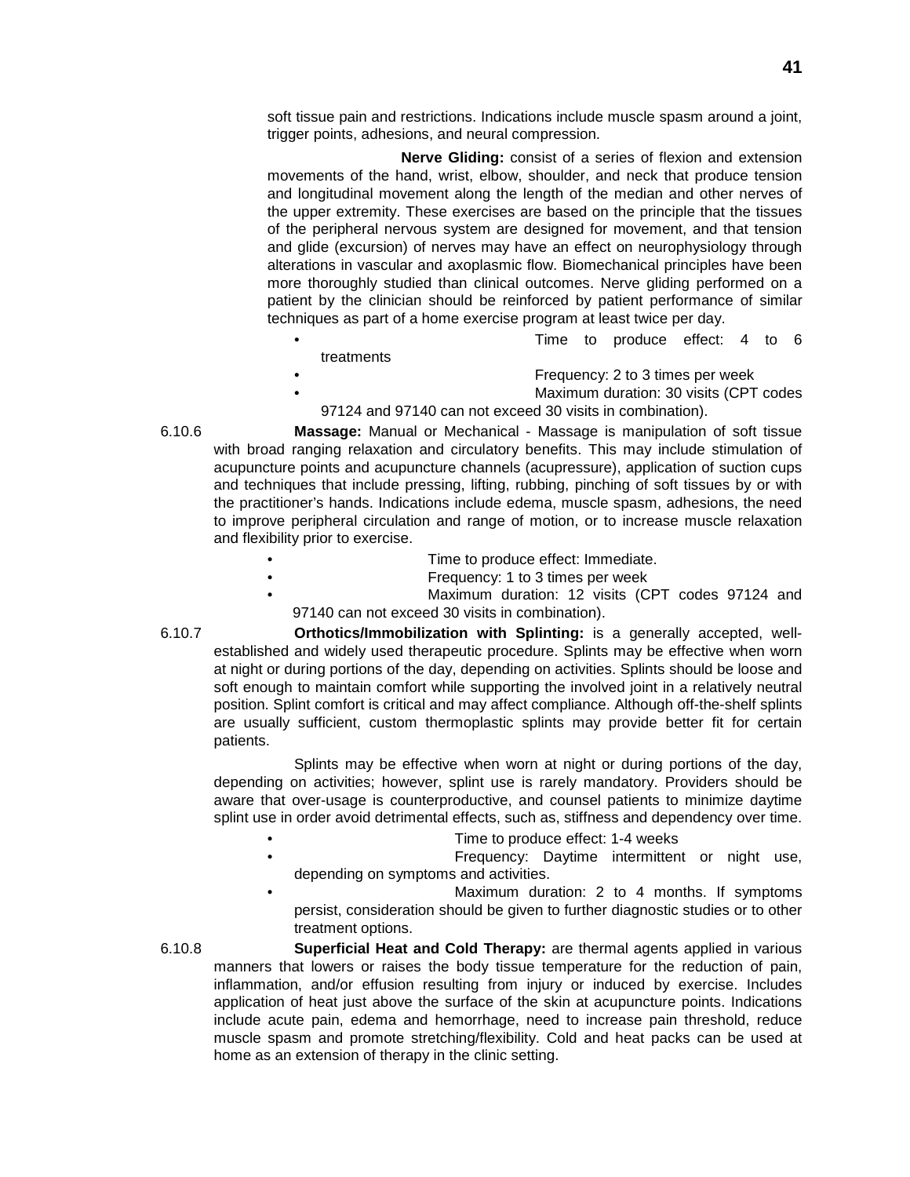soft tissue pain and restrictions. Indications include muscle spasm around a joint, trigger points, adhesions, and neural compression.

**Nerve Gliding:** consist of a series of flexion and extension movements of the hand, wrist, elbow, shoulder, and neck that produce tension and longitudinal movement along the length of the median and other nerves of the upper extremity. These exercises are based on the principle that the tissues of the peripheral nervous system are designed for movement, and that tension and glide (excursion) of nerves may have an effect on neurophysiology through alterations in vascular and axoplasmic flow. Biomechanical principles have been more thoroughly studied than clinical outcomes. Nerve gliding performed on a patient by the clinician should be reinforced by patient performance of similar techniques as part of a home exercise program at least twice per day.

- Time to produce effect: 4 to 6 treatments
- Frequency: 2 to 3 times per week
- Maximum duration: 30 visits (CPT codes 97124 and 97140 can not exceed 30 visits in combination).

6.10.6 **Massage:** Manual or Mechanical - Massage is manipulation of soft tissue with broad ranging relaxation and circulatory benefits. This may include stimulation of acupuncture points and acupuncture channels (acupressure), application of suction cups and techniques that include pressing, lifting, rubbing, pinching of soft tissues by or with the practitioner's hands. Indications include edema, muscle spasm, adhesions, the need to improve peripheral circulation and range of motion, or to increase muscle relaxation and flexibility prior to exercise.

- Time to produce effect: Immediate.
- Frequency: 1 to 3 times per week
- Maximum duration: 12 visits (CPT codes 97124 and 97140 can not exceed 30 visits in combination).

6.10.7 **Orthotics/Immobilization with Splinting:** is a generally accepted, well-established and widely used therapeutic procedure. Splints may be effective when worn at night or during portions of the day, depending on activities. Splints should be loose and soft enough to maintain comfort while supporting the involved joint in a relatively neutral position. Splint comfort is critical and may affect compliance. Although off-the-shelf splints are usually sufficient, custom thermoplastic splints may provide better fit for certain patients.

Splints may be effective when worn at night or during portions of the day, depending on activities; however, splint use is rarely mandatory. Providers should be aware that over-usage is counterproductive, and counsel patients to minimize daytime splint use in order avoid detrimental effects, such as, stiffness and dependency over time.

- Time to produce effect: 1-4 weeks
- Frequency: Daytime intermittent or night use, depending on symptoms and activities.
- Maximum duration: 2 to 4 months. If symptoms persist, consideration should be given to further diagnostic studies or to other treatment options.

6.10.8 **Superficial Heat and Cold Therapy:** are thermal agents applied in various manners that lowers or raises the body tissue temperature for the reduction of pain, inflammation, and/or effusion resulting from injury or induced by exercise. Includes application of heat just above the surface of the skin at acupuncture points. Indications include acute pain, edema and hemorrhage, need to increase pain threshold, reduce muscle spasm and promote stretching/flexibility. Cold and heat packs can be used at home as an extension of therapy in the clinic setting.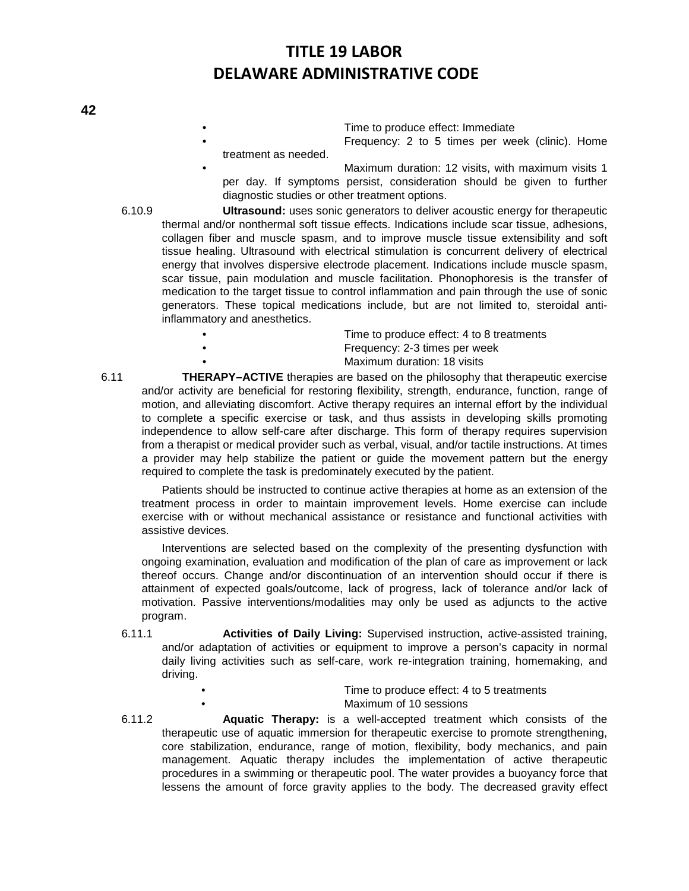- Time to produce effect: Immediate
- Frequency: 2 to 5 times per week (clinic). Home treatment as needed.
- Maximum duration: 12 visits, with maximum visits 1 per day. If symptoms persist, consideration should be given to further diagnostic studies or other treatment options.

6.10.9 **Ultrasound:** uses sonic generators to deliver acoustic energy for therapeutic thermal and/or nonthermal soft tissue effects. Indications include scar tissue, adhesions, collagen fiber and muscle spasm, and to improve muscle tissue extensibility and soft tissue healing. Ultrasound with electrical stimulation is concurrent delivery of electrical energy that involves dispersive electrode placement. Indications include muscle spasm, scar tissue, pain modulation and muscle facilitation. Phonophoresis is the transfer of medication to the target tissue to control inflammation and pain through the use of sonic generators. These topical medications include, but are not limited to, steroidal anti-inflammatory and anesthetics.

- Time to produce effect: 4 to 8 treatments
- Frequency: 2-3 times per week
- Maximum duration: 18 visits

6.11 **THERAPY–ACTIVE** therapies are based on the philosophy that therapeutic exercise and/or activity are beneficial for restoring flexibility, strength, endurance, function, range of motion, and alleviating discomfort. Active therapy requires an internal effort by the individual to complete a specific exercise or task, and thus assists in developing skills promoting independence to allow self-care after discharge. This form of therapy requires supervision from a therapist or medical provider such as verbal, visual, and/or tactile instructions. At times a provider may help stabilize the patient or guide the movement pattern but the energy required to complete the task is predominately executed by the patient.

Patients should be instructed to continue active therapies at home as an extension of the treatment process in order to maintain improvement levels. Home exercise can include exercise with or without mechanical assistance or resistance and functional activities with assistive devices.

Interventions are selected based on the complexity of the presenting dysfunction with ongoing examination, evaluation and modification of the plan of care as improvement or lack thereof occurs. Change and/or discontinuation of an intervention should occur if there is attainment of expected goals/outcome, lack of progress, lack of tolerance and/or lack of motivation. Passive interventions/modalities may only be used as adjuncts to the active program.

6.11.1 **Activities of Daily Living:** Supervised instruction, active-assisted training, and/or adaptation of activities or equipment to improve a person's capacity in normal daily living activities such as self-care, work re-integration training, homemaking, and driving.

- Time to produce effect: 4 to 5 treatments
- Maximum of 10 sessions

6.11.2 **Aquatic Therapy:** is a well-accepted treatment which consists of the therapeutic use of aquatic immersion for therapeutic exercise to promote strengthening, core stabilization, endurance, range of motion, flexibility, body mechanics, and pain management. Aquatic therapy includes the implementation of active therapeutic procedures in a swimming or therapeutic pool. The water provides a buoyancy force that lessens the amount of force gravity applies to the body. The decreased gravity effect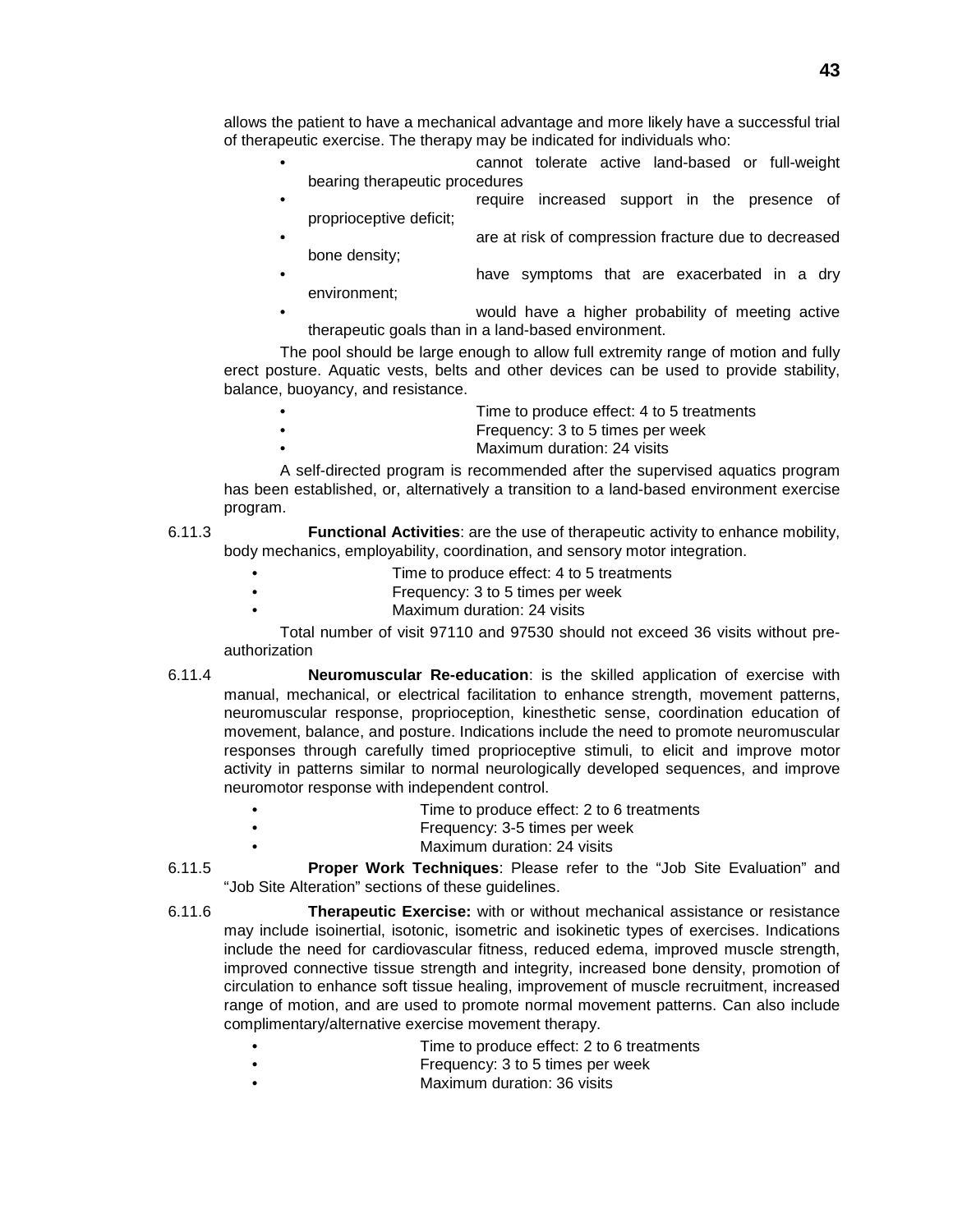allows the patient to have a mechanical advantage and more likely have a successful trial of therapeutic exercise. The therapy may be indicated for individuals who:

- cannot tolerate active land-based or full-weight bearing therapeutic procedures
- require increased support in the presence of proprioceptive deficit;
- are at risk of compression fracture due to decreased bone density;
- have symptoms that are exacerbated in a dry environment;
- would have a higher probability of meeting active therapeutic goals than in a land-based environment.

The pool should be large enough to allow full extremity range of motion and fully erect posture. Aquatic vests, belts and other devices can be used to provide stability, balance, buoyancy, and resistance.

- Time to produce effect: 4 to 5 treatments
- Frequency: 3 to 5 times per week
- Maximum duration: 24 visits

A self-directed program is recommended after the supervised aquatics program has been established, or, alternatively a transition to a land-based environment exercise program.

6.11.3 **Functional Activities**: are the use of therapeutic activity to enhance mobility, body mechanics, employability, coordination, and sensory motor integration.

- Time to produce effect: 4 to 5 treatments
- Frequency: 3 to 5 times per week
- Maximum duration: 24 visits

Total number of visit 97110 and 97530 should not exceed 36 visits without pre-authorization

6.11.4 **Neuromuscular Re-education**: is the skilled application of exercise with manual, mechanical, or electrical facilitation to enhance strength, movement patterns, neuromuscular response, proprioception, kinesthetic sense, coordination education of movement, balance, and posture. Indications include the need to promote neuromuscular responses through carefully timed proprioceptive stimuli, to elicit and improve motor activity in patterns similar to normal neurologically developed sequences, and improve neuromotor response with independent control.

- Time to produce effect: 2 to 6 treatments
- Frequency: 3-5 times per week
- Maximum duration: 24 visits

6.11.5 **Proper Work Techniques**: Please refer to the "Job Site Evaluation" and "Job Site Alteration" sections of these guidelines.

6.11.6 **Therapeutic Exercise:** with or without mechanical assistance or resistance may include isoinertial, isotonic, isometric and isokinetic types of exercises. Indications include the need for cardiovascular fitness, reduced edema, improved muscle strength, improved connective tissue strength and integrity, increased bone density, promotion of circulation to enhance soft tissue healing, improvement of muscle recruitment, increased range of motion, and are used to promote normal movement patterns. Can also include complimentary/alternative exercise movement therapy.

- Time to produce effect: 2 to 6 treatments
- Frequency: 3 to 5 times per week
- Maximum duration: 36 visits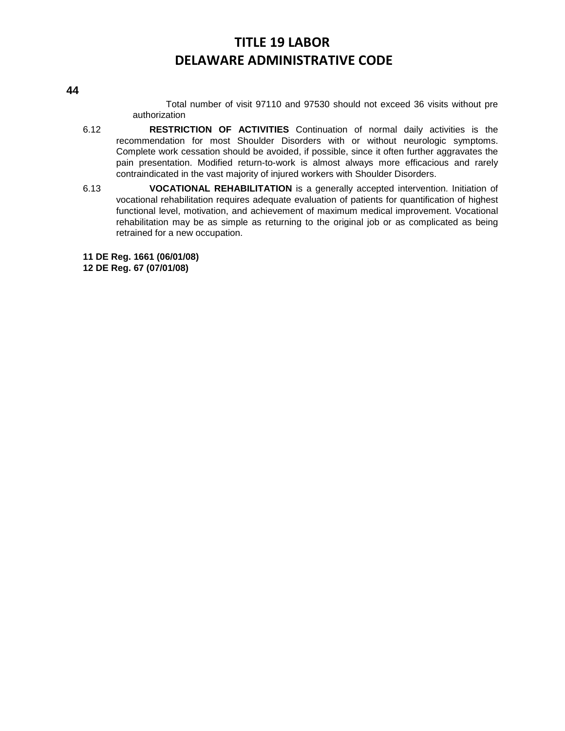Total number of visit 97110 and 97530 should not exceed 36 visits without pre authorization

6.12 **RESTRICTION OF ACTIVITIES** Continuation of normal daily activities is the recommendation for most Shoulder Disorders with or without neurologic symptoms. Complete work cessation should be avoided, if possible, since it often further aggravates the pain presentation. Modified return-to-work is almost always more efficacious and rarely contraindicated in the vast majority of injured workers with Shoulder Disorders.

6.13 **VOCATIONAL REHABILITATION** is a generally accepted intervention. Initiation of vocational rehabilitation requires adequate evaluation of patients for quantification of highest functional level, motivation, and achievement of maximum medical improvement. Vocational rehabilitation may be as simple as returning to the original job or as complicated as being retrained for a new occupation.

**11 DE Reg. 1661 (06/01/08)**
**12 DE Reg. 67 (07/01/08)**